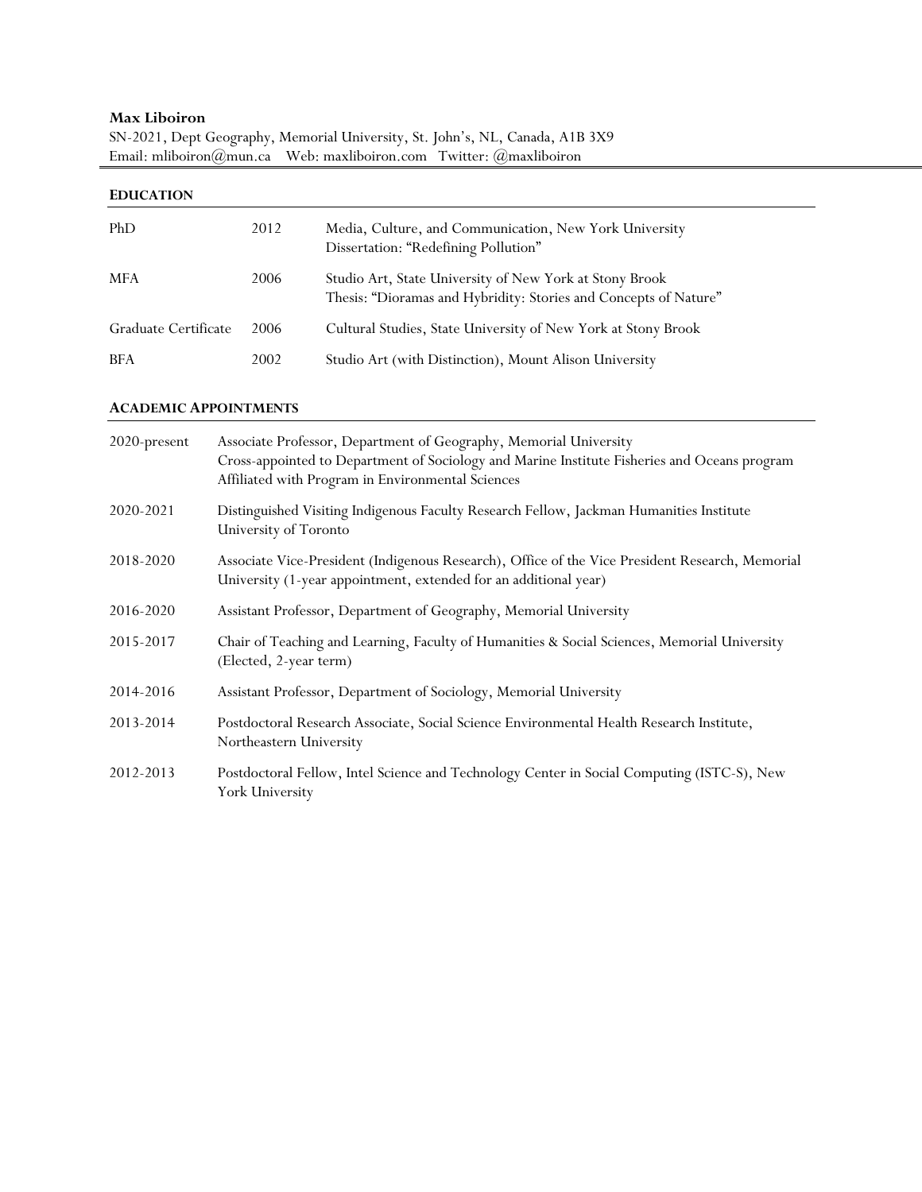**Max Liboiron**
SN-2021, Dept Geography, Memorial University, St. John's, NL, Canada, A1B 3X9
Email: mliboiron@mun.ca    Web: maxliboiron.com    Twitter: @maxliboiron

## EDUCATION

| | | |
|---|---|---|
| PhD | 2012 | Media, Culture, and Communication, New York University<br>Dissertation: "Redefining Pollution" |
| MFA | 2006 | Studio Art, State University of New York at Stony Brook<br>Thesis: "Dioramas and Hybridity: Stories and Concepts of Nature" |
| Graduate Certificate | 2006 | Cultural Studies, State University of New York at Stony Brook |
| BFA | 2002 | Studio Art (with Distinction), Mount Alison University |

## ACADEMIC APPOINTMENTS

| | |
|---|---|
| 2020-present | Associate Professor, Department of Geography, Memorial University<br>Cross-appointed to Department of Sociology and Marine Institute Fisheries and Oceans program<br>Affiliated with Program in Environmental Sciences |
| 2020-2021 | Distinguished Visiting Indigenous Faculty Research Fellow, Jackman Humanities Institute<br>University of Toronto |
| 2018-2020 | Associate Vice-President (Indigenous Research), Office of the Vice President Research, Memorial University (1-year appointment, extended for an additional year) |
| 2016-2020 | Assistant Professor, Department of Geography, Memorial University |
| 2015-2017 | Chair of Teaching and Learning, Faculty of Humanities & Social Sciences, Memorial University (Elected, 2-year term) |
| 2014-2016 | Assistant Professor, Department of Sociology, Memorial University |
| 2013-2014 | Postdoctoral Research Associate, Social Science Environmental Health Research Institute, Northeastern University |
| 2012-2013 | Postdoctoral Fellow, Intel Science and Technology Center in Social Computing (ISTC-S), New York University |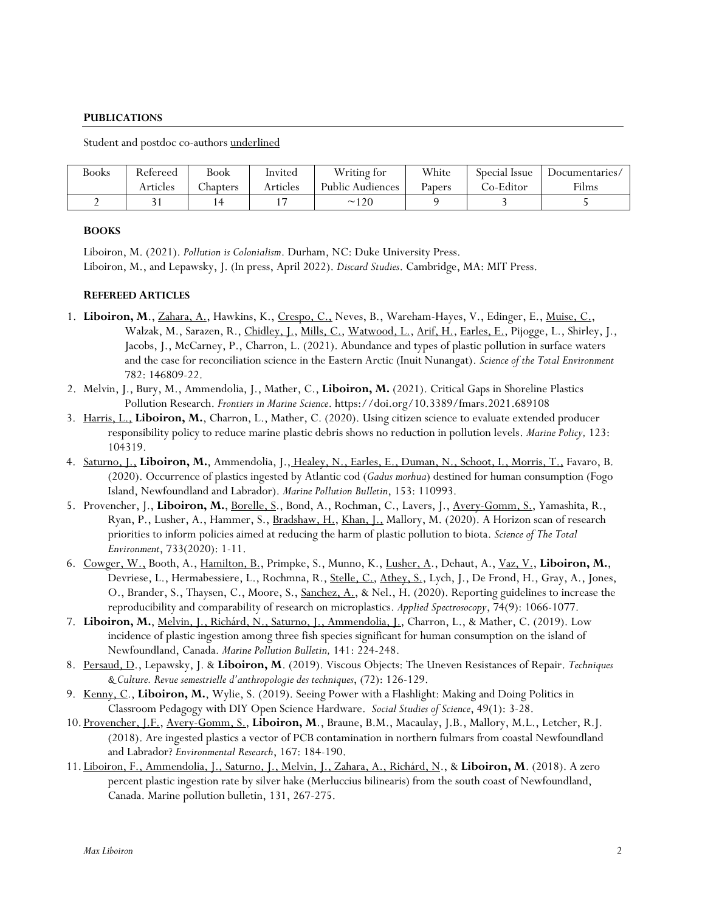**PUBLICATIONS**

Student and postdoc co-authors <u>underlined</u>

| Books | Refereed Articles | Book Chapters | Invited Articles | Writing for Public Audiences | White Papers | Special Issue Co-Editor | Documentaries/ Films |
|---|---|---|---|---|---|---|---|
| 2 | 31 | 14 | 17 | ~120 | 9 | 3 | 5 |

**BOOKS**

Liboiron, M. (2021). *Pollution is Colonialism*. Durham, NC: Duke University Press.
Liboiron, M., and Lepawsky, J. (In press, April 2022). *Discard Studies*. Cambridge, MA: MIT Press.

**REFEREED ARTICLES**

1. **Liboiron, M**., <u>Zahara, A.</u>, Hawkins, K., <u>Crespo, C.,</u> Neves, B., Wareham-Hayes, V., Edinger, E., <u>Muise, C.</u>, Walzak, M., Sarazen, R., <u>Chidley, J.</u>, <u>Mills, C.</u>, <u>Watwood, L.</u>, <u>Arif, H.</u>, <u>Earles, E.</u>, Pijogge, L., Shirley, J., Jacobs, J., McCarney, P., Charron, L. (2021). Abundance and types of plastic pollution in surface waters and the case for reconciliation science in the Eastern Arctic (Inuit Nunangat). *Science of the Total Environment* 782: 146809-22.
2. Melvin, J., Bury, M., Ammendolia, J., Mather, C., **Liboiron, M.** (2021). Critical Gaps in Shoreline Plastics Pollution Research. *Frontiers in Marine Science*. https://doi.org/10.3389/fmars.2021.689108
3. <u>Harris, L.,</u> **Liboiron, M.**, Charron, L., Mather, C. (2020). Using citizen science to evaluate extended producer responsibility policy to reduce marine plastic debris shows no reduction in pollution levels. *Marine Policy,* 123: 104319.
4. <u>Saturno, J.,</u> **Liboiron, M.**, Ammendolia, J., <u>Healey, N., Earles, E., Duman, N., Schoot, I., Morris, T.,</u> Favaro, B. (2020). Occurrence of plastics ingested by Atlantic cod (*Gadus morhua*) destined for human consumption (Fogo Island, Newfoundland and Labrador). *Marine Pollution Bulletin*, 153: 110993.
5. Provencher, J., **Liboiron, M.**, <u>Borelle, S</u>., Bond, A., Rochman, C., Lavers, J., <u>Avery-Gomm, S.</u>, Yamashita, R., Ryan, P., Lusher, A., Hammer, S., <u>Bradshaw, H.</u>, <u>Khan, J.</u>, Mallory, M. (2020). A Horizon scan of research priorities to inform policies aimed at reducing the harm of plastic pollution to biota. *Science of The Total Environment*, 733(2020): 1-11.
6. <u>Cowger, W.,</u> Booth, A., <u>Hamilton, B.</u>, Primpke, S., Munno, K., <u>Lusher, A</u>., Dehaut, A., <u>Vaz, V.</u>, **Liboiron, M.**, Devriese, L., Hermabessiere, L., Rochmna, R., <u>Stelle, C.</u>, <u>Athey, S.</u>, Lych, J., De Frond, H., Gray, A., Jones, O., Brander, S., Thaysen, C., Moore, S., <u>Sanchez, A.</u>, & Nel., H. (2020). Reporting guidelines to increase the reproducibility and comparability of research on microplastics. *Applied Spectrosocopy*, 74(9): 1066-1077.
7. **Liboiron, M.**, <u>Melvin, J., Richárd, N., Saturno, J., Ammendolia, J.</u>, Charron, L., & Mather, C. (2019). Low incidence of plastic ingestion among three fish species significant for human consumption on the island of Newfoundland, Canada. *Marine Pollution Bulletin,* 141: 224-248.
8. <u>Persaud, D</u>., Lepawsky, J. & **Liboiron, M**. (2019). Viscous Objects: The Uneven Resistances of Repair. *Techniques & Culture. Revue semestrielle d'anthropologie des techniques*, (72): 126-129.
9. <u>Kenny, C</u>., **Liboiron, M.**, Wylie, S. (2019). Seeing Power with a Flashlight: Making and Doing Politics in Classroom Pedagogy with DIY Open Science Hardware. *Social Studies of Science*, 49(1): 3-28.
10. <u>Provencher, J.F.</u>, <u>Avery-Gomm, S.</u>, **Liboiron, M**., Braune, B.M., Macaulay, J.B., Mallory, M.L., Letcher, R.J. (2018). Are ingested plastics a vector of PCB contamination in northern fulmars from coastal Newfoundland and Labrador? *Environmental Research*, 167: 184-190.
11. <u>Liboiron, F., Ammendolia, J., Saturno, J., Melvin, J., Zahara, A., Richárd, N</u>., & **Liboiron, M**. (2018). A zero percent plastic ingestion rate by silver hake (Merluccius bilinearis) from the south coast of Newfoundland, Canada. Marine pollution bulletin, 131, 267-275.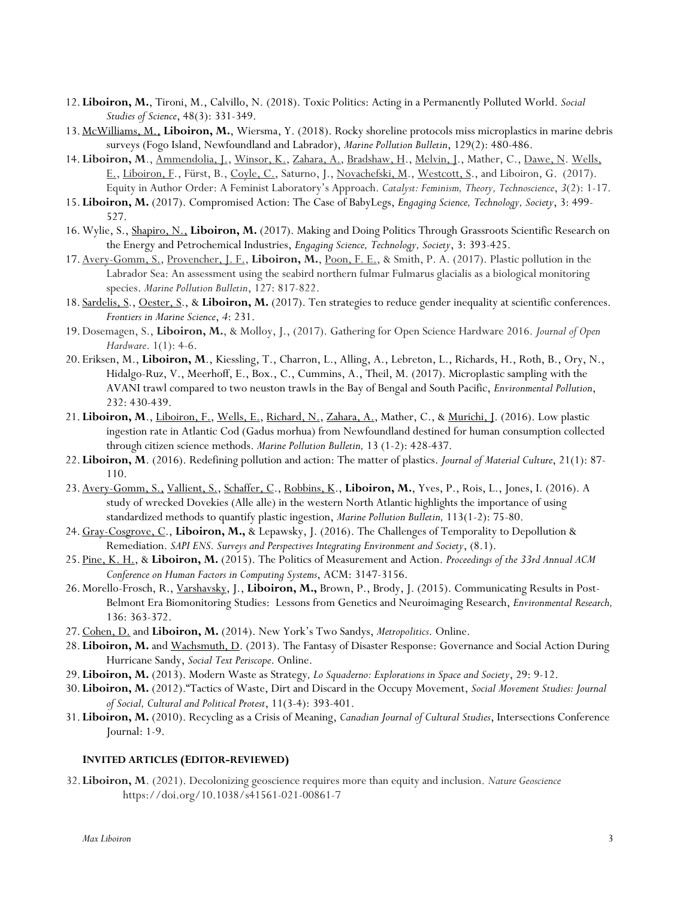12. **Liboiron, M.**, Tironi, M., Calvillo, N. (2018). Toxic Politics: Acting in a Permanently Polluted World. *Social Studies of Science*, 48(3): 331-349.
13. McWilliams, M., **Liboiron, M.**, Wiersma, Y. (2018). Rocky shoreline protocols miss microplastics in marine debris surveys (Fogo Island, Newfoundland and Labrador), *Marine Pollution Bulletin*, 129(2): 480-486.
14. **Liboiron, M**., Ammendolia, J., Winsor, K., Zahara, A., Bradshaw, H., Melvin, J., Mather, C., Dawe, N. Wells, E., Liboiron, F., Fürst, B., Coyle, C., Saturno, J., Novachefski, M., Westcott, S., and Liboiron, G. (2017). Equity in Author Order: A Feminist Laboratory's Approach. *Catalyst: Feminism, Theory, Technoscience*, *3*(2): 1-17.
15. **Liboiron, M.** (2017). Compromised Action: The Case of BabyLegs, *Engaging Science, Technology, Society*, 3: 499-527.
16. Wylie, S., Shapiro, N., **Liboiron, M.** (2017). Making and Doing Politics Through Grassroots Scientific Research on the Energy and Petrochemical Industries, *Engaging Science, Technology, Society*, 3: 393-425.
17. Avery-Gomm, S., Provencher, J. F., **Liboiron, M.**, Poon, F. E., & Smith, P. A. (2017). Plastic pollution in the Labrador Sea: An assessment using the seabird northern fulmar Fulmarus glacialis as a biological monitoring species. *Marine Pollution Bulletin*, 127: 817-822.
18. Sardelis, S., Oester, S., & **Liboiron, M.** (2017). Ten strategies to reduce gender inequality at scientific conferences. *Frontiers in Marine Science*, *4*: 231.
19. Dosemagen, S., **Liboiron, M.**, & Molloy, J., (2017). Gathering for Open Science Hardware 2016. *Journal of Open Hardware*. 1(1): 4-6.
20. Eriksen, M., **Liboiron, M**., Kiessling, T., Charron, L., Alling, A., Lebreton, L., Richards, H., Roth, B., Ory, N., Hidalgo-Ruz, V., Meerhoff, E., Box., C., Cummins, A., Theil, M. (2017). Microplastic sampling with the AVANI trawl compared to two neuston trawls in the Bay of Bengal and South Pacific, *Environmental Pollution*, 232: 430-439.
21. **Liboiron, M**., Liboiron, F., Wells, E., Richard, N., Zahara, A., Mather, C., & Murichi, J. (2016). Low plastic ingestion rate in Atlantic Cod (Gadus morhua) from Newfoundland destined for human consumption collected through citizen science methods. *Marine Pollution Bulletin,* 13 (1-2): 428-437.
22. **Liboiron, M**. (2016). Redefining pollution and action: The matter of plastics. *Journal of Material Culture*, 21(1): 87-110.
23. Avery-Gomm, S., Vallient, S., Schaffer, C., Robbins, K., **Liboiron, M.**, Yves, P., Rois, L., Jones, I. (2016). A study of wrecked Dovekies (Alle alle) in the western North Atlantic highlights the importance of using standardized methods to quantify plastic ingestion, *Marine Pollution Bulletin,* 113(1-2): 75-80.
24. Gray-Cosgrove, C., **Liboiron, M.,** & Lepawsky, J. (2016). The Challenges of Temporality to Depollution & Remediation. *SAPI ENS. Surveys and Perspectives Integrating Environment and Society*, (8.1).
25. Pine, K. H., & **Liboiron, M.** (2015). The Politics of Measurement and Action. *Proceedings of the 33rd Annual ACM Conference on Human Factors in Computing Systems*, ACM: 3147-3156.
26. Morello-Frosch, R., Varshavsky, J., **Liboiron, M.,** Brown, P., Brody, J. (2015). Communicating Results in Post-Belmont Era Biomonitoring Studies: Lessons from Genetics and Neuroimaging Research, *Environmental Research,* 136: 363-372.
27. Cohen, D. and **Liboiron, M.** (2014). New York's Two Sandys, *Metropolitics*. Online.
28. **Liboiron, M.** and Wachsmuth, D. (2013). The Fantasy of Disaster Response: Governance and Social Action During Hurricane Sandy, *Social Text Periscope*. Online.
29. **Liboiron, M.** (2013). Modern Waste as Strategy*, Lo Squaderno: Explorations in Space and Society*, 29: 9-12.
30. **Liboiron, M.** (2012)."Tactics of Waste, Dirt and Discard in the Occupy Movement, *Social Movement Studies: Journal of Social, Cultural and Political Protest*, 11(3-4): 393-401.
31. **Liboiron, M.** (2010). Recycling as a Crisis of Meaning, *Canadian Journal of Cultural Studies*, Intersections Conference Journal: 1-9.

#### INVITED ARTICLES (EDITOR-REVIEWED)

32. **Liboiron, M**. (2021). Decolonizing geoscience requires more than equity and inclusion. *Nature Geoscience* https://doi.org/10.1038/s41561-021-00861-7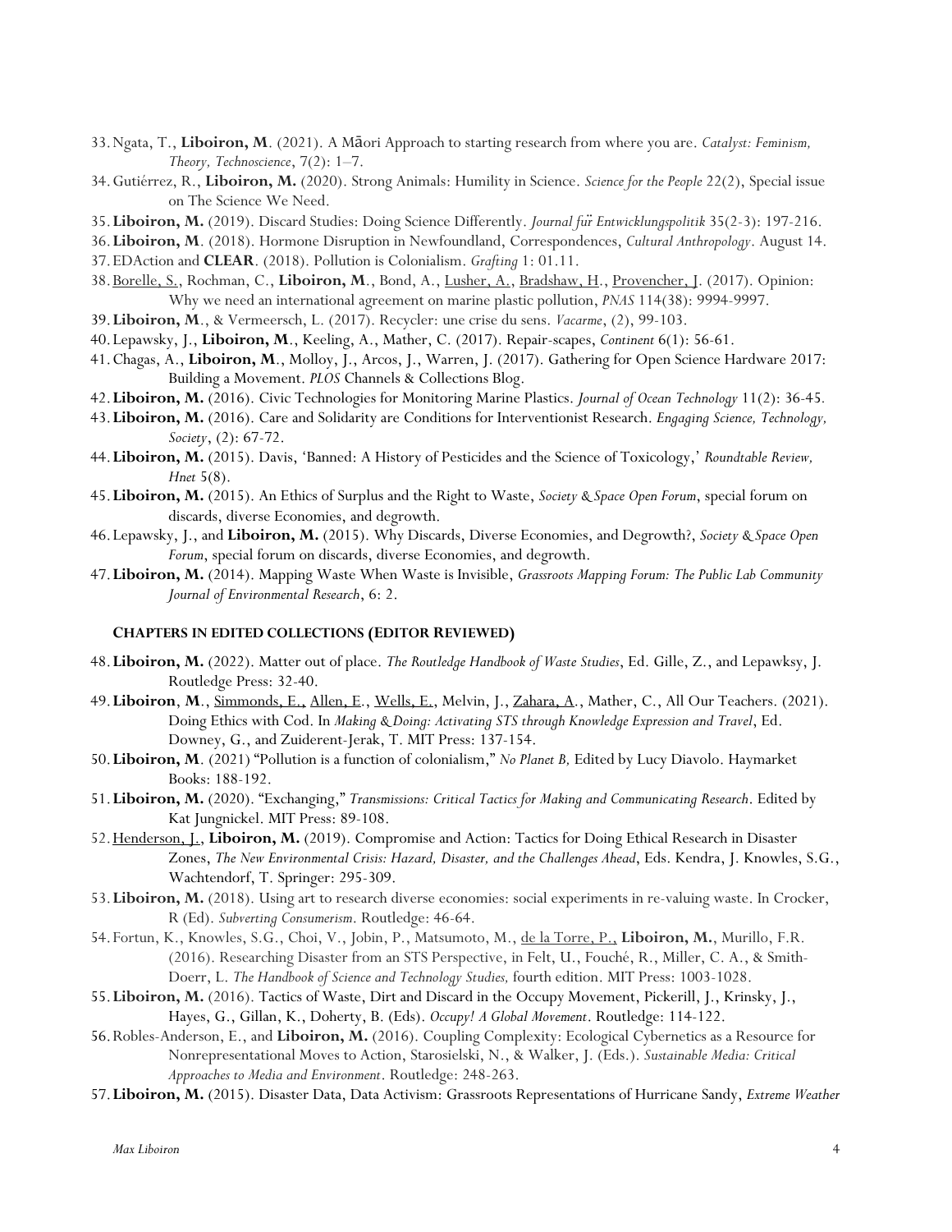33. Ngata, T., **Liboiron, M**. (2021). A Māori Approach to starting research from where you are. *Catalyst: Feminism, Theory, Technoscience*, 7(2): 1–7.
34. Gutiérrez, R., **Liboiron, M.** (2020). Strong Animals: Humility in Science. *Science for the People* 22(2), Special issue on The Science We Need.
35. **Liboiron, M.** (2019). Discard Studies: Doing Science Differently. *Journal für Entwicklungspolitik* 35(2-3): 197-216.
36. **Liboiron, M**. (2018). Hormone Disruption in Newfoundland, Correspondences, *Cultural Anthropology*. August 14.
37. EDAction and **CLEAR**. (2018). Pollution is Colonialism. *Grafting* 1: 01.11.
38. <u>Borelle, S.</u>, Rochman, C., **Liboiron, M**., Bond, A., <u>Lusher, A.</u>, <u>Bradshaw, H.</u>, <u>Provencher, J</u>. (2017). Opinion: Why we need an international agreement on marine plastic pollution, *PNAS* 114(38): 9994-9997.
39. **Liboiron, M**., & Vermeersch, L. (2017). Recycler: une crise du sens. *Vacarme*, (2), 99-103.
40. Lepawsky, J., **Liboiron, M**., Keeling, A., Mather, C. (2017). Repair-scapes, *Continent* 6(1): 56-61.
41. Chagas, A., **Liboiron, M**., Molloy, J., Arcos, J., Warren, J. (2017). Gathering for Open Science Hardware 2017: Building a Movement. *PLOS* Channels & Collections Blog.
42. **Liboiron, M.** (2016). Civic Technologies for Monitoring Marine Plastics. *Journal of Ocean Technology* 11(2): 36-45.
43. **Liboiron, M.** (2016). Care and Solidarity are Conditions for Interventionist Research. *Engaging Science, Technology, Society*, (2): 67-72.
44. **Liboiron, M.** (2015). Davis, 'Banned: A History of Pesticides and the Science of Toxicology,' *Roundtable Review, Hnet* 5(8).
45. **Liboiron, M.** (2015). An Ethics of Surplus and the Right to Waste, *Society & Space Open Forum*, special forum on discards, diverse Economies, and degrowth.
46. Lepawsky, J., and **Liboiron, M.** (2015). Why Discards, Diverse Economies, and Degrowth?, *Society & Space Open Forum*, special forum on discards, diverse Economies, and degrowth.
47. **Liboiron, M.** (2014). Mapping Waste When Waste is Invisible, *Grassroots Mapping Forum: The Public Lab Community Journal of Environmental Research*, 6: 2.

### CHAPTERS IN EDITED COLLECTIONS (EDITOR REVIEWED)

48. **Liboiron, M.** (2022). Matter out of place. *The Routledge Handbook of Waste Studies*, Ed. Gille, Z., and Lepawksy, J. Routledge Press: 32-40.
49. **Liboiron**, **M**., <u>Simmonds, E.,</u> <u>Allen, E.</u>, <u>Wells, E.</u>, Melvin, J., <u>Zahara, A</u>., Mather, C., All Our Teachers. (2021). Doing Ethics with Cod. In *Making & Doing: Activating STS through Knowledge Expression and Travel*, Ed. Downey, G., and Zuiderent-Jerak, T. MIT Press: 137-154.
50. **Liboiron, M**. (2021) "Pollution is a function of colonialism," *No Planet B,* Edited by Lucy Diavolo. Haymarket Books: 188-192.
51. **Liboiron, M.** (2020). "Exchanging," *Transmissions: Critical Tactics for Making and Communicating Research*. Edited by Kat Jungnickel. MIT Press: 89-108.
52. <u>Henderson, J.</u>, **Liboiron, M.** (2019). Compromise and Action: Tactics for Doing Ethical Research in Disaster Zones, *The New Environmental Crisis: Hazard, Disaster, and the Challenges Ahead*, Eds. Kendra, J. Knowles, S.G., Wachtendorf, T. Springer: 295-309.
53. **Liboiron, M.** (2018). Using art to research diverse economies: social experiments in re-valuing waste. In Crocker, R (Ed). *Subverting Consumerism*. Routledge: 46-64.
54. Fortun, K., Knowles, S.G., Choi, V., Jobin, P., Matsumoto, M., <u>de la Torre, P.,</u> **Liboiron, M.**, Murillo, F.R. (2016). Researching Disaster from an STS Perspective, in Felt, U., Fouché, R., Miller, C. A., & Smith-Doerr, L. *The Handbook of Science and Technology Studies,* fourth edition. MIT Press: 1003-1028.
55. **Liboiron, M.** (2016). Tactics of Waste, Dirt and Discard in the Occupy Movement, Pickerill, J., Krinsky, J., Hayes, G., Gillan, K., Doherty, B. (Eds). *Occupy! A Global Movement*. Routledge: 114-122.
56. Robles-Anderson, E., and **Liboiron, M.** (2016). Coupling Complexity: Ecological Cybernetics as a Resource for Nonrepresentational Moves to Action, Starosielski, N., & Walker, J. (Eds.). *Sustainable Media: Critical Approaches to Media and Environment*. Routledge: 248-263.
57. **Liboiron, M.** (2015). Disaster Data, Data Activism: Grassroots Representations of Hurricane Sandy, *Extreme Weather*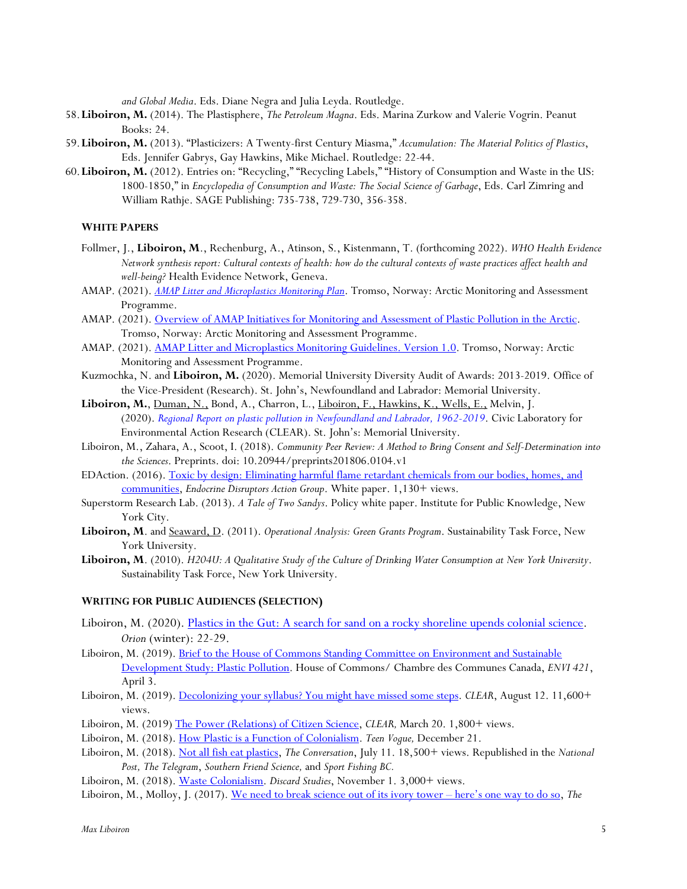*and Global Media*. Eds. Diane Negra and Julia Leyda. Routledge.

58. **Liboiron, M.** (2014). The Plastisphere, *The Petroleum Magna*. Eds. Marina Zurkow and Valerie Vogrin. Peanut Books: 24.
59. **Liboiron, M.** (2013). "Plasticizers: A Twenty-first Century Miasma," *Accumulation: The Material Politics of Plastics*, Eds. Jennifer Gabrys, Gay Hawkins, Mike Michael. Routledge: 22-44.
60. **Liboiron, M.** (2012). Entries on: "Recycling," "Recycling Labels," "History of Consumption and Waste in the US: 1800-1850," in *Encyclopedia of Consumption and Waste: The Social Science of Garbage*, Eds. Carl Zimring and William Rathje. SAGE Publishing: 735-738, 729-730, 356-358.

### WHITE PAPERS

Follmer, J., **Liboiron, M**., Rechenburg, A., Atinson, S., Kistenmann, T. (forthcoming 2022). *WHO Health Evidence Network synthesis report: Cultural contexts of health: how do the cultural contexts of waste practices affect health and well-being?* Health Evidence Network, Geneva.

AMAP. (2021). *AMAP Litter and Microplastics Monitoring Plan*. Tromso, Norway: Arctic Monitoring and Assessment Programme.

AMAP. (2021). Overview of AMAP Initiatives for Monitoring and Assessment of Plastic Pollution in the Arctic. Tromso, Norway: Arctic Monitoring and Assessment Programme.

AMAP. (2021). AMAP Litter and Microplastics Monitoring Guidelines. Version 1.0. Tromso, Norway: Arctic Monitoring and Assessment Programme.

Kuzmochka, N. and **Liboiron, M.** (2020). Memorial University Diversity Audit of Awards: 2013-2019. Office of the Vice-President (Research). St. John's, Newfoundland and Labrador: Memorial University.

**Liboiron, M.**, Duman, N., Bond, A., Charron, L., Liboiron, F., Hawkins, K., Wells, E., Melvin, J. (2020). *Regional Report on plastic pollution in Newfoundland and Labrador, 1962-2019*. Civic Laboratory for Environmental Action Research (CLEAR). St. John's: Memorial University.

Liboiron, M., Zahara, A., Scoot, I. (2018). *Community Peer Review: A Method to Bring Consent and Self-Determination into the Sciences*. Preprints. doi: 10.20944/preprints201806.0104.v1

EDAction. (2016). Toxic by design: Eliminating harmful flame retardant chemicals from our bodies, homes, and communities, *Endocrine Disruptors Action Group*. White paper. 1,130+ views.

Superstorm Research Lab. (2013). *A Tale of Two Sandys*. Policy white paper. Institute for Public Knowledge, New York City.

**Liboiron, M**. and Seaward, D. (2011). *Operational Analysis: Green Grants Program*. Sustainability Task Force, New York University.

**Liboiron, M**. (2010). *H2O4U: A Qualitative Study of the Culture of Drinking Water Consumption at New York University*. Sustainability Task Force, New York University.

### WRITING FOR PUBLIC AUDIENCES (SELECTION)

Liboiron, M. (2020). Plastics in the Gut: A search for sand on a rocky shoreline upends colonial science. *Orion* (winter): 22-29.

Liboiron, M. (2019). Brief to the House of Commons Standing Committee on Environment and Sustainable Development Study: Plastic Pollution. House of Commons/ Chambre des Communes Canada, *ENVI 421*, April 3.

Liboiron, M. (2019). Decolonizing your syllabus? You might have missed some steps. *CLEAR*, August 12. 11,600+ views.

Liboiron, M. (2019) The Power (Relations) of Citizen Science, *CLEAR,* March 20. 1,800+ views.

Liboiron, M. (2018). How Plastic is a Function of Colonialism. *Teen Vogue,* December 21.

Liboiron, M. (2018). Not all fish eat plastics, *The Conversation*, July 11. 18,500+ views. Republished in the *National Post, The Telegram*, *Southern Friend Science,* and *Sport Fishing BC.*

Liboiron, M. (2018). Waste Colonialism. *Discard Studies*, November 1. 3,000+ views.

Liboiron, M., Molloy, J. (2017). We need to break science out of its ivory tower – here's one way to do so, *The*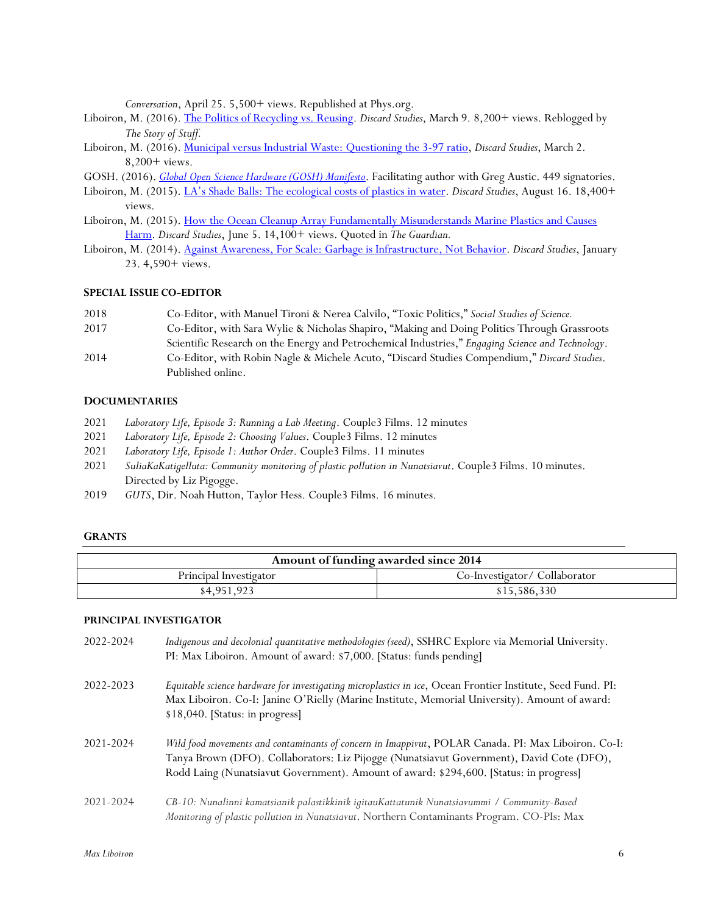*Conversation*, April 25. 5,500+ views. Republished at Phys.org.

Liboiron, M. (2016). The Politics of Recycling vs. Reusing. *Discard Studies*, March 9. 8,200+ views. Reblogged by *The Story of Stuff.*

Liboiron, M. (2016). Municipal versus Industrial Waste: Questioning the 3-97 ratio, *Discard Studies*, March 2. 8,200+ views.

GOSH. (2016). *Global Open Science Hardware (GOSH) Manifesto*. Facilitating author with Greg Austic. 449 signatories.

Liboiron, M. (2015). LA's Shade Balls: The ecological costs of plastics in water. *Discard Studies*, August 16. 18,400+ views.

Liboiron, M. (2015). How the Ocean Cleanup Array Fundamentally Misunderstands Marine Plastics and Causes Harm. *Discard Studies*, June 5. 14,100+ views. Quoted in *The Guardian.*

Liboiron, M. (2014). Against Awareness, For Scale: Garbage is Infrastructure, Not Behavior. *Discard Studies*, January 23. 4,590+ views.

## Special Issue Co-Editor

2018 Co-Editor, with Manuel Tironi & Nerea Calvilo, "Toxic Politics," *Social Studies of Science.*

2017 Co-Editor, with Sara Wylie & Nicholas Shapiro, "Making and Doing Politics Through Grassroots Scientific Research on the Energy and Petrochemical Industries," *Engaging Science and Technology*.

2014 Co-Editor, with Robin Nagle & Michele Acuto, "Discard Studies Compendium," *Discard Studies*. Published online.

## Documentaries

2021 *Laboratory Life, Episode 3: Running a Lab Meeting*. Couple3 Films. 12 minutes

2021 *Laboratory Life, Episode 2: Choosing Values*. Couple3 Films. 12 minutes

2021 *Laboratory Life, Episode 1: Author Order*. Couple3 Films. 11 minutes

2021 *SuliaKaKatigelluta: Community monitoring of plastic pollution in Nunatsiavut*. Couple3 Films. 10 minutes. Directed by Liz Pigogge.

2019 *GUTS*, Dir. Noah Hutton, Taylor Hess. Couple3 Films. 16 minutes.

## Grants

| Amount of funding awarded since 2014 | |
|---|---|
| Principal Investigator | Co-Investigator/ Collaborator |
| $4,951,923 | $15,586,330 |

### Principal Investigator

2022-2024 *Indigenous and decolonial quantitative methodologies (seed)*, SSHRC Explore via Memorial University. PI: Max Liboiron. Amount of award: $7,000. [Status: funds pending]

2022-2023 *Equitable science hardware for investigating microplastics in ice*, Ocean Frontier Institute, Seed Fund. PI: Max Liboiron. Co-I: Janine O'Rielly (Marine Institute, Memorial University). Amount of award: $18,040. [Status: in progress]

2021-2024 *Wild food movements and contaminants of concern in Imappivut*, POLAR Canada. PI: Max Liboiron. Co-I: Tanya Brown (DFO). Collaborators: Liz Pijogge (Nunatsiavut Government), David Cote (DFO), Rodd Laing (Nunatsiavut Government). Amount of award: $294,600. [Status: in progress]

2021-2024 *CB-10: Nunalinni kamatsianik palastikkinik igitauKattatunik Nunatsiavummi / Community-Based Monitoring of plastic pollution in Nunatsiavut*. Northern Contaminants Program. CO-PIs: Max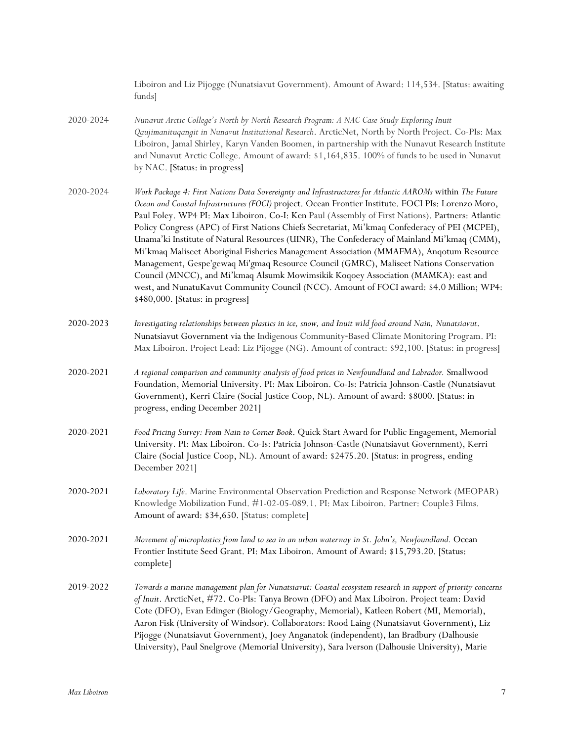Liboiron and Liz Pijogge (Nunatsiavut Government). Amount of Award: 114,534. [Status: awaiting funds]

2020-2024 *Nunavut Arctic College's North by North Research Program: A NAC Case Study Exploring Inuit Qaujimanituqangit in Nunavut Institutional Research*. ArcticNet, North by North Project. Co-PIs: Max Liboiron, Jamal Shirley, Karyn Vanden Boomen, in partnership with the Nunavut Research Institute and Nunavut Arctic College. Amount of award: $1,164,835. 100% of funds to be used in Nunavut by NAC. [Status: in progress]

2020-2024 *Work Package 4: First Nations Data Sovereignty and Infrastructures for Atlantic AAROMs* within *The Future Ocean and Coastal Infrastructures (FOCI)* project. Ocean Frontier Institute. FOCI PIs: Lorenzo Moro, Paul Foley. WP4 PI: Max Liboiron. Co-I: Ken Paul (Assembly of First Nations). Partners: Atlantic Policy Congress (APC) of First Nations Chiefs Secretariat, Mi'kmaq Confederacy of PEI (MCPEI), Unama'ki Institute of Natural Resources (UINR), The Confederacy of Mainland Mi'kmaq (CMM), Mi'kmaq Maliseet Aboriginal Fisheries Management Association (MMAFMA), Anqotum Resource Management, Gespe'gewaq Mi'gmaq Resource Council (GMRC), Maliseet Nations Conservation Council (MNCC), and Mi'kmaq Alsumk Mowimsikik Koqoey Association (MAMKA): east and west, and NunatuKavut Community Council (NCC). Amount of FOCI award: $4.0 Million; WP4: $480,000. [Status: in progress]

2020-2023 *Investigating relationships between plastics in ice, snow, and Inuit wild food around Nain, Nunatsiavut*. Nunatsiavut Government via the Indigenous Community-Based Climate Monitoring Program. PI: Max Liboiron. Project Lead: Liz Pijogge (NG). Amount of contract: $92,100. [Status: in progress]

2020-2021 *A regional comparison and community analysis of food prices in Newfoundland and Labrador.* Smallwood Foundation, Memorial University. PI: Max Liboiron. Co-Is: Patricia Johnson-Castle (Nunatsiavut Government), Kerri Claire (Social Justice Coop, NL). Amount of award: $8000. [Status: in progress, ending December 2021]

2020-2021 *Food Pricing Survey: From Nain to Corner Book*. Quick Start Award for Public Engagement, Memorial University. PI: Max Liboiron. Co-Is: Patricia Johnson-Castle (Nunatsiavut Government), Kerri Claire (Social Justice Coop, NL). Amount of award: $2475.20. [Status: in progress, ending December 2021]

2020-2021 *Laboratory Life*. Marine Environmental Observation Prediction and Response Network (MEOPAR) Knowledge Mobilization Fund. #1-02-05-089.1. PI: Max Liboiron. Partner: Couple3 Films. Amount of award: $34,650. [Status: complete]

2020-2021 *Movement of microplastics from land to sea in an urban waterway in St. John's, Newfoundland.* Ocean Frontier Institute Seed Grant. PI: Max Liboiron. Amount of Award: $15,793.20. [Status: complete]

2019-2022 *Towards a marine management plan for Nunatsiavut: Coastal ecosystem research in support of priority concerns of Inuit*. ArcticNet, #72. Co-PIs: Tanya Brown (DFO) and Max Liboiron. Project team: David Cote (DFO), Evan Edinger (Biology/Geography, Memorial), Katleen Robert (MI, Memorial), Aaron Fisk (University of Windsor). Collaborators: Rood Laing (Nunatsiavut Government), Liz Pijogge (Nunatsiavut Government), Joey Anganatok (independent), Ian Bradbury (Dalhousie University), Paul Snelgrove (Memorial University), Sara Iverson (Dalhousie University), Marie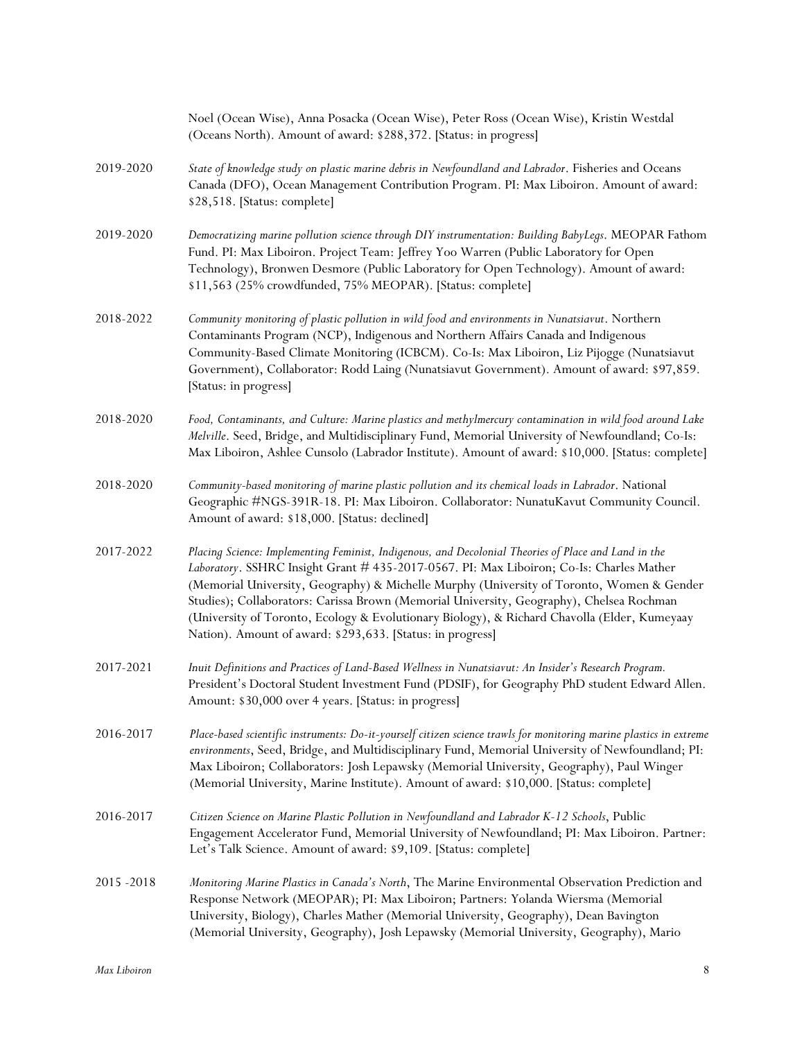Noel (Ocean Wise), Anna Posacka (Ocean Wise), Peter Ross (Ocean Wise), Kristin Westdal (Oceans North). Amount of award: $288,372. [Status: in progress]

2019-2020 — *State of knowledge study on plastic marine debris in Newfoundland and Labrador*. Fisheries and Oceans Canada (DFO), Ocean Management Contribution Program. PI: Max Liboiron. Amount of award: $28,518. [Status: complete]

2019-2020 — *Democratizing marine pollution science through DIY instrumentation: Building BabyLegs*. MEOPAR Fathom Fund. PI: Max Liboiron. Project Team: Jeffrey Yoo Warren (Public Laboratory for Open Technology), Bronwen Desmore (Public Laboratory for Open Technology). Amount of award: $11,563 (25% crowdfunded, 75% MEOPAR). [Status: complete]

2018-2022 — *Community monitoring of plastic pollution in wild food and environments in Nunatsiavut*. Northern Contaminants Program (NCP), Indigenous and Northern Affairs Canada and Indigenous Community-Based Climate Monitoring (ICBCM). Co-Is: Max Liboiron, Liz Pijogge (Nunatsiavut Government), Collaborator: Rodd Laing (Nunatsiavut Government). Amount of award: $97,859. [Status: in progress]

2018-2020 — *Food, Contaminants, and Culture: Marine plastics and methylmercury contamination in wild food around Lake Melville*. Seed, Bridge, and Multidisciplinary Fund, Memorial University of Newfoundland; Co-Is: Max Liboiron, Ashlee Cunsolo (Labrador Institute). Amount of award: $10,000. [Status: complete]

2018-2020 — *Community-based monitoring of marine plastic pollution and its chemical loads in Labrador*. National Geographic #NGS-391R-18. PI: Max Liboiron. Collaborator: NunatuKavut Community Council. Amount of award: $18,000. [Status: declined]

2017-2022 — *Placing Science: Implementing Feminist, Indigenous, and Decolonial Theories of Place and Land in the Laboratory*. SSHRC Insight Grant # 435-2017-0567. PI: Max Liboiron; Co-Is: Charles Mather (Memorial University, Geography) & Michelle Murphy (University of Toronto, Women & Gender Studies); Collaborators: Carissa Brown (Memorial University, Geography), Chelsea Rochman (University of Toronto, Ecology & Evolutionary Biology), & Richard Chavolla (Elder, Kumeyaay Nation). Amount of award: $293,633. [Status: in progress]

2017-2021 — *Inuit Definitions and Practices of Land-Based Wellness in Nunatsiavut: An Insider's Research Program.* President's Doctoral Student Investment Fund (PDSIF), for Geography PhD student Edward Allen. Amount: $30,000 over 4 years. [Status: in progress]

2016-2017 — *Place-based scientific instruments: Do-it-yourself citizen science trawls for monitoring marine plastics in extreme environments*, Seed, Bridge, and Multidisciplinary Fund, Memorial University of Newfoundland; PI: Max Liboiron; Collaborators: Josh Lepawsky (Memorial University, Geography), Paul Winger (Memorial University, Marine Institute). Amount of award: $10,000. [Status: complete]

2016-2017 — *Citizen Science on Marine Plastic Pollution in Newfoundland and Labrador K-12 Schools*, Public Engagement Accelerator Fund, Memorial University of Newfoundland; PI: Max Liboiron. Partner: Let's Talk Science. Amount of award: $9,109. [Status: complete]

2015 -2018 — *Monitoring Marine Plastics in Canada's North*, The Marine Environmental Observation Prediction and Response Network (MEOPAR); PI: Max Liboiron; Partners: Yolanda Wiersma (Memorial University, Biology), Charles Mather (Memorial University, Geography), Dean Bavington (Memorial University, Geography), Josh Lepawsky (Memorial University, Geography), Mario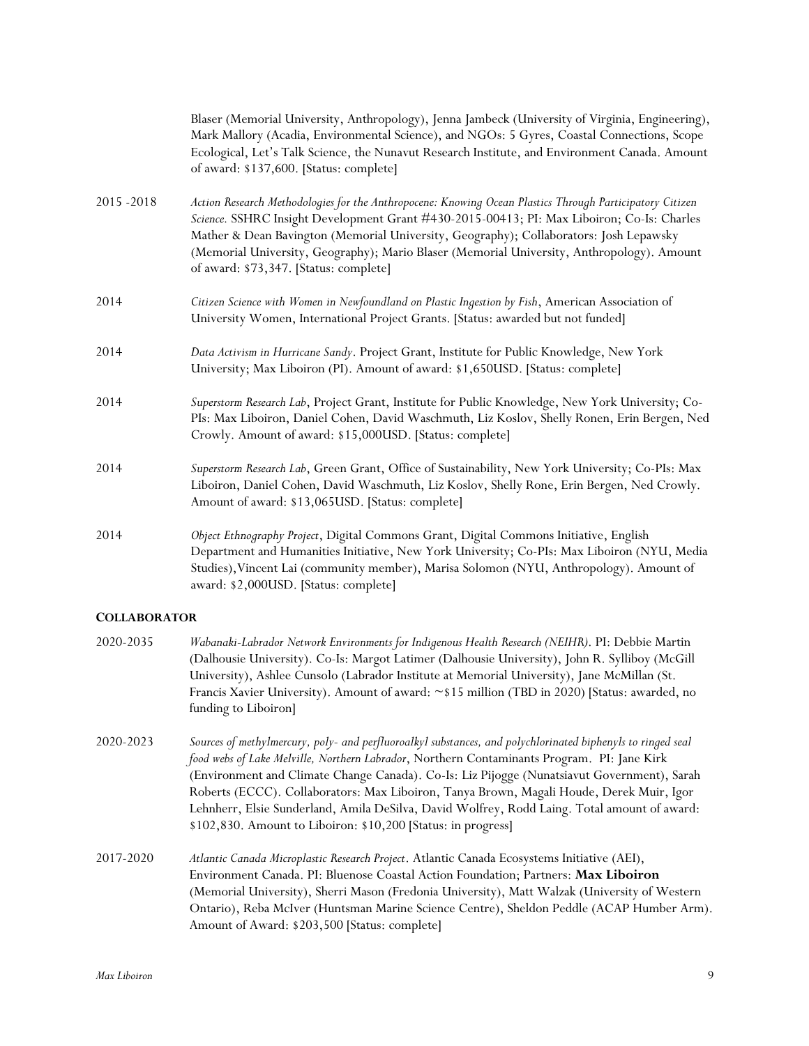Blaser (Memorial University, Anthropology), Jenna Jambeck (University of Virginia, Engineering), Mark Mallory (Acadia, Environmental Science), and NGOs: 5 Gyres, Coastal Connections, Scope Ecological, Let's Talk Science, the Nunavut Research Institute, and Environment Canada. Amount of award: $137,600. [Status: complete]

2015 -2018 *Action Research Methodologies for the Anthropocene: Knowing Ocean Plastics Through Participatory Citizen Science.* SSHRC Insight Development Grant #430-2015-00413; PI: Max Liboiron; Co-Is: Charles Mather & Dean Bavington (Memorial University, Geography); Collaborators: Josh Lepawsky (Memorial University, Geography); Mario Blaser (Memorial University, Anthropology). Amount of award: $73,347. [Status: complete]

2014 *Citizen Science with Women in Newfoundland on Plastic Ingestion by Fish*, American Association of University Women, International Project Grants. [Status: awarded but not funded]

2014 *Data Activism in Hurricane Sandy*. Project Grant, Institute for Public Knowledge, New York University; Max Liboiron (PI). Amount of award: $1,650USD. [Status: complete]

2014 *Superstorm Research Lab*, Project Grant, Institute for Public Knowledge, New York University; Co-PIs: Max Liboiron, Daniel Cohen, David Waschmuth, Liz Koslov, Shelly Ronen, Erin Bergen, Ned Crowly. Amount of award: $15,000USD. [Status: complete]

2014 *Superstorm Research Lab*, Green Grant, Office of Sustainability, New York University; Co-PIs: Max Liboiron, Daniel Cohen, David Waschmuth, Liz Koslov, Shelly Rone, Erin Bergen, Ned Crowly. Amount of award: $13,065USD. [Status: complete]

2014 *Object Ethnography Project*, Digital Commons Grant, Digital Commons Initiative, English Department and Humanities Initiative, New York University; Co-PIs: Max Liboiron (NYU, Media Studies),Vincent Lai (community member), Marisa Solomon (NYU, Anthropology). Amount of award: $2,000USD. [Status: complete]

**COLLABORATOR**

2020-2035 *Wabanaki-Labrador Network Environments for Indigenous Health Research (NEIHR)*. PI: Debbie Martin (Dalhousie University). Co-Is: Margot Latimer (Dalhousie University), John R. Sylliboy (McGill University), Ashlee Cunsolo (Labrador Institute at Memorial University), Jane McMillan (St. Francis Xavier University). Amount of award: ~$15 million (TBD in 2020) [Status: awarded, no funding to Liboiron]

2020-2023 *Sources of methylmercury, poly- and perfluoroalkyl substances, and polychlorinated biphenyls to ringed seal food webs of Lake Melville, Northern Labrador*, Northern Contaminants Program. PI: Jane Kirk (Environment and Climate Change Canada). Co-Is: Liz Pijogge (Nunatsiavut Government), Sarah Roberts (ECCC). Collaborators: Max Liboiron, Tanya Brown, Magali Houde, Derek Muir, Igor Lehnherr, Elsie Sunderland, Amila DeSilva, David Wolfrey, Rodd Laing. Total amount of award: $102,830. Amount to Liboiron: $10,200 [Status: in progress]

2017-2020 *Atlantic Canada Microplastic Research Project*. Atlantic Canada Ecosystems Initiative (AEI), Environment Canada. PI: Bluenose Coastal Action Foundation; Partners: **Max Liboiron** (Memorial University), Sherri Mason (Fredonia University), Matt Walzak (University of Western Ontario), Reba McIver (Huntsman Marine Science Centre), Sheldon Peddle (ACAP Humber Arm). Amount of Award: $203,500 [Status: complete]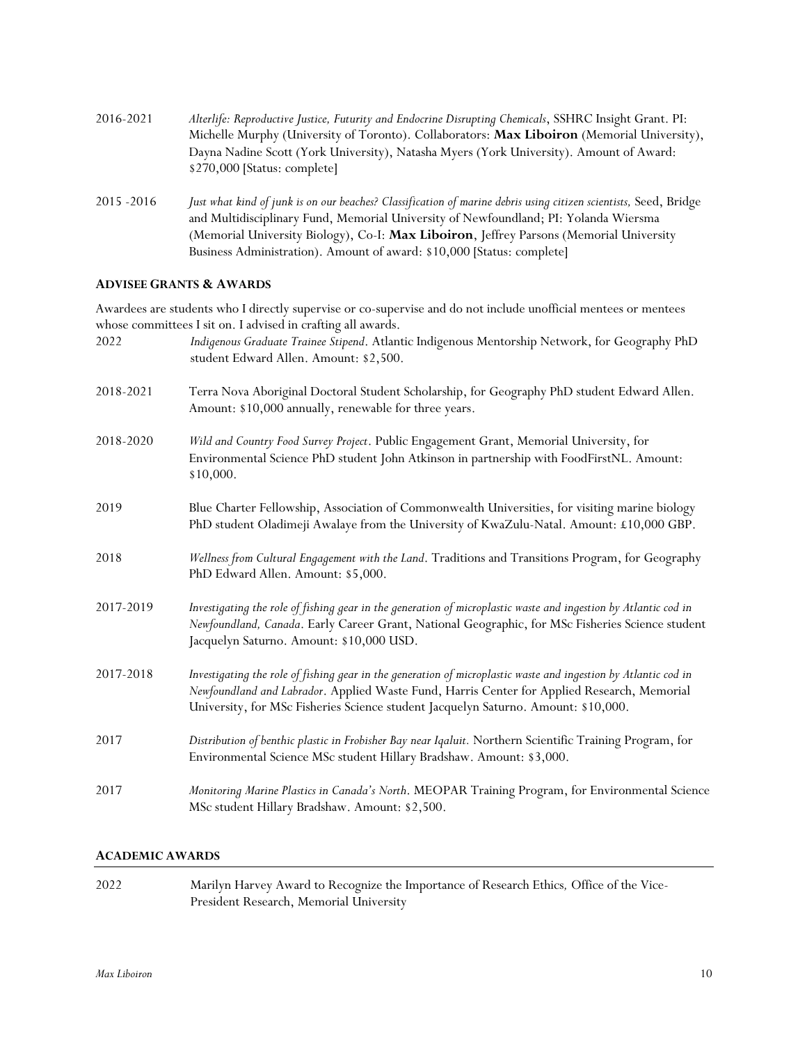2016-2021 *Alterlife: Reproductive Justice, Futurity and Endocrine Disrupting Chemicals*, SSHRC Insight Grant. PI: Michelle Murphy (University of Toronto). Collaborators: **Max Liboiron** (Memorial University), Dayna Nadine Scott (York University), Natasha Myers (York University). Amount of Award: $270,000 [Status: complete]

2015 -2016 *Just what kind of junk is on our beaches? Classification of marine debris using citizen scientists,* Seed, Bridge and Multidisciplinary Fund, Memorial University of Newfoundland; PI: Yolanda Wiersma (Memorial University Biology), Co-I: **Max Liboiron**, Jeffrey Parsons (Memorial University Business Administration). Amount of award: $10,000 [Status: complete]

### ADVISEE GRANTS & AWARDS

Awardees are students who I directly supervise or co-supervise and do not include unofficial mentees or mentees whose committees I sit on. I advised in crafting all awards.

2022 *Indigenous Graduate Trainee Stipend*. Atlantic Indigenous Mentorship Network, for Geography PhD student Edward Allen. Amount: $2,500.

2018-2021 Terra Nova Aboriginal Doctoral Student Scholarship, for Geography PhD student Edward Allen. Amount: $10,000 annually, renewable for three years.

2018-2020 *Wild and Country Food Survey Project*. Public Engagement Grant, Memorial University, for Environmental Science PhD student John Atkinson in partnership with FoodFirstNL. Amount: $10,000.

2019 Blue Charter Fellowship, Association of Commonwealth Universities, for visiting marine biology PhD student Oladimeji Awalaye from the University of KwaZulu-Natal. Amount: £10,000 GBP.

2018 *Wellness from Cultural Engagement with the Land*. Traditions and Transitions Program, for Geography PhD Edward Allen. Amount: $5,000.

2017-2019 *Investigating the role of fishing gear in the generation of microplastic waste and ingestion by Atlantic cod in Newfoundland, Canada*. Early Career Grant, National Geographic, for MSc Fisheries Science student Jacquelyn Saturno. Amount: $10,000 USD.

2017-2018 *Investigating the role of fishing gear in the generation of microplastic waste and ingestion by Atlantic cod in Newfoundland and Labrador*. Applied Waste Fund, Harris Center for Applied Research, Memorial University, for MSc Fisheries Science student Jacquelyn Saturno. Amount: $10,000.

2017 *Distribution of benthic plastic in Frobisher Bay near Iqaluit*. Northern Scientific Training Program, for Environmental Science MSc student Hillary Bradshaw. Amount: $3,000.

2017 *Monitoring Marine Plastics in Canada's North*. MEOPAR Training Program, for Environmental Science MSc student Hillary Bradshaw. Amount: $2,500.

### ACADEMIC AWARDS

2022 Marilyn Harvey Award to Recognize the Importance of Research Ethics*,* Office of the Vice-President Research, Memorial University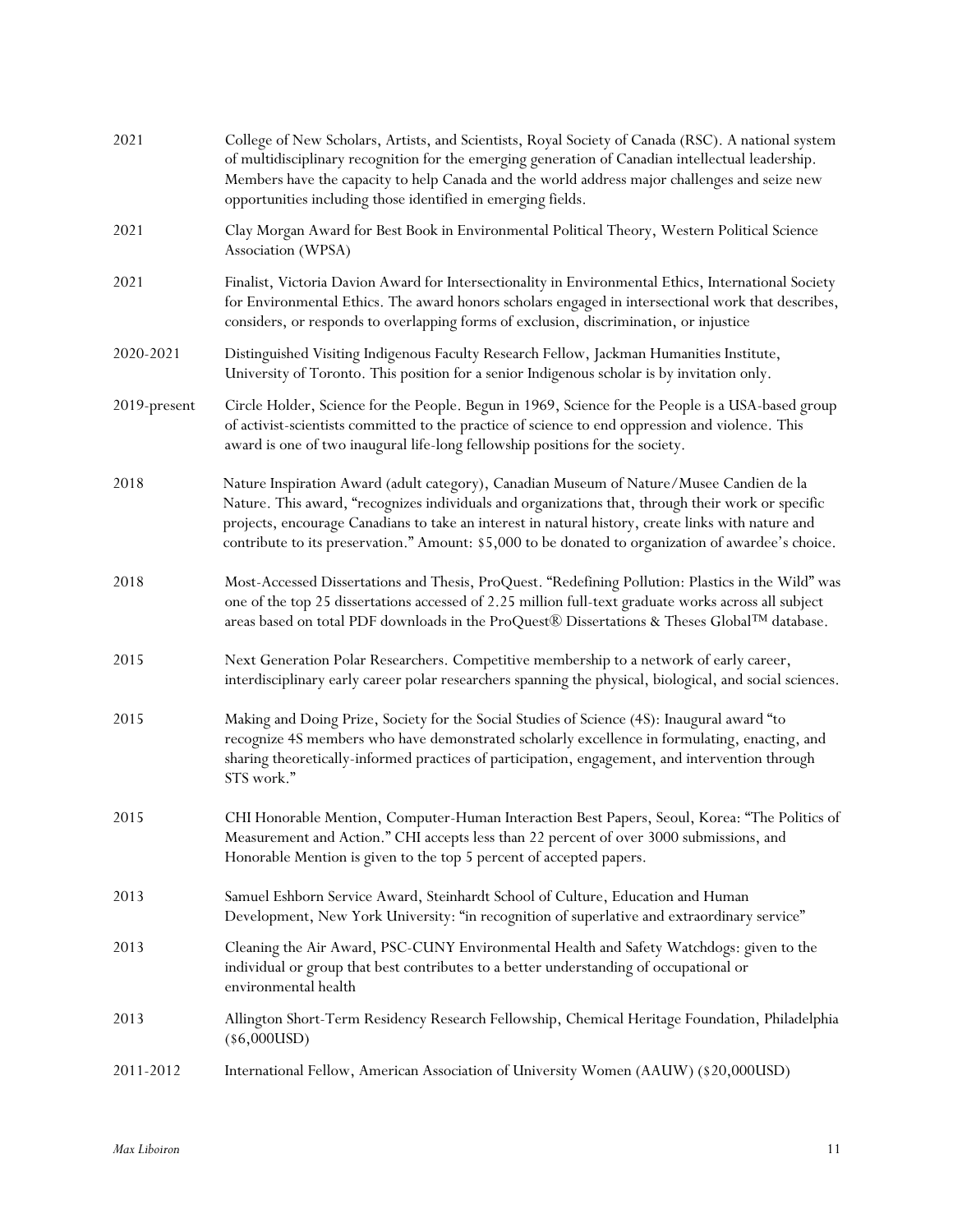| | |
|---|---|
| 2021 | College of New Scholars, Artists, and Scientists, Royal Society of Canada (RSC). A national system of multidisciplinary recognition for the emerging generation of Canadian intellectual leadership. Members have the capacity to help Canada and the world address major challenges and seize new opportunities including those identified in emerging fields. |
| 2021 | Clay Morgan Award for Best Book in Environmental Political Theory, Western Political Science Association (WPSA) |
| 2021 | Finalist, Victoria Davion Award for Intersectionality in Environmental Ethics, International Society for Environmental Ethics. The award honors scholars engaged in intersectional work that describes, considers, or responds to overlapping forms of exclusion, discrimination, or injustice |
| 2020-2021 | Distinguished Visiting Indigenous Faculty Research Fellow, Jackman Humanities Institute, University of Toronto. This position for a senior Indigenous scholar is by invitation only. |
| 2019-present | Circle Holder, Science for the People. Begun in 1969, Science for the People is a USA-based group of activist-scientists committed to the practice of science to end oppression and violence. This award is one of two inaugural life-long fellowship positions for the society. |
| 2018 | Nature Inspiration Award (adult category), Canadian Museum of Nature/Musee Candien de la Nature. This award, "recognizes individuals and organizations that, through their work or specific projects, encourage Canadians to take an interest in natural history, create links with nature and contribute to its preservation." Amount: $5,000 to be donated to organization of awardee's choice. |
| 2018 | Most-Accessed Dissertations and Thesis, ProQuest. "Redefining Pollution: Plastics in the Wild" was one of the top 25 dissertations accessed of 2.25 million full-text graduate works across all subject areas based on total PDF downloads in the ProQuest® Dissertations & Theses Global™ database. |
| 2015 | Next Generation Polar Researchers. Competitive membership to a network of early career, interdisciplinary early career polar researchers spanning the physical, biological, and social sciences. |
| 2015 | Making and Doing Prize, Society for the Social Studies of Science (4S): Inaugural award "to recognize 4S members who have demonstrated scholarly excellence in formulating, enacting, and sharing theoretically-informed practices of participation, engagement, and intervention through STS work." |
| 2015 | CHI Honorable Mention, Computer-Human Interaction Best Papers, Seoul, Korea: "The Politics of Measurement and Action." CHI accepts less than 22 percent of over 3000 submissions, and Honorable Mention is given to the top 5 percent of accepted papers. |
| 2013 | Samuel Eshborn Service Award, Steinhardt School of Culture, Education and Human Development, New York University: "in recognition of superlative and extraordinary service" |
| 2013 | Cleaning the Air Award, PSC-CUNY Environmental Health and Safety Watchdogs: given to the individual or group that best contributes to a better understanding of occupational or environmental health |
| 2013 | Allington Short-Term Residency Research Fellowship, Chemical Heritage Foundation, Philadelphia ($6,000USD) |
| 2011-2012 | International Fellow, American Association of University Women (AAUW) ($20,000USD) |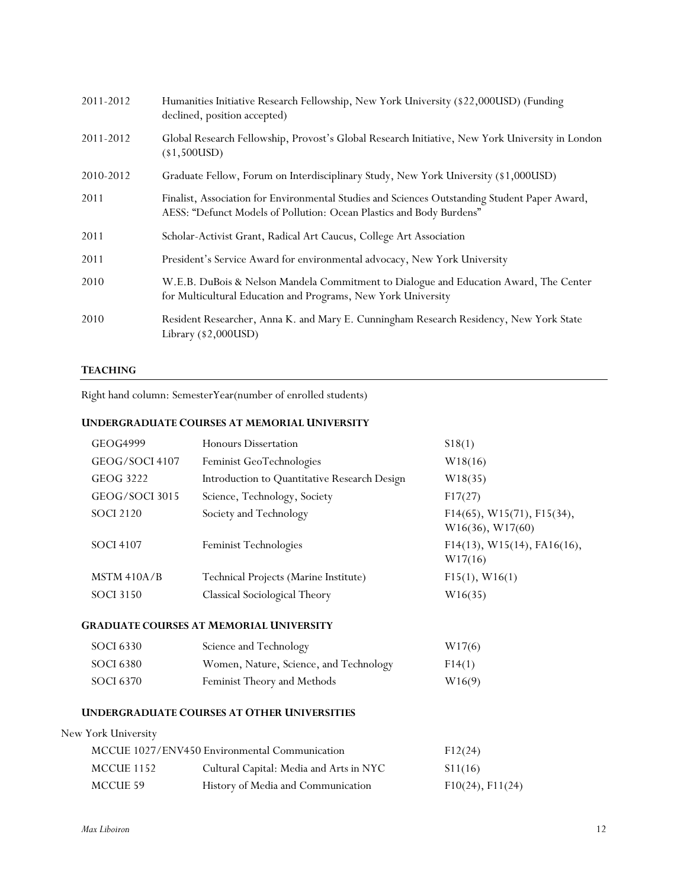| | |
|---|---|
| 2011-2012 | Humanities Initiative Research Fellowship, New York University ($22,000USD) (Funding declined, position accepted) |
| 2011-2012 | Global Research Fellowship, Provost's Global Research Initiative, New York University in London ($1,500USD) |
| 2010-2012 | Graduate Fellow, Forum on Interdisciplinary Study, New York University ($1,000USD) |
| 2011 | Finalist, Association for Environmental Studies and Sciences Outstanding Student Paper Award, AESS: "Defunct Models of Pollution: Ocean Plastics and Body Burdens" |
| 2011 | Scholar-Activist Grant, Radical Art Caucus, College Art Association |
| 2011 | President's Service Award for environmental advocacy, New York University |
| 2010 | W.E.B. DuBois & Nelson Mandela Commitment to Dialogue and Education Award, The Center for Multicultural Education and Programs, New York University |
| 2010 | Resident Researcher, Anna K. and Mary E. Cunningham Research Residency, New York State Library ($2,000USD) |

## TEACHING

Right hand column: SemesterYear(number of enrolled students)

### UNDERGRADUATE COURSES AT MEMORIAL UNIVERSITY

| | | |
|---|---|---|
| GEOG4999 | Honours Dissertation | S18(1) |
| GEOG/SOCI 4107 | Feminist GeoTechnologies | W18(16) |
| GEOG 3222 | Introduction to Quantitative Research Design | W18(35) |
| GEOG/SOCI 3015 | Science, Technology, Society | F17(27) |
| SOCI 2120 | Society and Technology | F14(65), W15(71), F15(34), W16(36), W17(60) |
| SOCI 4107 | Feminist Technologies | F14(13), W15(14), FA16(16), W17(16) |
| MSTM 410A/B | Technical Projects (Marine Institute) | F15(1), W16(1) |
| SOCI 3150 | Classical Sociological Theory | W16(35) |

### GRADUATE COURSES AT MEMORIAL UNIVERSITY

| | | |
|---|---|---|
| SOCI 6330 | Science and Technology | W17(6) |
| SOCI 6380 | Women, Nature, Science, and Technology | F14(1) |
| SOCI 6370 | Feminist Theory and Methods | W16(9) |

### UNDERGRADUATE COURSES AT OTHER UNIVERSITIES

New York University

| | | |
|---|---|---|
| MCCUE 1027/ENV450 | Environmental Communication | F12(24) |
| MCCUE 1152 | Cultural Capital: Media and Arts in NYC | S11(16) |
| MCCUE 59 | History of Media and Communication | F10(24), F11(24) |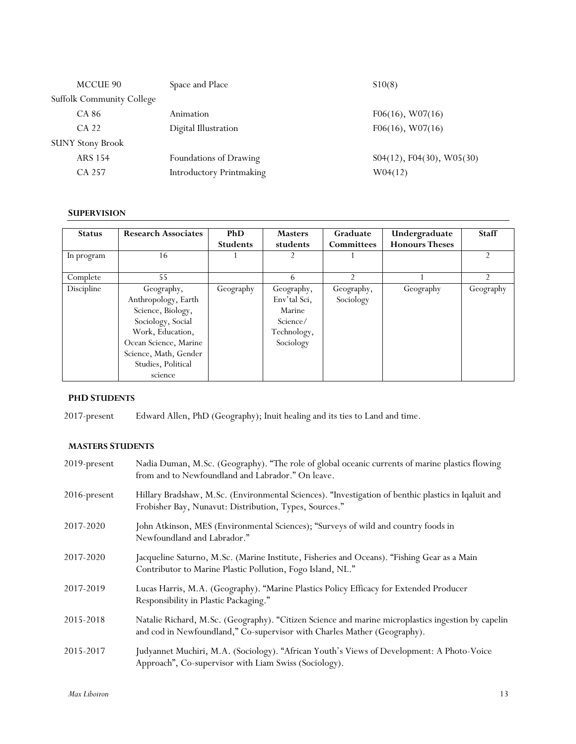| | | |
|---|---|---|
| MCCUE 90 | Space and Place | S10(8) |
| Suffolk Community College | | |
| CA 86 | Animation | F06(16), W07(16) |
| CA 22 | Digital Illustration | F06(16), W07(16) |
| SUNY Stony Brook | | |
| ARS 154 | Foundations of Drawing | S04(12), F04(30), W05(30) |
| CA 257 | Introductory Printmaking | W04(12) |

## SUPERVISION

| Status | Research Associates | PhD Students | Masters students | Graduate Committees | Undergraduate Honours Theses | Staff |
|---|---|---|---|---|---|---|
| In program | 16 | 1 | 2 | 1 | | 2 |
| Complete | 55 | | 6 | 2 | 1 | 2 |
| Discipline | Geography, Anthropology, Earth Science, Biology, Sociology, Social Work, Education, Ocean Science, Marine Science, Math, Gender Studies, Political science | Geography | Geography, Env'tal Sci, Marine Science/ Technology, Sociology | Geography, Sociology | Geography | Geography |

### PHD STUDENTS

2017-present Edward Allen, PhD (Geography); Inuit healing and its ties to Land and time.

### MASTERS STUDENTS

2019-present Nadia Duman, M.Sc. (Geography). "The role of global oceanic currents of marine plastics flowing from and to Newfoundland and Labrador." On leave.

2016-present Hillary Bradshaw, M.Sc. (Environmental Sciences). "Investigation of benthic plastics in Iqaluit and Frobisher Bay, Nunavut: Distribution, Types, Sources."

2017-2020 John Atkinson, MES (Environmental Sciences); "Surveys of wild and country foods in Newfoundland and Labrador."

2017-2020 Jacqueline Saturno, M.Sc. (Marine Institute, Fisheries and Oceans). "Fishing Gear as a Main Contributor to Marine Plastic Pollution, Fogo Island, NL."

2017-2019 Lucas Harris, M.A. (Geography). "Marine Plastics Policy Efficacy for Extended Producer Responsibility in Plastic Packaging."

2015-2018 Natalie Richard, M.Sc. (Geography). "Citizen Science and marine microplastics ingestion by capelin and cod in Newfoundland," Co-supervisor with Charles Mather (Geography).

2015-2017 Judyannet Muchiri, M.A. (Sociology). "African Youth's Views of Development: A Photo-Voice Approach", Co-supervisor with Liam Swiss (Sociology).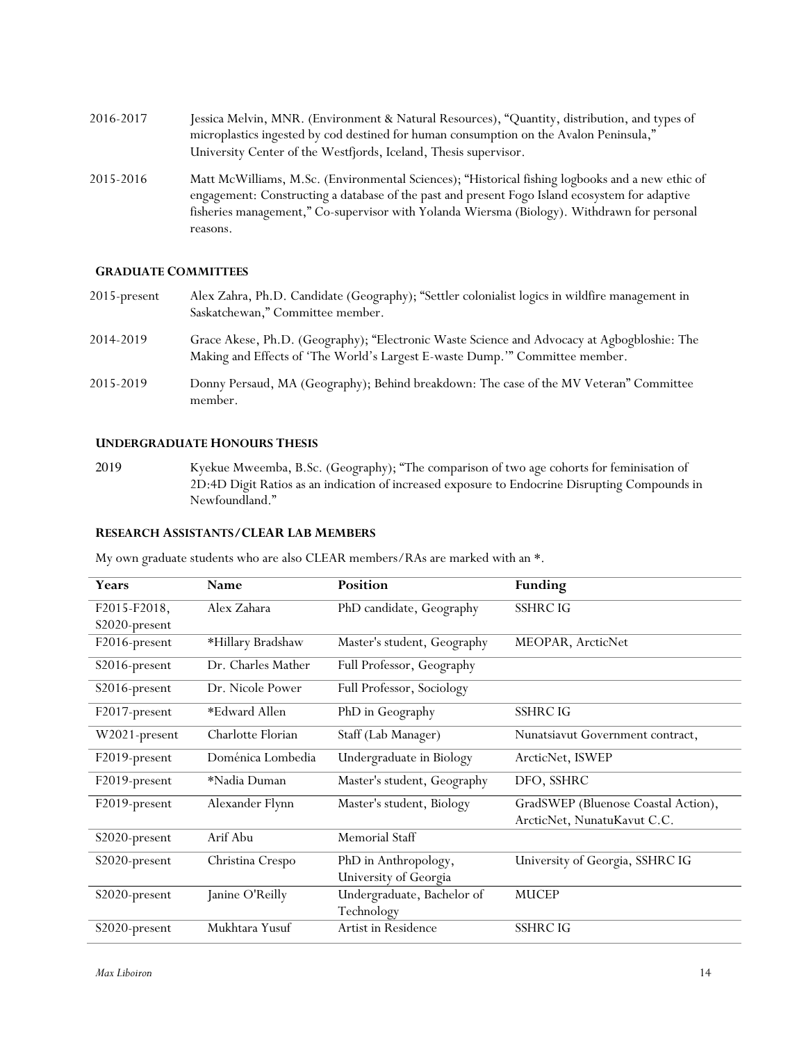2016-2017 Jessica Melvin, MNR. (Environment & Natural Resources), "Quantity, distribution, and types of microplastics ingested by cod destined for human consumption on the Avalon Peninsula," University Center of the Westfjords, Iceland, Thesis supervisor.

2015-2016 Matt McWilliams, M.Sc. (Environmental Sciences); "Historical fishing logbooks and a new ethic of engagement: Constructing a database of the past and present Fogo Island ecosystem for adaptive fisheries management," Co-supervisor with Yolanda Wiersma (Biology). Withdrawn for personal reasons.

### GRADUATE COMMITTEES

2015-present Alex Zahra, Ph.D. Candidate (Geography); "Settler colonialist logics in wildfire management in Saskatchewan," Committee member.

2014-2019 Grace Akese, Ph.D. (Geography); "Electronic Waste Science and Advocacy at Agbogbloshie: The Making and Effects of 'The World's Largest E-waste Dump.'" Committee member.

2015-2019 Donny Persaud, MA (Geography); Behind breakdown: The case of the MV Veteran" Committee member.

### UNDERGRADUATE HONOURS THESIS

2019 Kyekue Mweemba, B.Sc. (Geography); "The comparison of two age cohorts for feminisation of 2D:4D Digit Ratios as an indication of increased exposure to Endocrine Disrupting Compounds in Newfoundland."

### RESEARCH ASSISTANTS/CLEAR LAB MEMBERS

My own graduate students who are also CLEAR members/RAs are marked with an *.

| Years | Name | Position | Funding |
|---|---|---|---|
| F2015-F2018, S2020-present | Alex Zahara | PhD candidate, Geography | SSHRC IG |
| F2016-present | *Hillary Bradshaw | Master's student, Geography | MEOPAR, ArcticNet |
| S2016-present | Dr. Charles Mather | Full Professor, Geography | |
| S2016-present | Dr. Nicole Power | Full Professor, Sociology | |
| F2017-present | *Edward Allen | PhD in Geography | SSHRC IG |
| W2021-present | Charlotte Florian | Staff (Lab Manager) | Nunatsiavut Government contract, |
| F2019-present | Doménica Lombedia | Undergraduate in Biology | ArcticNet, ISWEP |
| F2019-present | *Nadia Duman | Master's student, Geography | DFO, SSHRC |
| F2019-present | Alexander Flynn | Master's student, Biology | GradSWEP (Bluenose Coastal Action), ArcticNet, NunatuKavut C.C. |
| S2020-present | Arif Abu | Memorial Staff | |
| S2020-present | Christina Crespo | PhD in Anthropology, University of Georgia | University of Georgia, SSHRC IG |
| S2020-present | Janine O'Reilly | Undergraduate, Bachelor of Technology | MUCEP |
| S2020-present | Mukhtara Yusuf | Artist in Residence | SSHRC IG |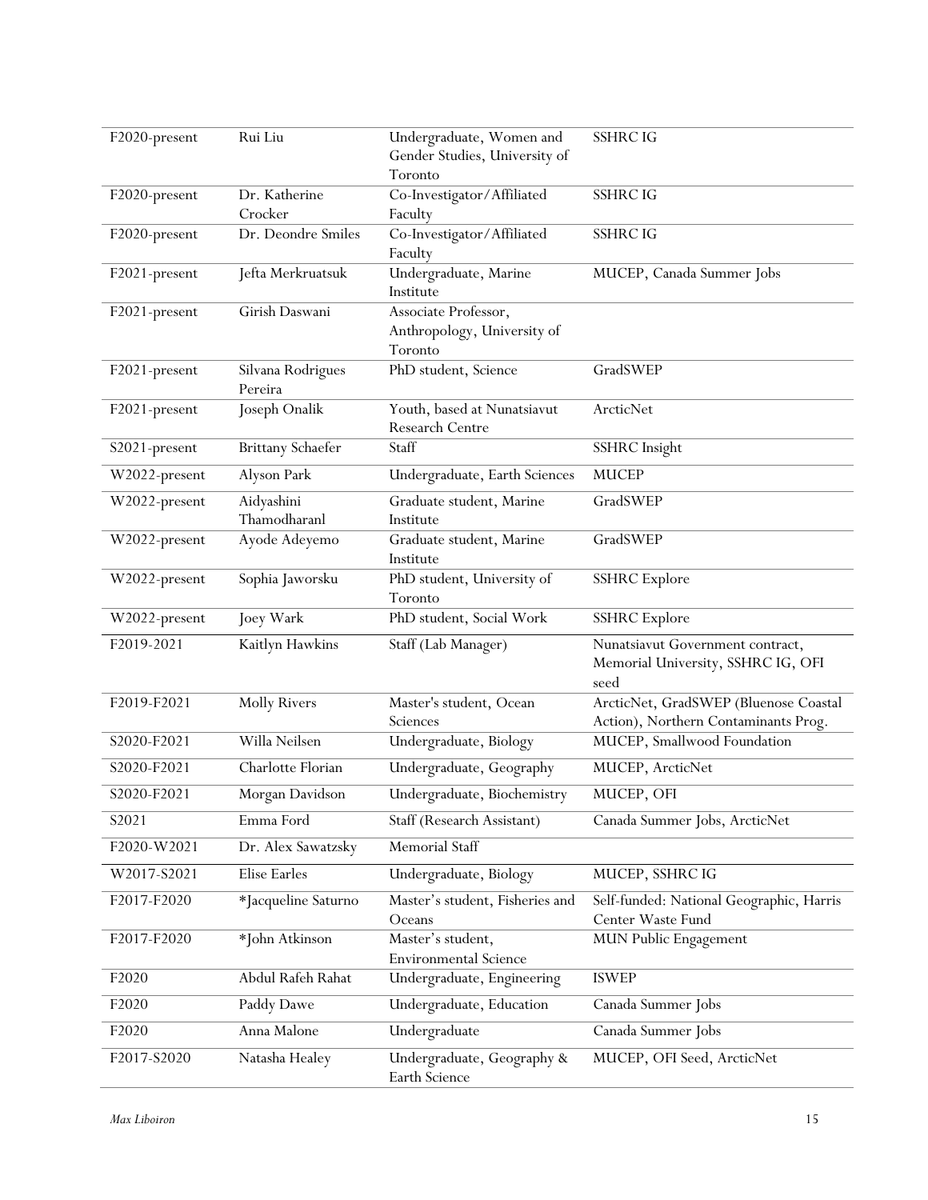| | | | |
|---|---|---|---|
| F2020-present | Rui Liu | Undergraduate, Women and Gender Studies, University of Toronto | SSHRC IG |
| F2020-present | Dr. Katherine Crocker | Co-Investigator/Affiliated Faculty | SSHRC IG |
| F2020-present | Dr. Deondre Smiles | Co-Investigator/Affiliated Faculty | SSHRC IG |
| F2021-present | Jefta Merkruatsuk | Undergraduate, Marine Institute | MUCEP, Canada Summer Jobs |
| F2021-present | Girish Daswani | Associate Professor, Anthropology, University of Toronto | |
| F2021-present | Silvana Rodrigues Pereira | PhD student, Science | GradSWEP |
| F2021-present | Joseph Onalik | Youth, based at Nunatsiavut Research Centre | ArcticNet |
| S2021-present | Brittany Schaefer | Staff | SSHRC Insight |
| W2022-present | Alyson Park | Undergraduate, Earth Sciences | MUCEP |
| W2022-present | Aidyashini Thamodharanl | Graduate student, Marine Institute | GradSWEP |
| W2022-present | Ayode Adeyemo | Graduate student, Marine Institute | GradSWEP |
| W2022-present | Sophia Jaworsku | PhD student, University of Toronto | SSHRC Explore |
| W2022-present | Joey Wark | PhD student, Social Work | SSHRC Explore |
| F2019-2021 | Kaitlyn Hawkins | Staff (Lab Manager) | Nunatsiavut Government contract, Memorial University, SSHRC IG, OFI seed |
| F2019-F2021 | Molly Rivers | Master's student, Ocean Sciences | ArcticNet, GradSWEP (Bluenose Coastal Action), Northern Contaminants Prog. |
| S2020-F2021 | Willa Neilsen | Undergraduate, Biology | MUCEP, Smallwood Foundation |
| S2020-F2021 | Charlotte Florian | Undergraduate, Geography | MUCEP, ArcticNet |
| S2020-F2021 | Morgan Davidson | Undergraduate, Biochemistry | MUCEP, OFI |
| S2021 | Emma Ford | Staff (Research Assistant) | Canada Summer Jobs, ArcticNet |
| F2020-W2021 | Dr. Alex Sawatzsky | Memorial Staff | |
| W2017-S2021 | Elise Earles | Undergraduate, Biology | MUCEP, SSHRC IG |
| F2017-F2020 | *Jacqueline Saturno | Master's student, Fisheries and Oceans | Self-funded: National Geographic, Harris Center Waste Fund |
| F2017-F2020 | *John Atkinson | Master's student, Environmental Science | MUN Public Engagement |
| F2020 | Abdul Rafeh Rahat | Undergraduate, Engineering | ISWEP |
| F2020 | Paddy Dawe | Undergraduate, Education | Canada Summer Jobs |
| F2020 | Anna Malone | Undergraduate | Canada Summer Jobs |
| F2017-S2020 | Natasha Healey | Undergraduate, Geography & Earth Science | MUCEP, OFI Seed, ArcticNet |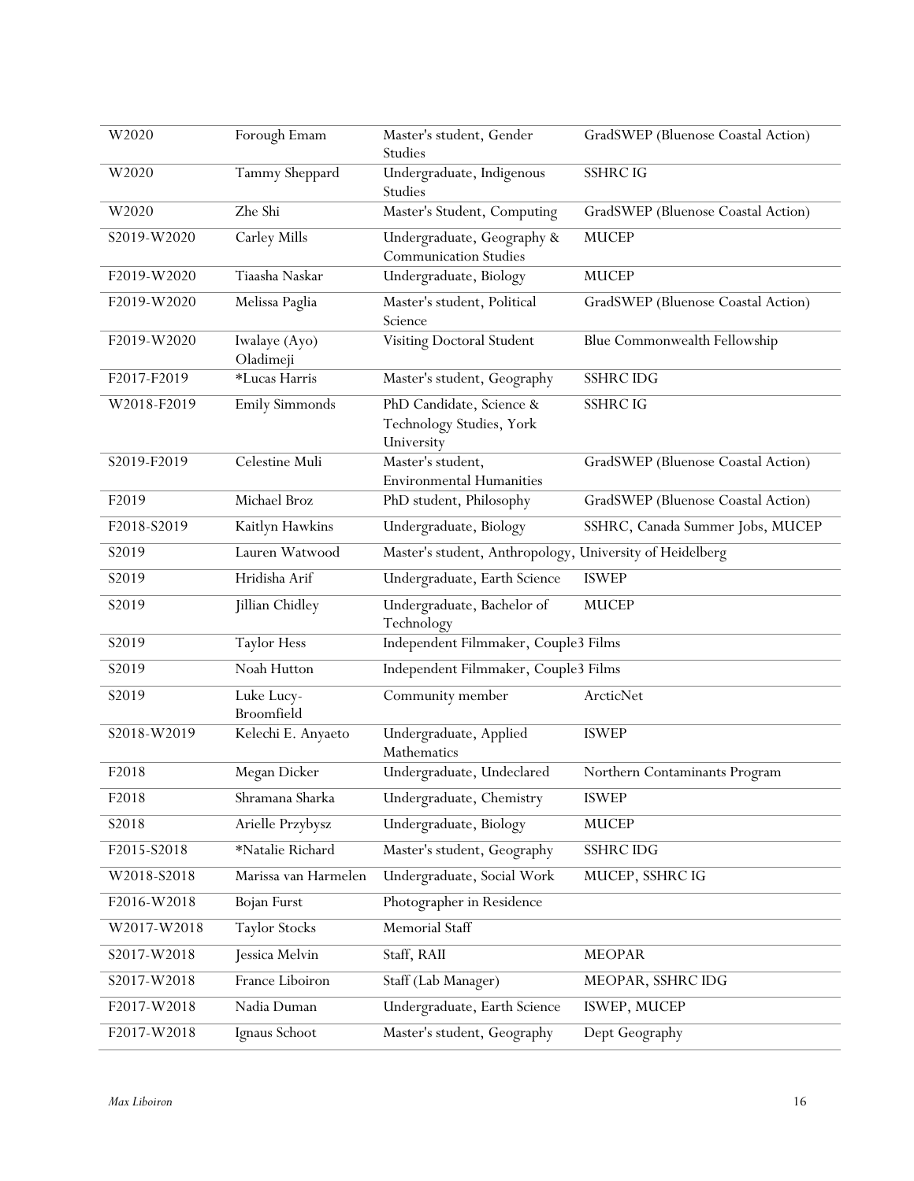| | | | |
|---|---|---|---|
| W2020 | Forough Emam | Master's student, Gender Studies | GradSWEP (Bluenose Coastal Action) |
| W2020 | Tammy Sheppard | Undergraduate, Indigenous Studies | SSHRC IG |
| W2020 | Zhe Shi | Master's Student, Computing | GradSWEP (Bluenose Coastal Action) |
| S2019-W2020 | Carley Mills | Undergraduate, Geography & Communication Studies | MUCEP |
| F2019-W2020 | Tiaasha Naskar | Undergraduate, Biology | MUCEP |
| F2019-W2020 | Melissa Paglia | Master's student, Political Science | GradSWEP (Bluenose Coastal Action) |
| F2019-W2020 | Iwalaye (Ayo) Oladimeji | Visiting Doctoral Student | Blue Commonwealth Fellowship |
| F2017-F2019 | *Lucas Harris | Master's student, Geography | SSHRC IDG |
| W2018-F2019 | Emily Simmonds | PhD Candidate, Science & Technology Studies, York University | SSHRC IG |
| S2019-F2019 | Celestine Muli | Master's student, Environmental Humanities | GradSWEP (Bluenose Coastal Action) |
| F2019 | Michael Broz | PhD student, Philosophy | GradSWEP (Bluenose Coastal Action) |
| F2018-S2019 | Kaitlyn Hawkins | Undergraduate, Biology | SSHRC, Canada Summer Jobs, MUCEP |
| S2019 | Lauren Watwood | Master's student, Anthropology, University of Heidelberg | |
| S2019 | Hridisha Arif | Undergraduate, Earth Science | ISWEP |
| S2019 | Jillian Chidley | Undergraduate, Bachelor of Technology | MUCEP |
| S2019 | Taylor Hess | Independent Filmmaker, Couple3 Films | |
| S2019 | Noah Hutton | Independent Filmmaker, Couple3 Films | |
| S2019 | Luke Lucy-Broomfield | Community member | ArcticNet |
| S2018-W2019 | Kelechi E. Anyaeto | Undergraduate, Applied Mathematics | ISWEP |
| F2018 | Megan Dicker | Undergraduate, Undeclared | Northern Contaminants Program |
| F2018 | Shramana Sharka | Undergraduate, Chemistry | ISWEP |
| S2018 | Arielle Przybysz | Undergraduate, Biology | MUCEP |
| F2015-S2018 | *Natalie Richard | Master's student, Geography | SSHRC IDG |
| W2018-S2018 | Marissa van Harmelen | Undergraduate, Social Work | MUCEP, SSHRC IG |
| F2016-W2018 | Bojan Furst | Photographer in Residence | |
| W2017-W2018 | Taylor Stocks | Memorial Staff | |
| S2017-W2018 | Jessica Melvin | Staff, RAII | MEOPAR |
| S2017-W2018 | France Liboiron | Staff (Lab Manager) | MEOPAR, SSHRC IDG |
| F2017-W2018 | Nadia Duman | Undergraduate, Earth Science | ISWEP, MUCEP |
| F2017-W2018 | Ignaus Schoot | Master's student, Geography | Dept Geography |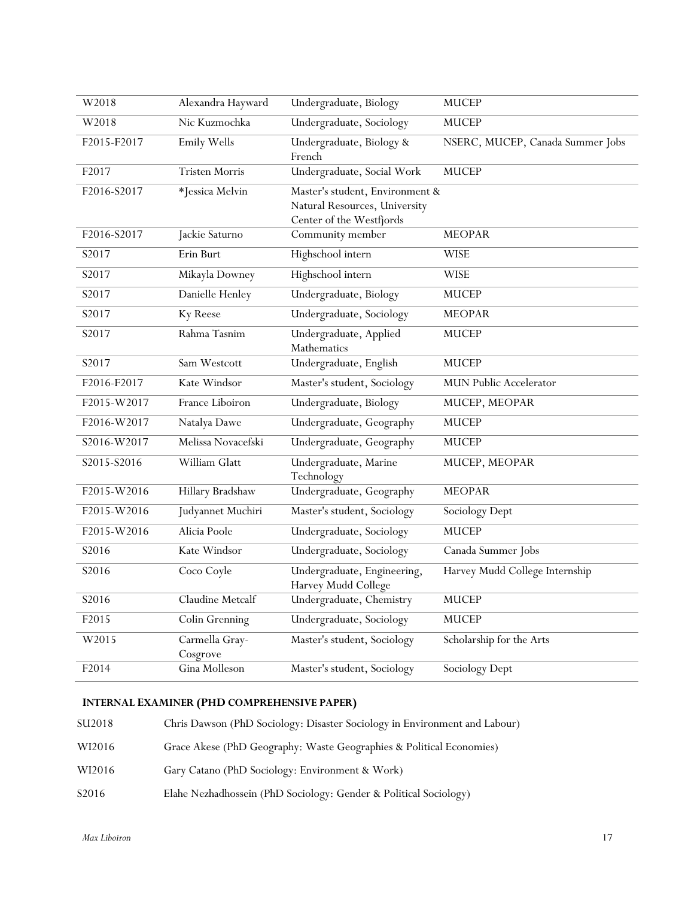| | | | |
|---|---|---|---|
| W2018 | Alexandra Hayward | Undergraduate, Biology | MUCEP |
| W2018 | Nic Kuzmochka | Undergraduate, Sociology | MUCEP |
| F2015-F2017 | Emily Wells | Undergraduate, Biology & French | NSERC, MUCEP, Canada Summer Jobs |
| F2017 | Tristen Morris | Undergraduate, Social Work | MUCEP |
| F2016-S2017 | *Jessica Melvin | Master's student, Environment & Natural Resources, University Center of the Westfjords | |
| F2016-S2017 | Jackie Saturno | Community member | MEOPAR |
| S2017 | Erin Burt | Highschool intern | WISE |
| S2017 | Mikayla Downey | Highschool intern | WISE |
| S2017 | Danielle Henley | Undergraduate, Biology | MUCEP |
| S2017 | Ky Reese | Undergraduate, Sociology | MEOPAR |
| S2017 | Rahma Tasnim | Undergraduate, Applied Mathematics | MUCEP |
| S2017 | Sam Westcott | Undergraduate, English | MUCEP |
| F2016-F2017 | Kate Windsor | Master's student, Sociology | MUN Public Accelerator |
| F2015-W2017 | France Liboiron | Undergraduate, Biology | MUCEP, MEOPAR |
| F2016-W2017 | Natalya Dawe | Undergraduate, Geography | MUCEP |
| S2016-W2017 | Melissa Novacefski | Undergraduate, Geography | MUCEP |
| S2015-S2016 | William Glatt | Undergraduate, Marine Technology | MUCEP, MEOPAR |
| F2015-W2016 | Hillary Bradshaw | Undergraduate, Geography | MEOPAR |
| F2015-W2016 | Judyannet Muchiri | Master's student, Sociology | Sociology Dept |
| F2015-W2016 | Alicia Poole | Undergraduate, Sociology | MUCEP |
| S2016 | Kate Windsor | Undergraduate, Sociology | Canada Summer Jobs |
| S2016 | Coco Coyle | Undergraduate, Engineering, Harvey Mudd College | Harvey Mudd College Internship |
| S2016 | Claudine Metcalf | Undergraduate, Chemistry | MUCEP |
| F2015 | Colin Grenning | Undergraduate, Sociology | MUCEP |
| W2015 | Carmella Gray-Cosgrove | Master's student, Sociology | Scholarship for the Arts |
| F2014 | Gina Molleson | Master's student, Sociology | Sociology Dept |

### INTERNAL EXAMINER (PHD COMPREHENSIVE PAPER)

SU2018 Chris Dawson (PhD Sociology: Disaster Sociology in Environment and Labour)

WI2016 Grace Akese (PhD Geography: Waste Geographies & Political Economies)

WI2016 Gary Catano (PhD Sociology: Environment & Work)

S2016 Elahe Nezhadhossein (PhD Sociology: Gender & Political Sociology)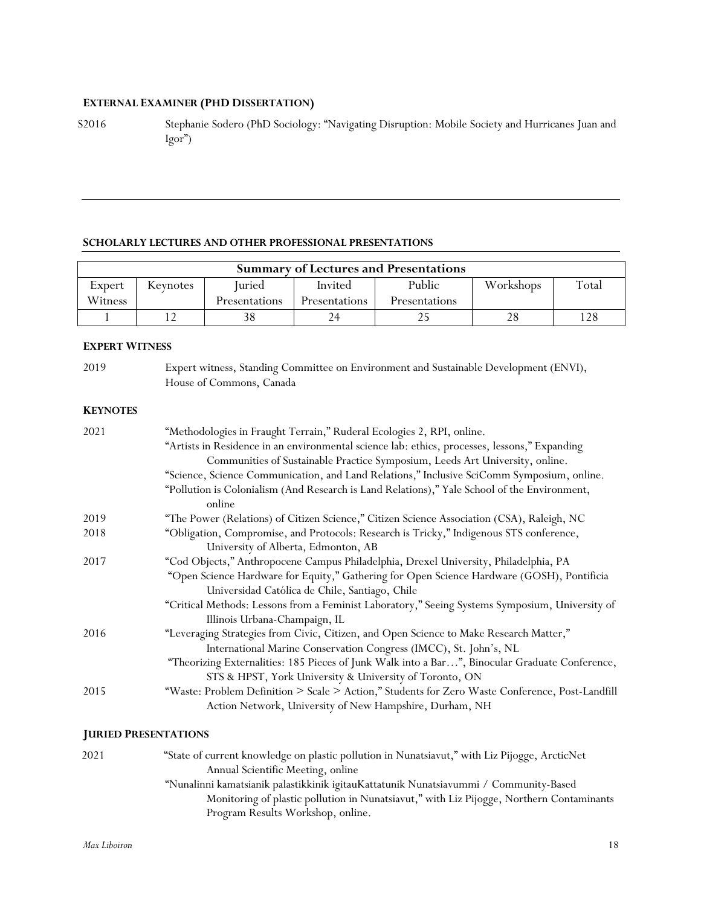### EXTERNAL EXAMINER (PHD DISSERTATION)

S2016 Stephanie Sodero (PhD Sociology: "Navigating Disruption: Mobile Society and Hurricanes Juan and Igor")

---

### SCHOLARLY LECTURES AND OTHER PROFESSIONAL PRESENTATIONS

| Summary of Lectures and Presentations | | | | | | |
|---|---|---|---|---|---|---|
| Expert Witness | Keynotes | Juried Presentations | Invited Presentations | Public Presentations | Workshops | Total |
| 1 | 12 | 38 | 24 | 25 | 28 | 128 |

#### EXPERT WITNESS

2019 Expert witness, Standing Committee on Environment and Sustainable Development (ENVI), House of Commons, Canada

#### KEYNOTES

2021 "Methodologies in Fraught Terrain," Ruderal Ecologies 2, RPI, online.
"Artists in Residence in an environmental science lab: ethics, processes, lessons," Expanding Communities of Sustainable Practice Symposium, Leeds Art University, online.
"Science, Science Communication, and Land Relations," Inclusive SciComm Symposium, online.
"Pollution is Colonialism (And Research is Land Relations)," Yale School of the Environment, online

2019 "The Power (Relations) of Citizen Science," Citizen Science Association (CSA), Raleigh, NC

2018 "Obligation, Compromise, and Protocols: Research is Tricky," Indigenous STS conference, University of Alberta, Edmonton, AB

2017 "Cod Objects," Anthropocene Campus Philadelphia, Drexel University, Philadelphia, PA
"Open Science Hardware for Equity," Gathering for Open Science Hardware (GOSH), Pontificia Universidad Católica de Chile, Santiago, Chile
"Critical Methods: Lessons from a Feminist Laboratory," Seeing Systems Symposium, University of Illinois Urbana-Champaign, IL

2016 "Leveraging Strategies from Civic, Citizen, and Open Science to Make Research Matter," International Marine Conservation Congress (IMCC), St. John's, NL
"Theorizing Externalities: 185 Pieces of Junk Walk into a Bar…", Binocular Graduate Conference, STS & HPST, York University & University of Toronto, ON

2015 "Waste: Problem Definition > Scale > Action," Students for Zero Waste Conference, Post-Landfill Action Network, University of New Hampshire, Durham, NH

#### JURIED PRESENTATIONS

2021 "State of current knowledge on plastic pollution in Nunatsiavut," with Liz Pijogge, ArcticNet Annual Scientific Meeting, online
"Nunalinni kamatsianik palastikkinik igitauKattatunik Nunatsiavummi / Community-Based Monitoring of plastic pollution in Nunatsiavut," with Liz Pijogge, Northern Contaminants Program Results Workshop, online.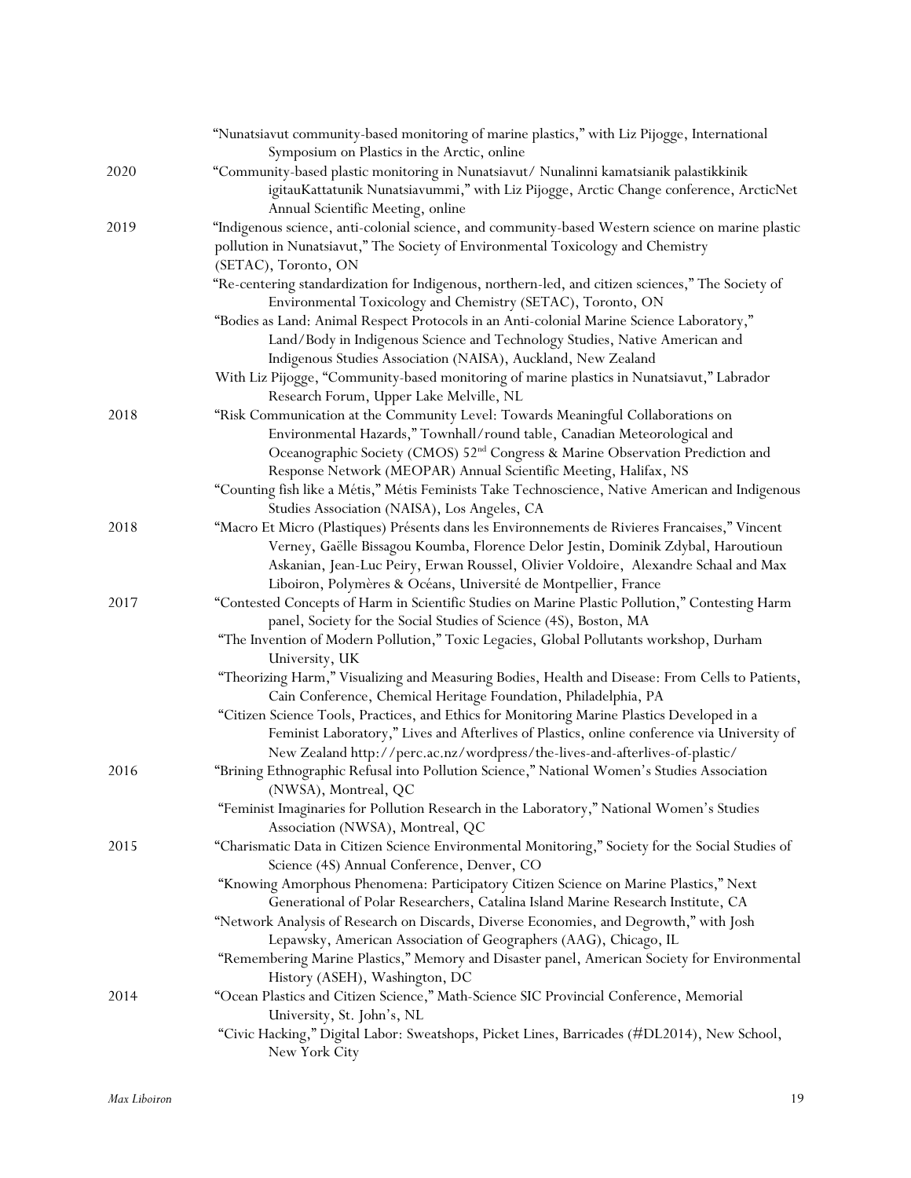"Nunatsiavut community-based monitoring of marine plastics," with Liz Pijogge, International Symposium on Plastics in the Arctic, online

2020 "Community-based plastic monitoring in Nunatsiavut/ Nunalinni kamatsianik palastikkinik igitauKattatunik Nunatsiavummi," with Liz Pijogge, Arctic Change conference, ArcticNet Annual Scientific Meeting, online

2019 "Indigenous science, anti-colonial science, and community-based Western science on marine plastic pollution in Nunatsiavut," The Society of Environmental Toxicology and Chemistry (SETAC), Toronto, ON

"Re-centering standardization for Indigenous, northern-led, and citizen sciences," The Society of Environmental Toxicology and Chemistry (SETAC), Toronto, ON

"Bodies as Land: Animal Respect Protocols in an Anti-colonial Marine Science Laboratory," Land/Body in Indigenous Science and Technology Studies, Native American and Indigenous Studies Association (NAISA), Auckland, New Zealand

With Liz Pijogge, "Community-based monitoring of marine plastics in Nunatsiavut," Labrador Research Forum, Upper Lake Melville, NL

2018 "Risk Communication at the Community Level: Towards Meaningful Collaborations on Environmental Hazards," Townhall/round table, Canadian Meteorological and Oceanographic Society (CMOS) 52nd Congress & Marine Observation Prediction and Response Network (MEOPAR) Annual Scientific Meeting, Halifax, NS

"Counting fish like a Métis," Métis Feminists Take Technoscience, Native American and Indigenous Studies Association (NAISA), Los Angeles, CA

2018 "Macro Et Micro (Plastiques) Présents dans les Environnements de Rivieres Francaises," Vincent Verney, Gaëlle Bissagou Koumba, Florence Delor Jestin, Dominik Zdybal, Haroutioun Askanian, Jean-Luc Peiry, Erwan Roussel, Olivier Voldoire, Alexandre Schaal and Max Liboiron, Polymères & Océans, Université de Montpellier, France

2017 "Contested Concepts of Harm in Scientific Studies on Marine Plastic Pollution," Contesting Harm panel, Society for the Social Studies of Science (4S), Boston, MA

"The Invention of Modern Pollution," Toxic Legacies, Global Pollutants workshop, Durham University, UK

"Theorizing Harm," Visualizing and Measuring Bodies, Health and Disease: From Cells to Patients, Cain Conference, Chemical Heritage Foundation, Philadelphia, PA

"Citizen Science Tools, Practices, and Ethics for Monitoring Marine Plastics Developed in a Feminist Laboratory," Lives and Afterlives of Plastics, online conference via University of New Zealand http://perc.ac.nz/wordpress/the-lives-and-afterlives-of-plastic/

2016 "Brining Ethnographic Refusal into Pollution Science," National Women's Studies Association (NWSA), Montreal, QC

"Feminist Imaginaries for Pollution Research in the Laboratory," National Women's Studies Association (NWSA), Montreal, QC

2015 "Charismatic Data in Citizen Science Environmental Monitoring," Society for the Social Studies of Science (4S) Annual Conference, Denver, CO

"Knowing Amorphous Phenomena: Participatory Citizen Science on Marine Plastics," Next Generational of Polar Researchers, Catalina Island Marine Research Institute, CA

"Network Analysis of Research on Discards, Diverse Economies, and Degrowth," with Josh Lepawsky, American Association of Geographers (AAG), Chicago, IL

"Remembering Marine Plastics," Memory and Disaster panel, American Society for Environmental History (ASEH), Washington, DC

2014 "Ocean Plastics and Citizen Science," Math-Science SIC Provincial Conference, Memorial University, St. John's, NL

"Civic Hacking," Digital Labor: Sweatshops, Picket Lines, Barricades (#DL2014), New School, New York City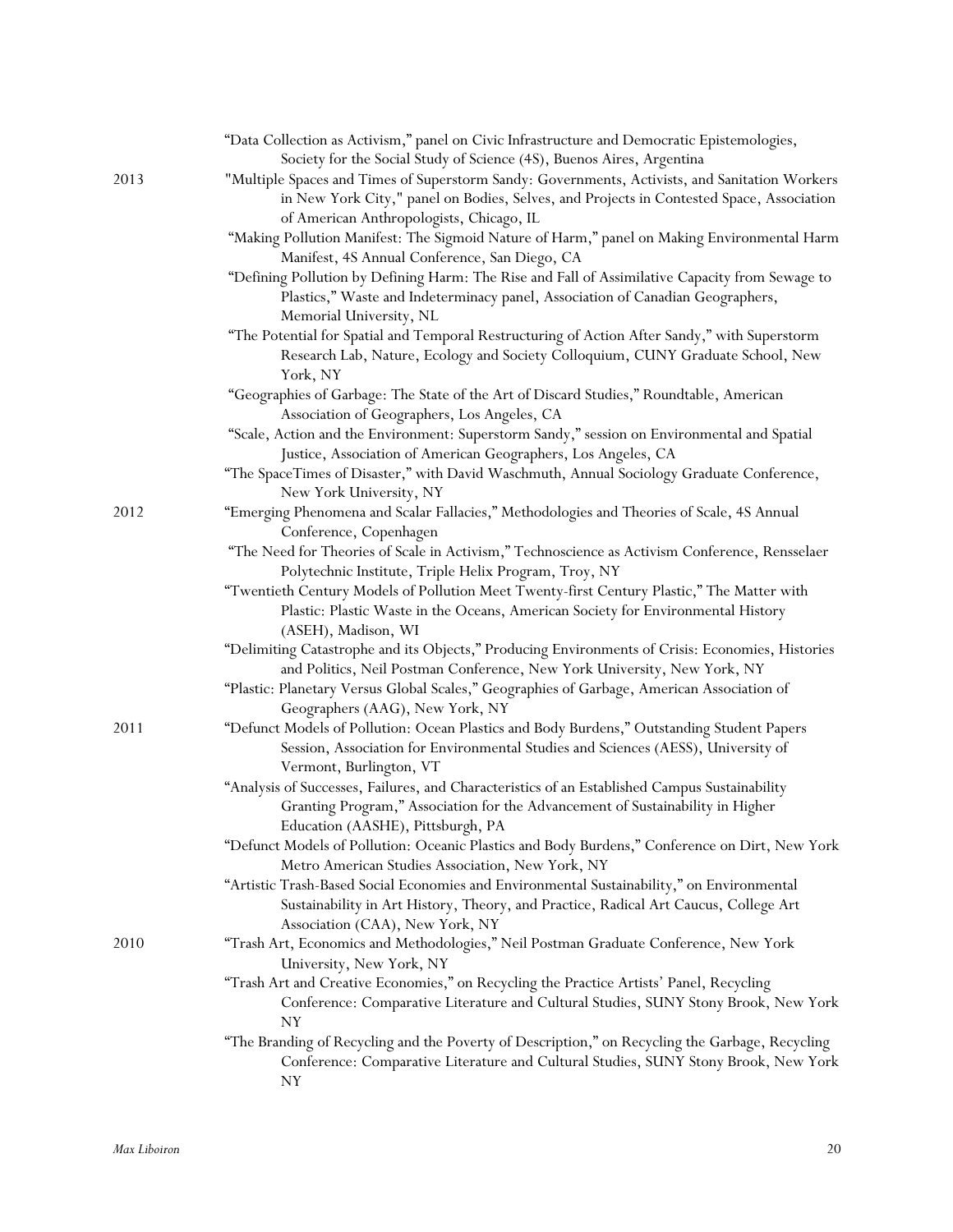"Data Collection as Activism," panel on Civic Infrastructure and Democratic Epistemologies, Society for the Social Study of Science (4S), Buenos Aires, Argentina

**2013**

"Multiple Spaces and Times of Superstorm Sandy: Governments, Activists, and Sanitation Workers in New York City," panel on Bodies, Selves, and Projects in Contested Space, Association of American Anthropologists, Chicago, IL

"Making Pollution Manifest: The Sigmoid Nature of Harm," panel on Making Environmental Harm Manifest, 4S Annual Conference, San Diego, CA

"Defining Pollution by Defining Harm: The Rise and Fall of Assimilative Capacity from Sewage to Plastics," Waste and Indeterminacy panel, Association of Canadian Geographers, Memorial University, NL

"The Potential for Spatial and Temporal Restructuring of Action After Sandy," with Superstorm Research Lab, Nature, Ecology and Society Colloquium, CUNY Graduate School, New York, NY

"Geographies of Garbage: The State of the Art of Discard Studies," Roundtable, American Association of Geographers, Los Angeles, CA

"Scale, Action and the Environment: Superstorm Sandy," session on Environmental and Spatial Justice, Association of American Geographers, Los Angeles, CA

"The SpaceTimes of Disaster," with David Waschmuth, Annual Sociology Graduate Conference, New York University, NY

**2012**

"Emerging Phenomena and Scalar Fallacies," Methodologies and Theories of Scale, 4S Annual Conference, Copenhagen

"The Need for Theories of Scale in Activism," Technoscience as Activism Conference, Rensselaer Polytechnic Institute, Triple Helix Program, Troy, NY

"Twentieth Century Models of Pollution Meet Twenty-first Century Plastic," The Matter with Plastic: Plastic Waste in the Oceans, American Society for Environmental History (ASEH), Madison, WI

"Delimiting Catastrophe and its Objects," Producing Environments of Crisis: Economies, Histories and Politics, Neil Postman Conference, New York University, New York, NY

"Plastic: Planetary Versus Global Scales," Geographies of Garbage, American Association of Geographers (AAG), New York, NY

**2011**

"Defunct Models of Pollution: Ocean Plastics and Body Burdens," Outstanding Student Papers Session, Association for Environmental Studies and Sciences (AESS), University of Vermont, Burlington, VT

"Analysis of Successes, Failures, and Characteristics of an Established Campus Sustainability Granting Program," Association for the Advancement of Sustainability in Higher Education (AASHE), Pittsburgh, PA

"Defunct Models of Pollution: Oceanic Plastics and Body Burdens," Conference on Dirt, New York Metro American Studies Association, New York, NY

"Artistic Trash-Based Social Economies and Environmental Sustainability," on Environmental Sustainability in Art History, Theory, and Practice, Radical Art Caucus, College Art Association (CAA), New York, NY

**2010**

"Trash Art, Economics and Methodologies," Neil Postman Graduate Conference, New York University, New York, NY

"Trash Art and Creative Economies," on Recycling the Practice Artists' Panel, Recycling Conference: Comparative Literature and Cultural Studies, SUNY Stony Brook, New York NY

"The Branding of Recycling and the Poverty of Description," on Recycling the Garbage, Recycling Conference: Comparative Literature and Cultural Studies, SUNY Stony Brook, New York NY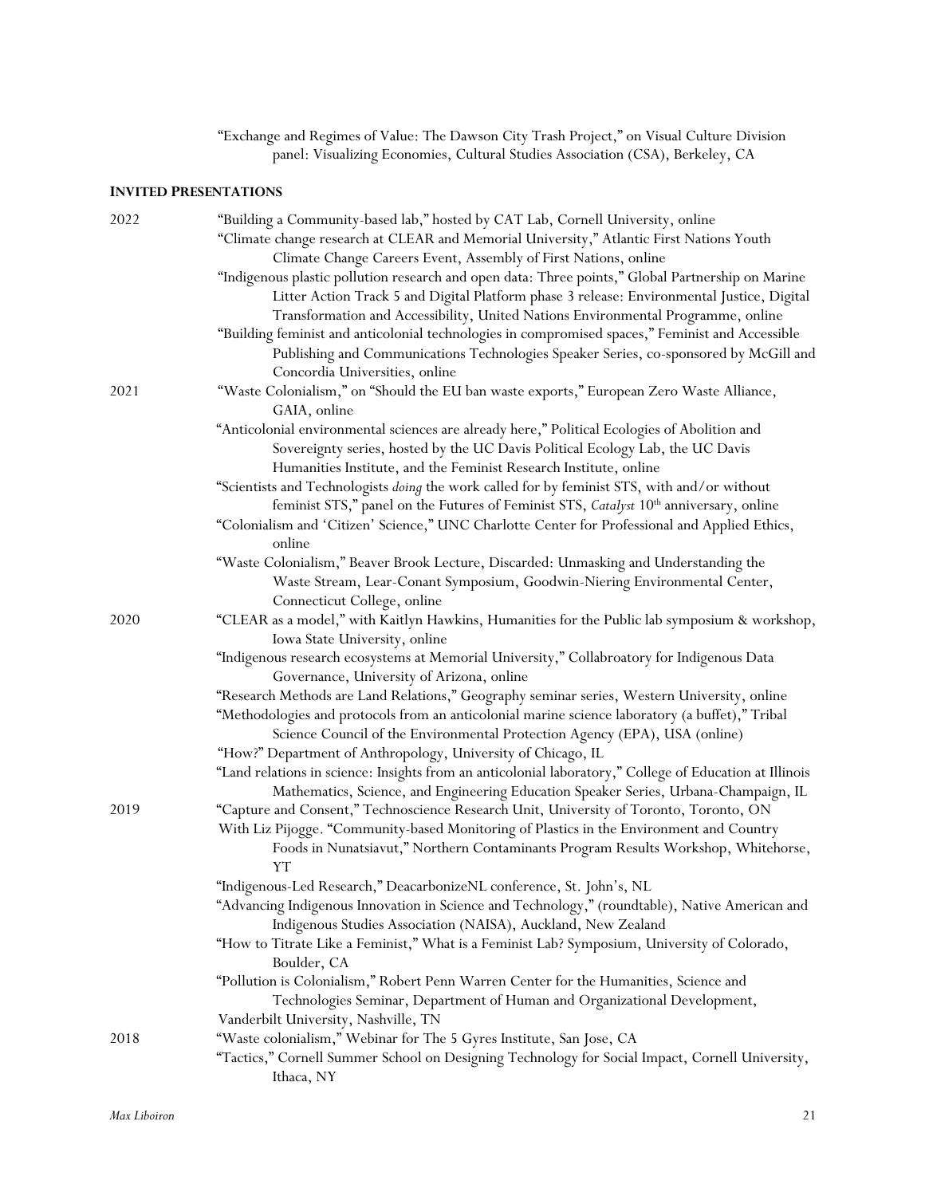"Exchange and Regimes of Value: The Dawson City Trash Project," on Visual Culture Division panel: Visualizing Economies, Cultural Studies Association (CSA), Berkeley, CA

**INVITED PRESENTATIONS**

2022

- "Building a Community-based lab," hosted by CAT Lab, Cornell University, online
- "Climate change research at CLEAR and Memorial University," Atlantic First Nations Youth Climate Change Careers Event, Assembly of First Nations, online
- "Indigenous plastic pollution research and open data: Three points," Global Partnership on Marine Litter Action Track 5 and Digital Platform phase 3 release: Environmental Justice, Digital Transformation and Accessibility, United Nations Environmental Programme, online
- "Building feminist and anticolonial technologies in compromised spaces," Feminist and Accessible Publishing and Communications Technologies Speaker Series, co-sponsored by McGill and Concordia Universities, online

2021

- "Waste Colonialism," on "Should the EU ban waste exports," European Zero Waste Alliance, GAIA, online
- "Anticolonial environmental sciences are already here," Political Ecologies of Abolition and Sovereignty series, hosted by the UC Davis Political Ecology Lab, the UC Davis Humanities Institute, and the Feminist Research Institute, online
- "Scientists and Technologists *doing* the work called for by feminist STS, with and/or without feminist STS," panel on the Futures of Feminist STS, *Catalyst* 10th anniversary, online
- "Colonialism and 'Citizen' Science," UNC Charlotte Center for Professional and Applied Ethics, online
- "Waste Colonialism," Beaver Brook Lecture, Discarded: Unmasking and Understanding the Waste Stream, Lear-Conant Symposium, Goodwin-Niering Environmental Center, Connecticut College, online

2020

- "CLEAR as a model," with Kaitlyn Hawkins, Humanities for the Public lab symposium & workshop, Iowa State University, online
- "Indigenous research ecosystems at Memorial University," Collabroatory for Indigenous Data Governance, University of Arizona, online
- "Research Methods are Land Relations," Geography seminar series, Western University, online
- "Methodologies and protocols from an anticolonial marine science laboratory (a buffet)," Tribal Science Council of the Environmental Protection Agency (EPA), USA (online)
- "How?" Department of Anthropology, University of Chicago, IL
- "Land relations in science: Insights from an anticolonial laboratory," College of Education at Illinois Mathematics, Science, and Engineering Education Speaker Series, Urbana-Champaign, IL

2019

- "Capture and Consent," Technoscience Research Unit, University of Toronto, Toronto, ON
- With Liz Pijogge. "Community-based Monitoring of Plastics in the Environment and Country Foods in Nunatsiavut," Northern Contaminants Program Results Workshop, Whitehorse, YT
- "Indigenous-Led Research," DeacarbonizeNL conference, St. John's, NL
- "Advancing Indigenous Innovation in Science and Technology," (roundtable), Native American and Indigenous Studies Association (NAISA), Auckland, New Zealand
- "How to Titrate Like a Feminist," What is a Feminist Lab? Symposium, University of Colorado, Boulder, CA
- "Pollution is Colonialism," Robert Penn Warren Center for the Humanities, Science and Technologies Seminar, Department of Human and Organizational Development, Vanderbilt University, Nashville, TN

2018

- "Waste colonialism," Webinar for The 5 Gyres Institute, San Jose, CA
- "Tactics," Cornell Summer School on Designing Technology for Social Impact, Cornell University, Ithaca, NY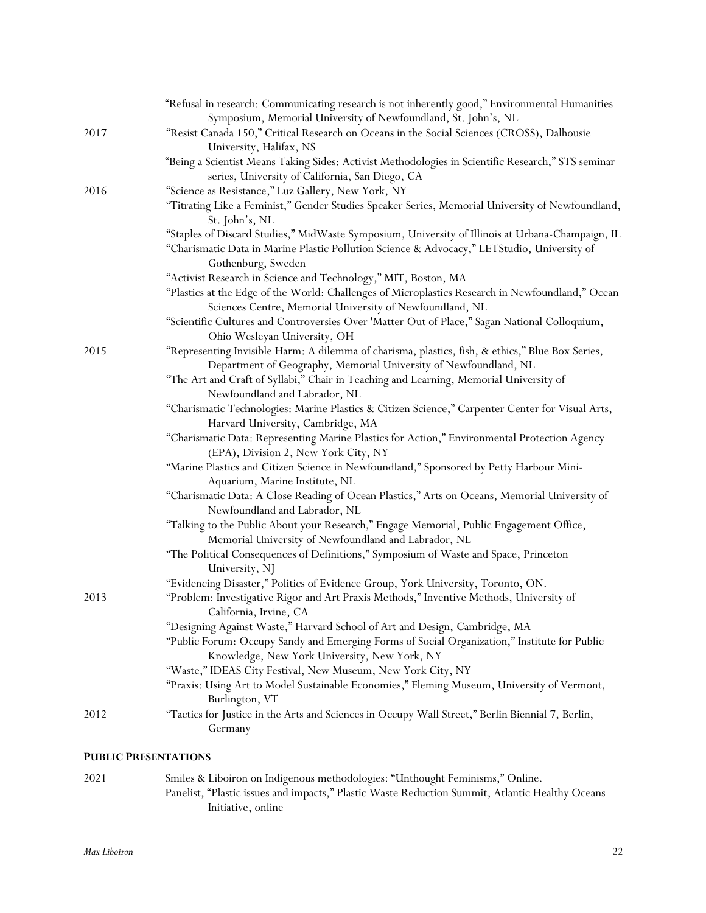| | |
|---|---|
| | "Refusal in research: Communicating research is not inherently good," Environmental Humanities Symposium, Memorial University of Newfoundland, St. John's, NL |
| 2017 | "Resist Canada 150," Critical Research on Oceans in the Social Sciences (CROSS), Dalhousie University, Halifax, NS |
| | "Being a Scientist Means Taking Sides: Activist Methodologies in Scientific Research," STS seminar series, University of California, San Diego, CA |
| 2016 | "Science as Resistance," Luz Gallery, New York, NY |
| | "Titrating Like a Feminist," Gender Studies Speaker Series, Memorial University of Newfoundland, St. John's, NL |
| | "Staples of Discard Studies," MidWaste Symposium, University of Illinois at Urbana-Champaign, IL |
| | "Charismatic Data in Marine Plastic Pollution Science & Advocacy," LETStudio, University of Gothenburg, Sweden |
| | "Activist Research in Science and Technology," MIT, Boston, MA |
| | "Plastics at the Edge of the World: Challenges of Microplastics Research in Newfoundland," Ocean Sciences Centre, Memorial University of Newfoundland, NL |
| | "Scientific Cultures and Controversies Over 'Matter Out of Place," Sagan National Colloquium, Ohio Wesleyan University, OH |
| 2015 | "Representing Invisible Harm: A dilemma of charisma, plastics, fish, & ethics," Blue Box Series, Department of Geography, Memorial University of Newfoundland, NL |
| | "The Art and Craft of Syllabi," Chair in Teaching and Learning, Memorial University of Newfoundland and Labrador, NL |
| | "Charismatic Technologies: Marine Plastics & Citizen Science," Carpenter Center for Visual Arts, Harvard University, Cambridge, MA |
| | "Charismatic Data: Representing Marine Plastics for Action," Environmental Protection Agency (EPA), Division 2, New York City, NY |
| | "Marine Plastics and Citizen Science in Newfoundland," Sponsored by Petty Harbour Mini-Aquarium, Marine Institute, NL |
| | "Charismatic Data: A Close Reading of Ocean Plastics," Arts on Oceans, Memorial University of Newfoundland and Labrador, NL |
| | "Talking to the Public About your Research," Engage Memorial, Public Engagement Office, Memorial University of Newfoundland and Labrador, NL |
| | "The Political Consequences of Definitions," Symposium of Waste and Space, Princeton University, NJ |
| | "Evidencing Disaster," Politics of Evidence Group, York University, Toronto, ON. |
| 2013 | "Problem: Investigative Rigor and Art Praxis Methods," Inventive Methods, University of California, Irvine, CA |
| | "Designing Against Waste," Harvard School of Art and Design, Cambridge, MA |
| | "Public Forum: Occupy Sandy and Emerging Forms of Social Organization," Institute for Public Knowledge, New York University, New York, NY |
| | "Waste," IDEAS City Festival, New Museum, New York City, NY |
| | "Praxis: Using Art to Model Sustainable Economies," Fleming Museum, University of Vermont, Burlington, VT |
| 2012 | "Tactics for Justice in the Arts and Sciences in Occupy Wall Street," Berlin Biennial 7, Berlin, Germany |

## PUBLIC PRESENTATIONS

| | |
|---|---|
| 2021 | Smiles & Liboiron on Indigenous methodologies: "Unthought Feminisms," Online. |
| | Panelist, "Plastic issues and impacts," Plastic Waste Reduction Summit, Atlantic Healthy Oceans Initiative, online |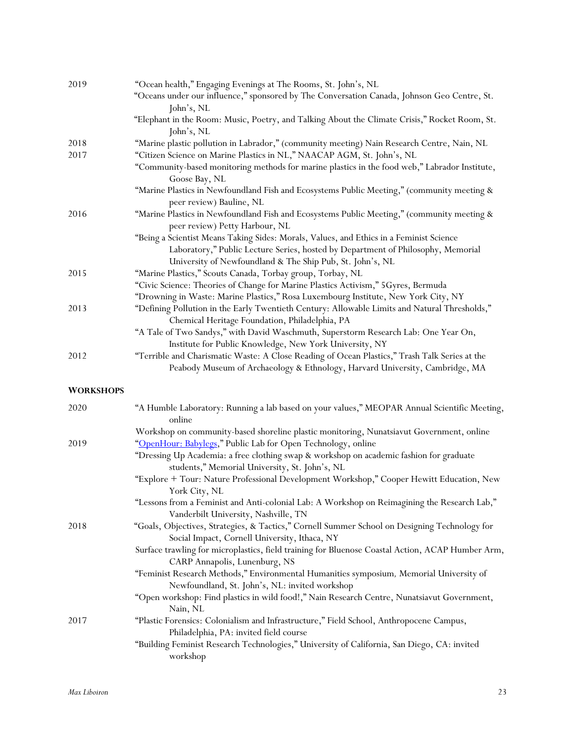2019 "Ocean health," Engaging Evenings at The Rooms, St. John's, NL

"Oceans under our influence," sponsored by The Conversation Canada, Johnson Geo Centre, St. John's, NL

"Elephant in the Room: Music, Poetry, and Talking About the Climate Crisis," Rocket Room, St. John's, NL

2018 "Marine plastic pollution in Labrador," (community meeting) Nain Research Centre, Nain, NL

2017 "Citizen Science on Marine Plastics in NL," NAACAP AGM, St. John's, NL

"Community-based monitoring methods for marine plastics in the food web," Labrador Institute, Goose Bay, NL

"Marine Plastics in Newfoundland Fish and Ecosystems Public Meeting," (community meeting & peer review) Bauline, NL

2016 "Marine Plastics in Newfoundland Fish and Ecosystems Public Meeting," (community meeting & peer review) Petty Harbour, NL

"Being a Scientist Means Taking Sides: Morals, Values, and Ethics in a Feminist Science Laboratory," Public Lecture Series, hosted by Department of Philosophy, Memorial University of Newfoundland & The Ship Pub, St. John's, NL

2015 "Marine Plastics," Scouts Canada, Torbay group, Torbay, NL

"Civic Science: Theories of Change for Marine Plastics Activism," 5Gyres, Bermuda

"Drowning in Waste: Marine Plastics," Rosa Luxembourg Institute, New York City, NY

2013 "Defining Pollution in the Early Twentieth Century: Allowable Limits and Natural Thresholds," Chemical Heritage Foundation, Philadelphia, PA

"A Tale of Two Sandys," with David Waschmuth, Superstorm Research Lab: One Year On, Institute for Public Knowledge, New York University, NY

2012 "Terrible and Charismatic Waste: A Close Reading of Ocean Plastics," Trash Talk Series at the Peabody Museum of Archaeology & Ethnology, Harvard University, Cambridge, MA

## WORKSHOPS

2020 "A Humble Laboratory: Running a lab based on your values," MEOPAR Annual Scientific Meeting, online

Workshop on community-based shoreline plastic monitoring, Nunatsiavut Government, online

2019 "OpenHour: Babylegs," Public Lab for Open Technology, online

"Dressing Up Academia: a free clothing swap & workshop on academic fashion for graduate students," Memorial University, St. John's, NL

"Explore + Tour: Nature Professional Development Workshop," Cooper Hewitt Education, New York City, NL

"Lessons from a Feminist and Anti-colonial Lab: A Workshop on Reimagining the Research Lab," Vanderbilt University, Nashville, TN

2018 "Goals, Objectives, Strategies, & Tactics," Cornell Summer School on Designing Technology for Social Impact, Cornell University, Ithaca, NY

Surface trawling for microplastics, field training for Bluenose Coastal Action, ACAP Humber Arm, CARP Annapolis, Lunenburg, NS

"Feminist Research Methods," Environmental Humanities symposium, Memorial University of Newfoundland, St. John's, NL: invited workshop

"Open workshop: Find plastics in wild food!," Nain Research Centre, Nunatsiavut Government, Nain, NL

2017 "Plastic Forensics: Colonialism and Infrastructure," Field School, Anthropocene Campus, Philadelphia, PA: invited field course

"Building Feminist Research Technologies," University of California, San Diego, CA: invited workshop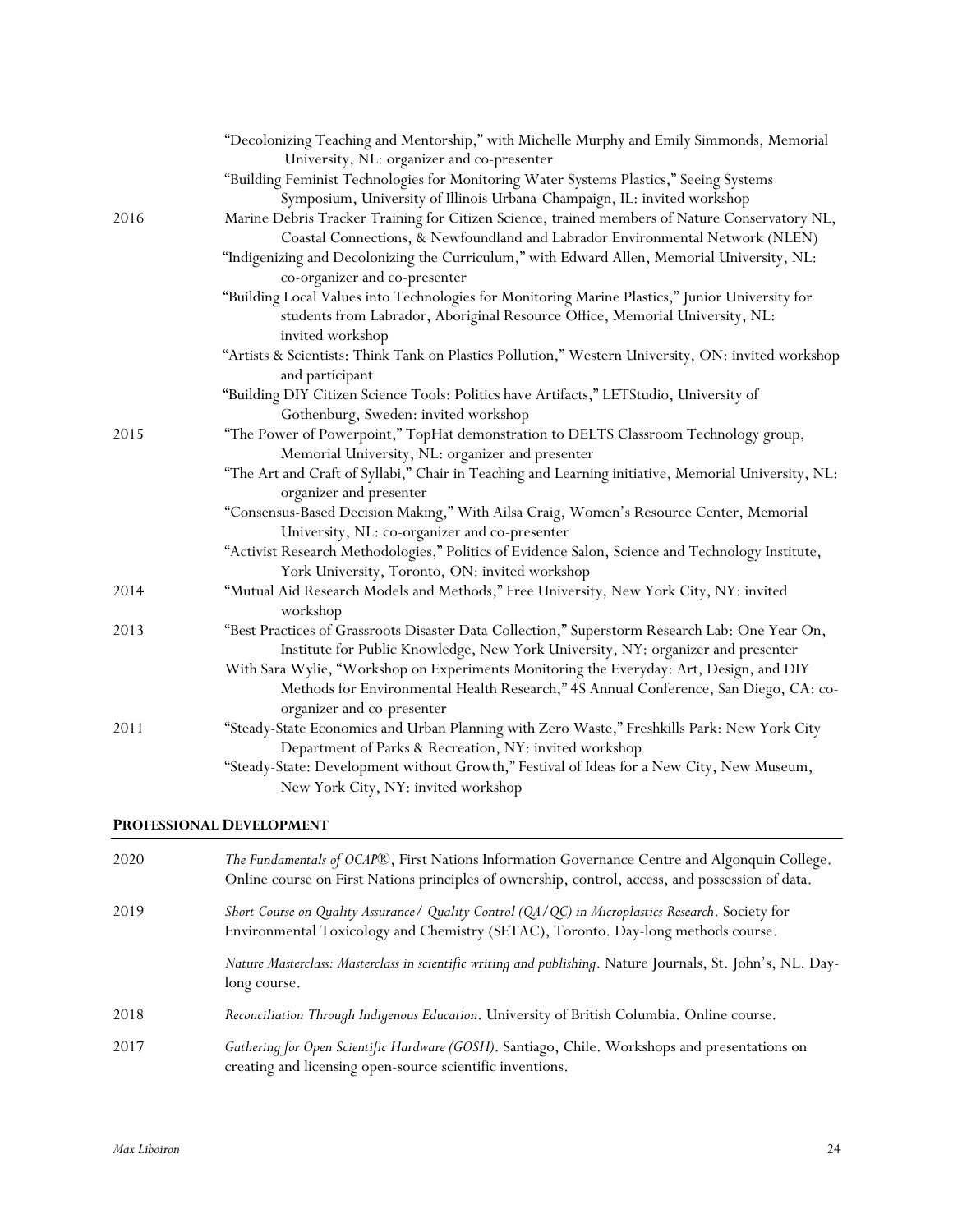| | |
|---|---|
| | "Decolonizing Teaching and Mentorship," with Michelle Murphy and Emily Simmonds, Memorial University, NL: organizer and co-presenter |
| | "Building Feminist Technologies for Monitoring Water Systems Plastics," Seeing Systems Symposium, University of Illinois Urbana-Champaign, IL: invited workshop |
| 2016 | Marine Debris Tracker Training for Citizen Science, trained members of Nature Conservatory NL, Coastal Connections, & Newfoundland and Labrador Environmental Network (NLEN) |
| | "Indigenizing and Decolonizing the Curriculum," with Edward Allen, Memorial University, NL: co-organizer and co-presenter |
| | "Building Local Values into Technologies for Monitoring Marine Plastics," Junior University for students from Labrador, Aboriginal Resource Office, Memorial University, NL: invited workshop |
| | "Artists & Scientists: Think Tank on Plastics Pollution," Western University, ON: invited workshop and participant |
| | "Building DIY Citizen Science Tools: Politics have Artifacts," LETStudio, University of Gothenburg, Sweden: invited workshop |
| 2015 | "The Power of Powerpoint," TopHat demonstration to DELTS Classroom Technology group, Memorial University, NL: organizer and presenter |
| | "The Art and Craft of Syllabi," Chair in Teaching and Learning initiative, Memorial University, NL: organizer and presenter |
| | "Consensus-Based Decision Making," With Ailsa Craig, Women's Resource Center, Memorial University, NL: co-organizer and co-presenter |
| | "Activist Research Methodologies," Politics of Evidence Salon, Science and Technology Institute, York University, Toronto, ON: invited workshop |
| 2014 | "Mutual Aid Research Models and Methods," Free University, New York City, NY: invited workshop |
| 2013 | "Best Practices of Grassroots Disaster Data Collection," Superstorm Research Lab: One Year On, Institute for Public Knowledge, New York University, NY: organizer and presenter |
| | With Sara Wylie, "Workshop on Experiments Monitoring the Everyday: Art, Design, and DIY Methods for Environmental Health Research," 4S Annual Conference, San Diego, CA: co-organizer and co-presenter |
| 2011 | "Steady-State Economies and Urban Planning with Zero Waste," Freshkills Park: New York City Department of Parks & Recreation, NY: invited workshop |
| | "Steady-State: Development without Growth," Festival of Ideas for a New City, New Museum, New York City, NY: invited workshop |

## PROFESSIONAL DEVELOPMENT

| | |
|---|---|
| 2020 | *The Fundamentals of OCAP®*, First Nations Information Governance Centre and Algonquin College. Online course on First Nations principles of ownership, control, access, and possession of data. |
| 2019 | *Short Course on Quality Assurance/ Quality Control (QA/QC) in Microplastics Research*. Society for Environmental Toxicology and Chemistry (SETAC), Toronto. Day-long methods course. |
| | *Nature Masterclass: Masterclass in scientific writing and publishing*. Nature Journals, St. John's, NL. Day-long course. |
| 2018 | *Reconciliation Through Indigenous Education*. University of British Columbia. Online course. |
| 2017 | *Gathering for Open Scientific Hardware (GOSH)*. Santiago, Chile. Workshops and presentations on creating and licensing open-source scientific inventions. |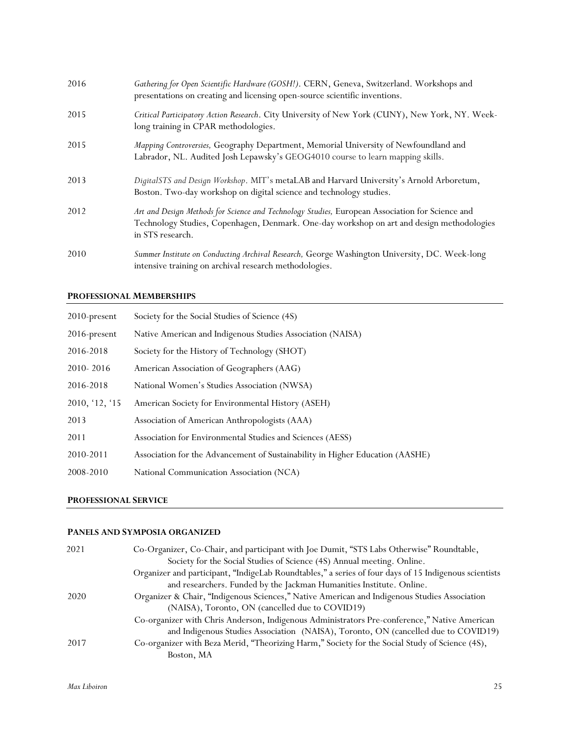| | |
|---|---|
| 2016 | *Gathering for Open Scientific Hardware (GOSH!)*. CERN, Geneva, Switzerland. Workshops and presentations on creating and licensing open-source scientific inventions. |
| 2015 | *Critical Participatory Action Research*. City University of New York (CUNY), New York, NY. Week-long training in CPAR methodologies. |
| 2015 | *Mapping Controversies,* Geography Department, Memorial University of Newfoundland and Labrador, NL. Audited Josh Lepawsky's GEOG4010 course to learn mapping skills. |
| 2013 | *DigitalSTS and Design Workshop*. MIT's metaLAB and Harvard University's Arnold Arboretum, Boston. Two-day workshop on digital science and technology studies. |
| 2012 | *Art and Design Methods for Science and Technology Studies,* European Association for Science and Technology Studies, Copenhagen, Denmark. One-day workshop on art and design methodologies in STS research. |
| 2010 | *Summer Institute on Conducting Archival Research,* George Washington University, DC. Week-long intensive training on archival research methodologies. |

## PROFESSIONAL MEMBERSHIPS

| | |
|---|---|
| 2010-present | Society for the Social Studies of Science (4S) |
| 2016-present | Native American and Indigenous Studies Association (NAISA) |
| 2016-2018 | Society for the History of Technology (SHOT) |
| 2010- 2016 | American Association of Geographers (AAG) |
| 2016-2018 | National Women's Studies Association (NWSA) |
| 2010, '12, '15 | American Society for Environmental History (ASEH) |
| 2013 | Association of American Anthropologists (AAA) |
| 2011 | Association for Environmental Studies and Sciences (AESS) |
| 2010-2011 | Association for the Advancement of Sustainability in Higher Education (AASHE) |
| 2008-2010 | National Communication Association (NCA) |

## PROFESSIONAL SERVICE

### PANELS AND SYMPOSIA ORGANIZED

| | |
|---|---|
| 2021 | Co-Organizer, Co-Chair, and participant with Joe Dumit, "STS Labs Otherwise" Roundtable, Society for the Social Studies of Science (4S) Annual meeting. Online. |
| | Organizer and participant, "IndigeLab Roundtables," a series of four days of 15 Indigenous scientists and researchers. Funded by the Jackman Humanities Institute. Online. |
| 2020 | Organizer & Chair, "Indigenous Sciences," Native American and Indigenous Studies Association (NAISA), Toronto, ON (cancelled due to COVID19) |
| | Co-organizer with Chris Anderson, Indigenous Administrators Pre-conference," Native American and Indigenous Studies Association (NAISA), Toronto, ON (cancelled due to COVID19) |
| 2017 | Co-organizer with Beza Merid, "Theorizing Harm," Society for the Social Study of Science (4S), Boston, MA |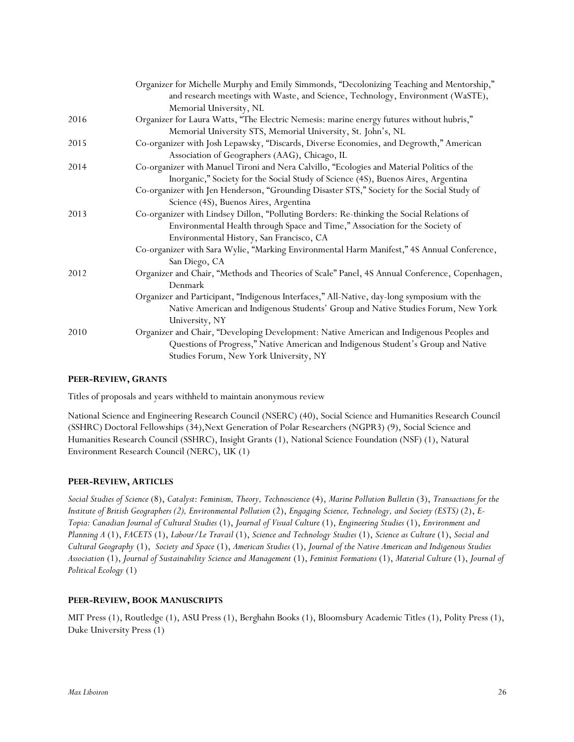| | |
|---|---|
| | Organizer for Michelle Murphy and Emily Simmonds, "Decolonizing Teaching and Mentorship," and research meetings with Waste, and Science, Technology, Environment (WaSTE), Memorial University, NL |
| 2016 | Organizer for Laura Watts, "The Electric Nemesis: marine energy futures without hubris," Memorial University STS, Memorial University, St. John's, NL |
| 2015 | Co-organizer with Josh Lepawsky, "Discards, Diverse Economies, and Degrowth," American Association of Geographers (AAG), Chicago, IL |
| 2014 | Co-organizer with Manuel Tironi and Nera Calvillo, "Ecologies and Material Politics of the Inorganic," Society for the Social Study of Science (4S), Buenos Aires, Argentina |
| | Co-organizer with Jen Henderson, "Grounding Disaster STS," Society for the Social Study of Science (4S), Buenos Aires, Argentina |
| 2013 | Co-organizer with Lindsey Dillon, "Polluting Borders: Re-thinking the Social Relations of Environmental Health through Space and Time," Association for the Society of Environmental History, San Francisco, CA |
| | Co-organizer with Sara Wylie, "Marking Environmental Harm Manifest," 4S Annual Conference, San Diego, CA |
| 2012 | Organizer and Chair, "Methods and Theories of Scale" Panel, 4S Annual Conference, Copenhagen, Denmark |
| | Organizer and Participant, "Indigenous Interfaces," All-Native, day-long symposium with the Native American and Indigenous Students' Group and Native Studies Forum, New York University, NY |
| 2010 | Organizer and Chair, "Developing Development: Native American and Indigenous Peoples and Questions of Progress," Native American and Indigenous Student's Group and Native Studies Forum, New York University, NY |

**PEER-REVIEW, GRANTS**

Titles of proposals and years withheld to maintain anonymous review

National Science and Engineering Research Council (NSERC) (40), Social Science and Humanities Research Council (SSHRC) Doctoral Fellowships (34),Next Generation of Polar Researchers (NGPR3) (9), Social Science and Humanities Research Council (SSHRC), Insight Grants (1), National Science Foundation (NSF) (1), Natural Environment Research Council (NERC), UK (1)

**PEER-REVIEW, ARTICLES**

*Social Studies of Science* (8), *Catalyst: Feminism, Theory, Technoscience* (4), *Marine Pollution Bulletin* (3), *Transactions for the Institute of British Geographers (2), Environmental Pollution* (2), *Engaging Science, Technology, and Society (ESTS)* (2), *E-Topia: Canadian Journal of Cultural Studies* (1), *Journal of Visual Culture* (1), *Engineering Studies* (1), *Environment and Planning A* (1), *FACETS* (1), *Labour/Le Travail* (1), *Science and Technology Studies* (1), *Science as Culture* (1), *Social and Cultural Geography* (1), *Society and Space* (1), *American Studies* (1), *Journal of the Native American and Indigenous Studies Association* (1), *Journal of Sustainability Science and Management* (1), *Feminist Formations* (1), *Material Culture* (1), *Journal of Political Ecology* (1)

**PEER-REVIEW, BOOK MANUSCRIPTS**

MIT Press (1), Routledge (1), ASU Press (1), Berghahn Books (1), Bloomsbury Academic Titles (1), Polity Press (1), Duke University Press (1)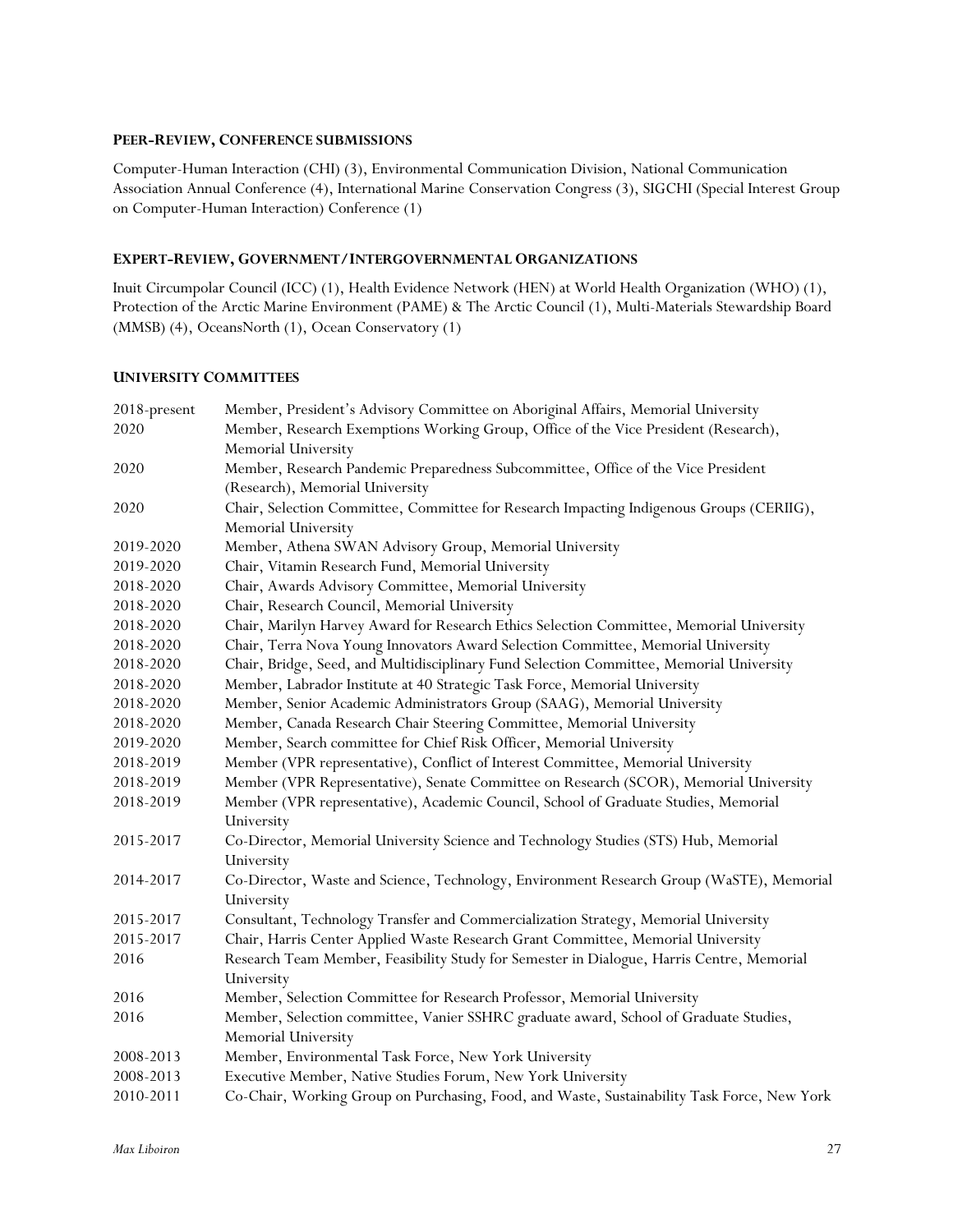### PEER-REVIEW, CONFERENCE SUBMISSIONS

Computer-Human Interaction (CHI) (3), Environmental Communication Division, National Communication Association Annual Conference (4), International Marine Conservation Congress (3), SIGCHI (Special Interest Group on Computer-Human Interaction) Conference (1)

### EXPERT-REVIEW, GOVERNMENT/INTERGOVERNMENTAL ORGANIZATIONS

Inuit Circumpolar Council (ICC) (1), Health Evidence Network (HEN) at World Health Organization (WHO) (1), Protection of the Arctic Marine Environment (PAME) & The Arctic Council (1), Multi-Materials Stewardship Board (MMSB) (4), OceansNorth (1), Ocean Conservatory (1)

### UNIVERSITY COMMITTEES

| | |
|---|---|
| 2018-present | Member, President's Advisory Committee on Aboriginal Affairs, Memorial University |
| 2020 | Member, Research Exemptions Working Group, Office of the Vice President (Research), Memorial University |
| 2020 | Member, Research Pandemic Preparedness Subcommittee, Office of the Vice President (Research), Memorial University |
| 2020 | Chair, Selection Committee, Committee for Research Impacting Indigenous Groups (CERIIG), Memorial University |
| 2019-2020 | Member, Athena SWAN Advisory Group, Memorial University |
| 2019-2020 | Chair, Vitamin Research Fund, Memorial University |
| 2018-2020 | Chair, Awards Advisory Committee, Memorial University |
| 2018-2020 | Chair, Research Council, Memorial University |
| 2018-2020 | Chair, Marilyn Harvey Award for Research Ethics Selection Committee, Memorial University |
| 2018-2020 | Chair, Terra Nova Young Innovators Award Selection Committee, Memorial University |
| 2018-2020 | Chair, Bridge, Seed, and Multidisciplinary Fund Selection Committee, Memorial University |
| 2018-2020 | Member, Labrador Institute at 40 Strategic Task Force, Memorial University |
| 2018-2020 | Member, Senior Academic Administrators Group (SAAG), Memorial University |
| 2018-2020 | Member, Canada Research Chair Steering Committee, Memorial University |
| 2019-2020 | Member, Search committee for Chief Risk Officer, Memorial University |
| 2018-2019 | Member (VPR representative), Conflict of Interest Committee, Memorial University |
| 2018-2019 | Member (VPR Representative), Senate Committee on Research (SCOR), Memorial University |
| 2018-2019 | Member (VPR representative), Academic Council, School of Graduate Studies, Memorial University |
| 2015-2017 | Co-Director, Memorial University Science and Technology Studies (STS) Hub, Memorial University |
| 2014-2017 | Co-Director, Waste and Science, Technology, Environment Research Group (WaSTE), Memorial University |
| 2015-2017 | Consultant, Technology Transfer and Commercialization Strategy, Memorial University |
| 2015-2017 | Chair, Harris Center Applied Waste Research Grant Committee, Memorial University |
| 2016 | Research Team Member, Feasibility Study for Semester in Dialogue, Harris Centre, Memorial University |
| 2016 | Member, Selection Committee for Research Professor, Memorial University |
| 2016 | Member, Selection committee, Vanier SSHRC graduate award, School of Graduate Studies, Memorial University |
| 2008-2013 | Member, Environmental Task Force, New York University |
| 2008-2013 | Executive Member, Native Studies Forum, New York University |
| 2010-2011 | Co-Chair, Working Group on Purchasing, Food, and Waste, Sustainability Task Force, New York |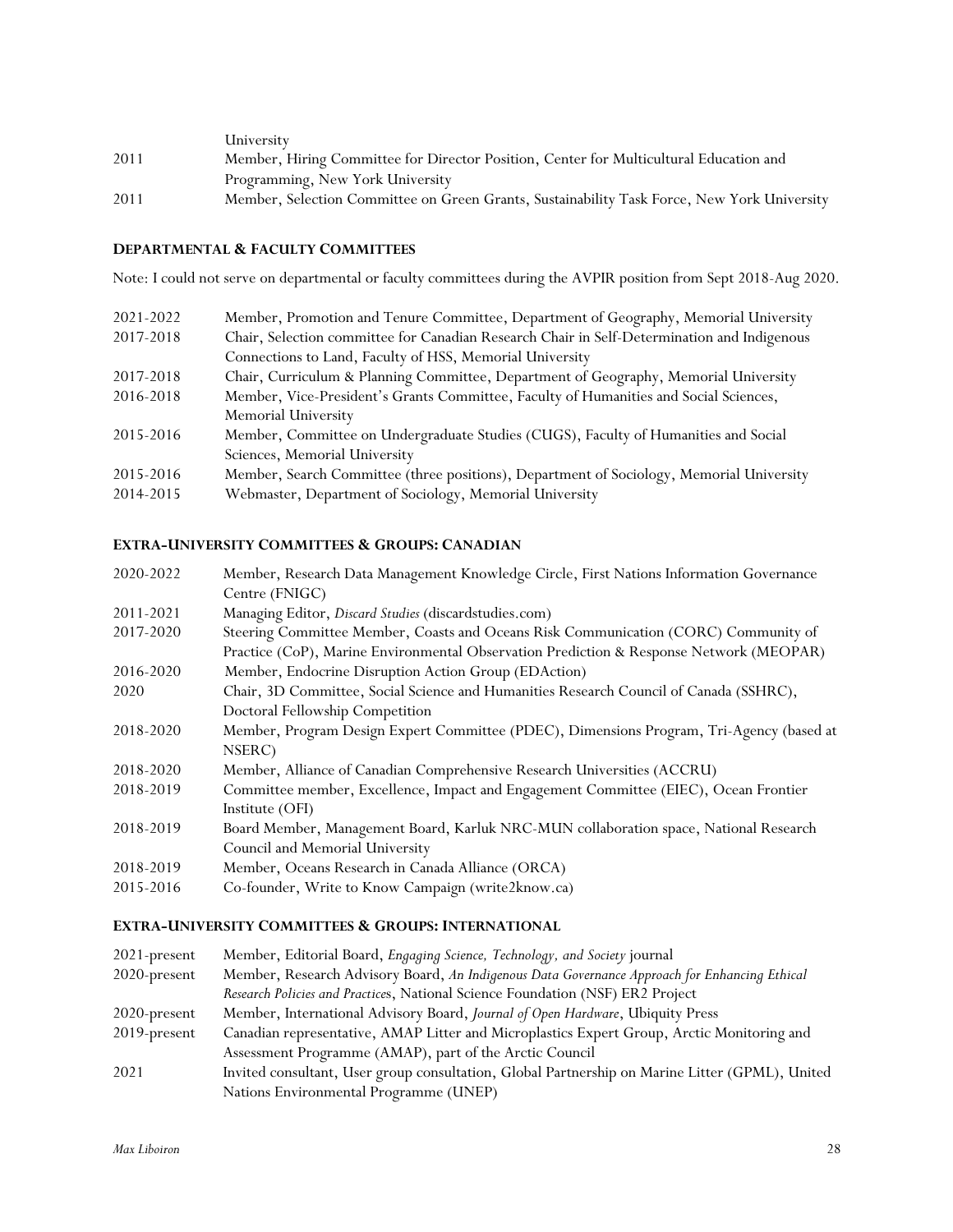| | |
|---|---|
| | University |
| 2011 | Member, Hiring Committee for Director Position, Center for Multicultural Education and Programming, New York University |
| 2011 | Member, Selection Committee on Green Grants, Sustainability Task Force, New York University |

#### DEPARTMENTAL & FACULTY COMMITTEES

Note: I could not serve on departmental or faculty committees during the AVPIR position from Sept 2018-Aug 2020.

| | |
|---|---|
| 2021-2022 | Member, Promotion and Tenure Committee, Department of Geography, Memorial University |
| 2017-2018 | Chair, Selection committee for Canadian Research Chair in Self-Determination and Indigenous Connections to Land, Faculty of HSS, Memorial University |
| 2017-2018 | Chair, Curriculum & Planning Committee, Department of Geography, Memorial University |
| 2016-2018 | Member, Vice-President's Grants Committee, Faculty of Humanities and Social Sciences, Memorial University |
| 2015-2016 | Member, Committee on Undergraduate Studies (CUGS), Faculty of Humanities and Social Sciences, Memorial University |
| 2015-2016 | Member, Search Committee (three positions), Department of Sociology, Memorial University |
| 2014-2015 | Webmaster, Department of Sociology, Memorial University |

#### EXTRA-UNIVERSITY COMMITTEES & GROUPS: CANADIAN

| | |
|---|---|
| 2020-2022 | Member, Research Data Management Knowledge Circle, First Nations Information Governance Centre (FNIGC) |
| 2011-2021 | Managing Editor, *Discard Studies* (discardstudies.com) |
| 2017-2020 | Steering Committee Member, Coasts and Oceans Risk Communication (CORC) Community of Practice (CoP), Marine Environmental Observation Prediction & Response Network (MEOPAR) |
| 2016-2020 | Member, Endocrine Disruption Action Group (EDAction) |
| 2020 | Chair, 3D Committee, Social Science and Humanities Research Council of Canada (SSHRC), Doctoral Fellowship Competition |
| 2018-2020 | Member, Program Design Expert Committee (PDEC), Dimensions Program, Tri-Agency (based at NSERC) |
| 2018-2020 | Member, Alliance of Canadian Comprehensive Research Universities (ACCRU) |
| 2018-2019 | Committee member, Excellence, Impact and Engagement Committee (EIEC), Ocean Frontier Institute (OFI) |
| 2018-2019 | Board Member, Management Board, Karluk NRC-MUN collaboration space, National Research Council and Memorial University |
| 2018-2019 | Member, Oceans Research in Canada Alliance (ORCA) |
| 2015-2016 | Co-founder, Write to Know Campaign (write2know.ca) |

#### EXTRA-UNIVERSITY COMMITTEES & GROUPS: INTERNATIONAL

| | |
|---|---|
| 2021-present | Member, Editorial Board, *Engaging Science, Technology, and Society* journal |
| 2020-present | Member, Research Advisory Board, *An Indigenous Data Governance Approach for Enhancing Ethical Research Policies and Practices*, National Science Foundation (NSF) ER2 Project |
| 2020-present | Member, International Advisory Board, *Journal of Open Hardware*, Ubiquity Press |
| 2019-present | Canadian representative, AMAP Litter and Microplastics Expert Group, Arctic Monitoring and Assessment Programme (AMAP), part of the Arctic Council |
| 2021 | Invited consultant, User group consultation, Global Partnership on Marine Litter (GPML), United Nations Environmental Programme (UNEP) |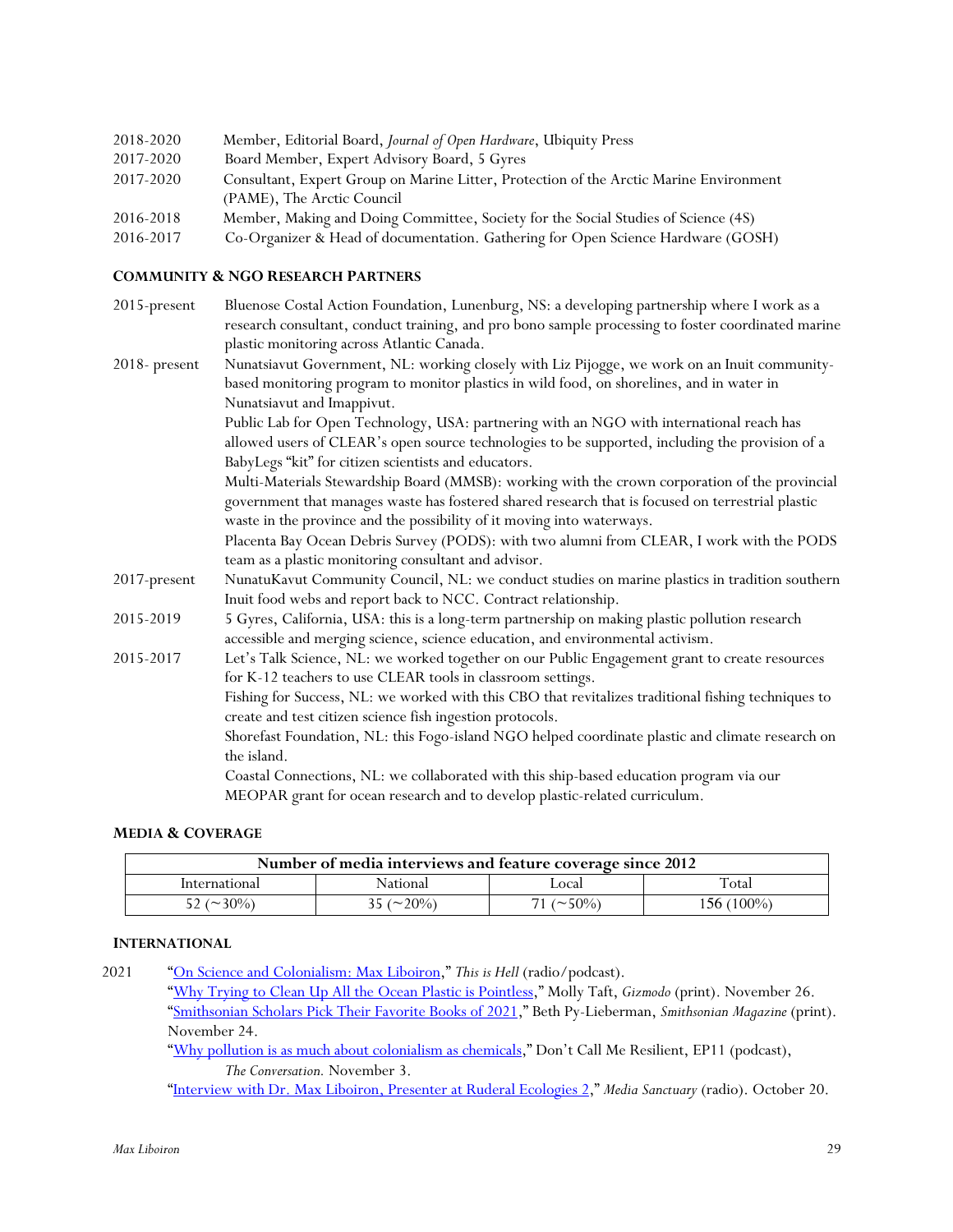2018-2020 Member, Editorial Board, *Journal of Open Hardware*, Ubiquity Press
2017-2020 Board Member, Expert Advisory Board, 5 Gyres
2017-2020 Consultant, Expert Group on Marine Litter, Protection of the Arctic Marine Environment (PAME), The Arctic Council
2016-2018 Member, Making and Doing Committee, Society for the Social Studies of Science (4S)
2016-2017 Co-Organizer & Head of documentation. Gathering for Open Science Hardware (GOSH)

### COMMUNITY & NGO RESEARCH PARTNERS

2015-present Bluenose Costal Action Foundation, Lunenburg, NS: a developing partnership where I work as a research consultant, conduct training, and pro bono sample processing to foster coordinated marine plastic monitoring across Atlantic Canada.

2018- present Nunatsiavut Government, NL: working closely with Liz Pijogge, we work on an Inuit community-based monitoring program to monitor plastics in wild food, on shorelines, and in water in Nunatsiavut and Imappivut.

Public Lab for Open Technology, USA: partnering with an NGO with international reach has allowed users of CLEAR's open source technologies to be supported, including the provision of a BabyLegs "kit" for citizen scientists and educators.

Multi-Materials Stewardship Board (MMSB): working with the crown corporation of the provincial government that manages waste has fostered shared research that is focused on terrestrial plastic waste in the province and the possibility of it moving into waterways.

Placenta Bay Ocean Debris Survey (PODS): with two alumni from CLEAR, I work with the PODS team as a plastic monitoring consultant and advisor.

2017-present NunatuKavut Community Council, NL: we conduct studies on marine plastics in tradition southern Inuit food webs and report back to NCC. Contract relationship.

2015-2019 5 Gyres, California, USA: this is a long-term partnership on making plastic pollution research accessible and merging science, science education, and environmental activism.

2015-2017 Let's Talk Science, NL: we worked together on our Public Engagement grant to create resources for K-12 teachers to use CLEAR tools in classroom settings.

Fishing for Success, NL: we worked with this CBO that revitalizes traditional fishing techniques to create and test citizen science fish ingestion protocols.

Shorefast Foundation, NL: this Fogo-island NGO helped coordinate plastic and climate research on the island.

Coastal Connections, NL: we collaborated with this ship-based education program via our MEOPAR grant for ocean research and to develop plastic-related curriculum.

### MEDIA & COVERAGE

| Number of media interviews and feature coverage since 2012 | | | |
|---|---|---|---|
| International | National | Local | Total |
| 52 (~30%) | 35 (~20%) | 71 (~50%) | 156 (100%) |

### INTERNATIONAL

2021 "On Science and Colonialism: Max Liboiron," *This is Hell* (radio/podcast).

"Why Trying to Clean Up All the Ocean Plastic is Pointless," Molly Taft, *Gizmodo* (print). November 26.

"Smithsonian Scholars Pick Their Favorite Books of 2021," Beth Py-Lieberman, *Smithsonian Magazine* (print). November 24.

"Why pollution is as much about colonialism as chemicals," Don't Call Me Resilient, EP11 (podcast), *The Conversation.* November 3.

"Interview with Dr. Max Liboiron, Presenter at Ruderal Ecologies 2," *Media Sanctuary* (radio). October 20.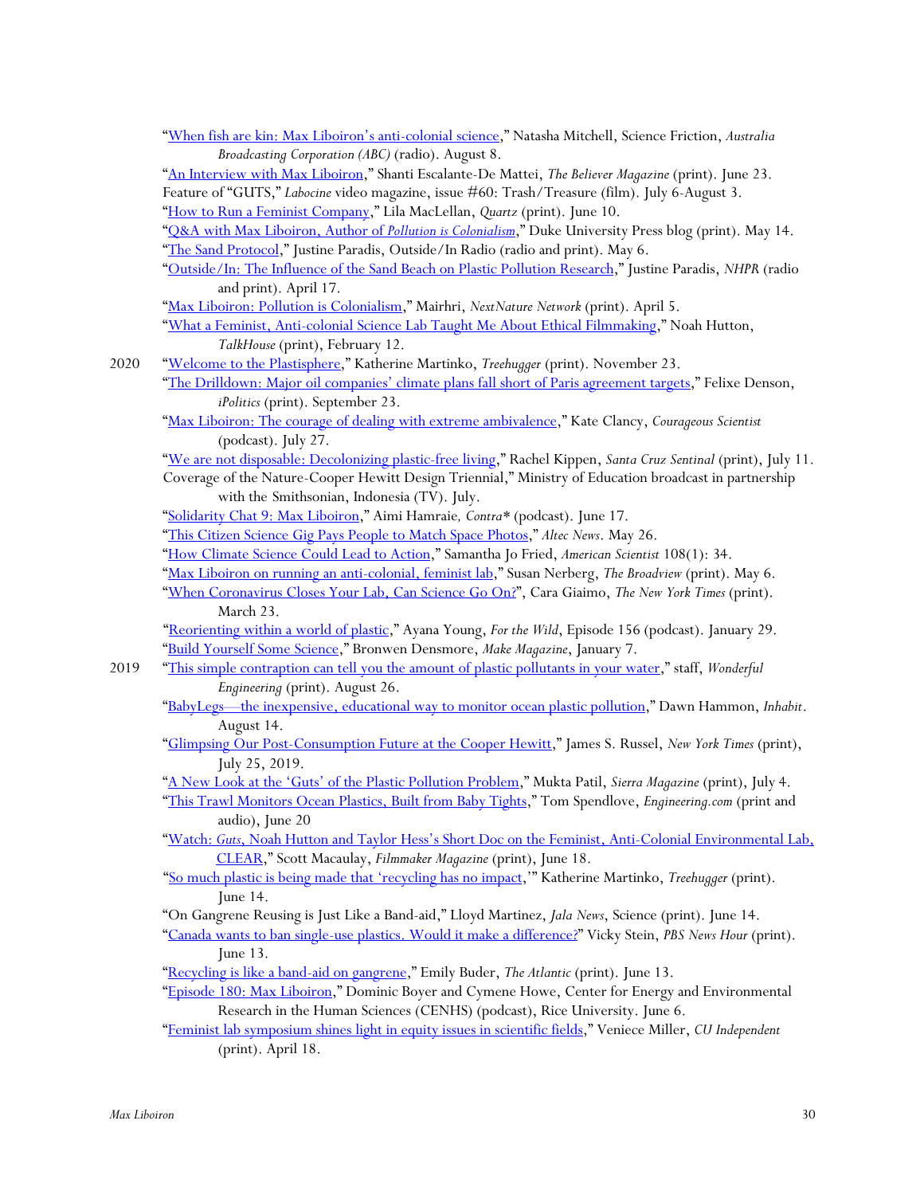"When fish are kin: Max Liboiron's anti-colonial science," Natasha Mitchell, Science Friction, *Australia Broadcasting Corporation (ABC)* (radio). August 8.

"An Interview with Max Liboiron," Shanti Escalante-De Mattei, *The Believer Magazine* (print). June 23.

Feature of "GUTS," *Labocine* video magazine, issue #60: Trash/Treasure (film). July 6-August 3.

"How to Run a Feminist Company," Lila MacLellan, *Quartz* (print). June 10.

"Q&A with Max Liboiron, Author of *Pollution is Colonialism*," Duke University Press blog (print). May 14.

"The Sand Protocol," Justine Paradis, Outside/In Radio (radio and print). May 6.

"Outside/In: The Influence of the Sand Beach on Plastic Pollution Research," Justine Paradis, *NHPR* (radio and print). April 17.

"Max Liboiron: Pollution is Colonialism," Mairhri, *NextNature Network* (print). April 5.

"What a Feminist, Anti-colonial Science Lab Taught Me About Ethical Filmmaking," Noah Hutton, *TalkHouse* (print), February 12.

**2020**

"Welcome to the Plastisphere," Katherine Martinko, *Treehugger* (print). November 23.

"The Drilldown: Major oil companies' climate plans fall short of Paris agreement targets," Felixe Denson, *iPolitics* (print). September 23.

"Max Liboiron: The courage of dealing with extreme ambivalence," Kate Clancy, *Courageous Scientist* (podcast). July 27.

"We are not disposable: Decolonizing plastic-free living," Rachel Kippen, *Santa Cruz Sentinal* (print), July 11.

Coverage of the Nature-Cooper Hewitt Design Triennial," Ministry of Education broadcast in partnership with the Smithsonian, Indonesia (TV). July.

"Solidarity Chat 9: Max Liboiron," Aimi Hamraie*, Contra** (podcast). June 17.

"This Citizen Science Gig Pays People to Match Space Photos," *Altec News*. May 26.

"How Climate Science Could Lead to Action," Samantha Jo Fried, *American Scientist* 108(1): 34.

"Max Liboiron on running an anti-colonial, feminist lab," Susan Nerberg, *The Broadview* (print). May 6.

"When Coronavirus Closes Your Lab, Can Science Go On?", Cara Giaimo, *The New York Times* (print). March 23.

"Reorienting within a world of plastic," Ayana Young, *For the Wild*, Episode 156 (podcast). January 29.

"Build Yourself Some Science," Bronwen Densmore, *Make Magazine*, January 7.

**2019**

"This simple contraption can tell you the amount of plastic pollutants in your water," staff, *Wonderful Engineering* (print). August 26.

"BabyLegs—the inexpensive, educational way to monitor ocean plastic pollution," Dawn Hammon, *Inhabit*. August 14.

"Glimpsing Our Post-Consumption Future at the Cooper Hewitt," James S. Russel, *New York Times* (print), July 25, 2019.

"A New Look at the 'Guts' of the Plastic Pollution Problem," Mukta Patil, *Sierra Magazine* (print), July 4.

"This Trawl Monitors Ocean Plastics, Built from Baby Tights," Tom Spendlove, *Engineering.com* (print and audio), June 20

"Watch: *Guts*, Noah Hutton and Taylor Hess's Short Doc on the Feminist, Anti-Colonial Environmental Lab, CLEAR," Scott Macaulay, *Filmmaker Magazine* (print), June 18.

"So much plastic is being made that 'recycling has no impact,'" Katherine Martinko, *Treehugger* (print). June 14.

"On Gangrene Reusing is Just Like a Band-aid," Lloyd Martinez, *Jala News*, Science (print). June 14.

"Canada wants to ban single-use plastics. Would it make a difference?" Vicky Stein, *PBS News Hour* (print). June 13.

"Recycling is like a band-aid on gangrene," Emily Buder, *The Atlantic* (print). June 13.

"Episode 180: Max Liboiron," Dominic Boyer and Cymene Howe, Center for Energy and Environmental Research in the Human Sciences (CENHS) (podcast), Rice University. June 6.

"Feminist lab symposium shines light in equity issues in scientific fields," Veniece Miller, *CU Independent* (print). April 18.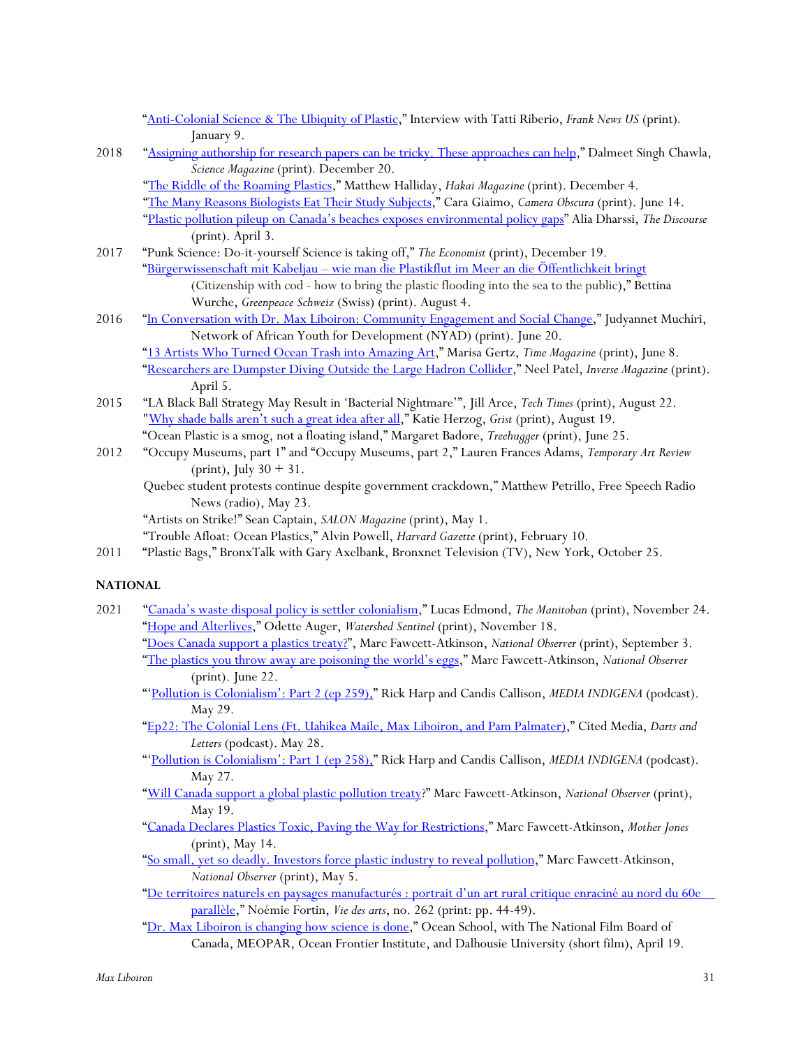"[Anti-Colonial Science & The Ubiquity of Plastic](#)," Interview with Tatti Riberio, *Frank News US* (print). January 9.

2018 "[Assigning authorship for research papers can be tricky. These approaches can help](#)," Dalmeet Singh Chawla, *Science Magazine* (print). December 20.

"[The Riddle of the Roaming Plastics](#)," Matthew Halliday, *Hakai Magazine* (print). December 4.

"[The Many Reasons Biologists Eat Their Study Subjects](#)," Cara Giaimo, *Camera Obscura* (print). June 14.

"[Plastic pollution pileup on Canada's beaches exposes environmental policy gaps](#)" Alia Dharssi, *The Discourse* (print). April 3.

2017 "Punk Science: Do-it-yourself Science is taking off," *The Economist* (print), December 19.

"[Bürgerwissenschaft mit Kabeljau – wie man die Plastikflut im Meer an die Öffentlichkeit bringt](#) (Citizenship with cod - how to bring the plastic flooding into the sea to the public)," Bettina Wurche, *Greenpeace Schweiz* (Swiss) (print). August 4.

2016 "[In Conversation with Dr. Max Liboiron: Community Engagement and Social Change](#)," Judyannet Muchiri, Network of African Youth for Development (NYAD) (print). June 20.

"[13 Artists Who Turned Ocean Trash into Amazing Art](#)," Marisa Gertz, *Time Magazine* (print), June 8.

"[Researchers are Dumpster Diving Outside the Large Hadron Collider](#)," Neel Patel, *Inverse Magazine* (print). April 5.

2015 "LA Black Ball Strategy May Result in 'Bacterial Nightmare'", Jill Arce, *Tech Times* (print), August 22.

"[Why shade balls aren't such a great idea after all](#)," Katie Herzog, *Grist* (print), August 19.

"Ocean Plastic is a smog, not a floating island," Margaret Badore, *Treehugger* (print), June 25.

2012 "Occupy Museums, part 1" and "Occupy Museums, part 2," Lauren Frances Adams, *Temporary Art Review* (print), July 30 + 31.

Quebec student protests continue despite government crackdown," Matthew Petrillo, Free Speech Radio News (radio), May 23.

"Artists on Strike!" Sean Captain, *SALON Magazine* (print), May 1.

"Trouble Afloat: Ocean Plastics," Alvin Powell, *Harvard Gazette* (print), February 10.

2011 "Plastic Bags," BronxTalk with Gary Axelbank, Bronxnet Television (TV), New York, October 25.

**NATIONAL**

2021 "[Canada's waste disposal policy is settler colonialism](#)," Lucas Edmond, *The Manitoban* (print), November 24.

"[Hope and Alterlives](#)," Odette Auger, *Watershed Sentinel* (print), November 18.

"[Does Canada support a plastics treaty?](#)", Marc Fawcett-Atkinson, *National Observer* (print), September 3.

"[The plastics you throw away are poisoning the world's eggs](#)," Marc Fawcett-Atkinson, *National Observer* (print). June 22.

"'[Pollution is Colonialism': Part 2 (ep 259),](#)" Rick Harp and Candis Callison, *MEDIA INDIGENA* (podcast). May 29.

"[Ep22: The Colonial Lens (Ft. Uahikea Maile, Max Liboiron, and Pam Palmater)](#)," Cited Media, *Darts and Letters* (podcast). May 28.

"'[Pollution is Colonialism': Part 1 (ep 258),](#)" Rick Harp and Candis Callison, *MEDIA INDIGENA* (podcast). May 27.

"[Will Canada support a global plastic pollution treaty](#)?" Marc Fawcett-Atkinson, *National Observer* (print), May 19.

"[Canada Declares Plastics Toxic, Paving the Way for Restrictions](#)," Marc Fawcett-Atkinson, *Mother Jones* (print), May 14.

"[So small, yet so deadly. Investors force plastic industry to reveal pollution](#)," Marc Fawcett-Atkinson, *National Observer* (print), May 5.

"[De territoires naturels en paysages manufacturés : portrait d'un art rural critique enraciné au nord du 60e parallèle](#)," Noémie Fortin, *Vie des arts*, no. 262 (print: pp. 44-49).

"[Dr. Max Liboiron is changing how science is done](#)," Ocean School, with The National Film Board of Canada, MEOPAR, Ocean Frontier Institute, and Dalhousie University (short film), April 19.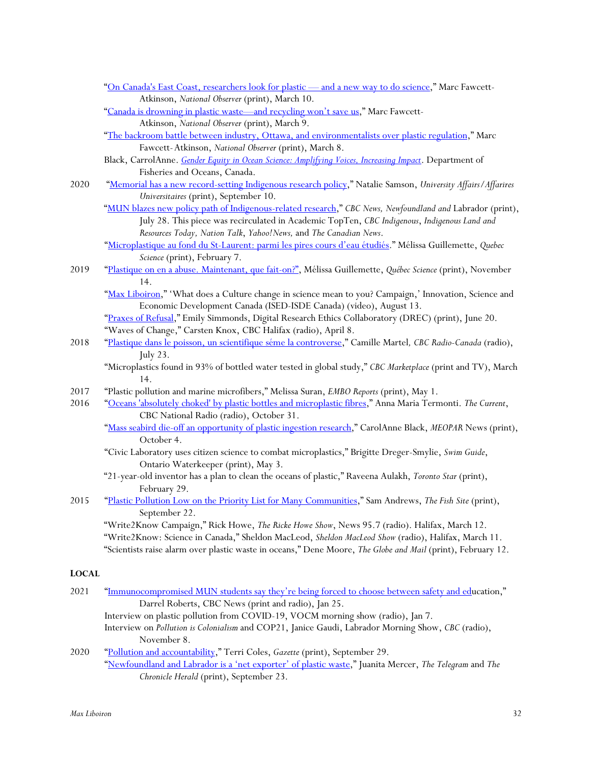"On Canada's East Coast, researchers look for plastic — and a new way to do science," Marc Fawcett-Atkinson, *National Observer* (print), March 10.

"Canada is drowning in plastic waste—and recycling won't save us," Marc Fawcett-Atkinson, *National Observer* (print), March 9.

"The backroom battle between industry, Ottawa, and environmentalists over plastic regulation," Marc Fawcett-Atkinson, *National Observer* (print), March 8.

Black, CarrolAnne. *Gender Equity in Ocean Science: Amplifying Voices, Increasing Impact*. Department of Fisheries and Oceans, Canada.

2020 "Memorial has a new record-setting Indigenous research policy," Natalie Samson, *University Affairs/Affaires Universitaires* (print), September 10.

"MUN blazes new policy path of Indigenous-related research," *CBC News, Newfoundland and* Labrador (print), July 28. This piece was recirculated in Academic TopTen, *CBC Indigenous*, *Indigenous Land and Resources Today, Nation Talk*, *Yahoo!News,* and *The Canadian News*.

"Microplastique au fond du St-Laurent: parmi les pires cours d'eau étudiés." Mélissa Guillemette, *Quebec Science* (print), February 7.

2019 "Plastique on en a abuse. Maintenant, que fait-on?", Mélissa Guillemette, *Québec Science* (print), November 14.

"Max Liboiron," 'What does a Culture change in science mean to you? Campaign,' Innovation, Science and Economic Development Canada (ISED-ISDE Canada) (video), August 13.

"Praxes of Refusal," Emily Simmonds, Digital Research Ethics Collaboratory (DREC) (print), June 20.

"Waves of Change," Carsten Knox, CBC Halifax (radio), April 8.

2018 "Plastique dans le poisson, un scientifique séme la controverse," Camille Martel*, CBC Radio-Canada* (radio), July 23.

"Microplastics found in 93% of bottled water tested in global study," *CBC Marketplace* (print and TV), March 14.

2017 "Plastic pollution and marine microfibers," Melissa Suran, *EMBO Reports* (print), May 1.

2016 "Oceans 'absolutely choked' by plastic bottles and microplastic fibres," Anna Maria Termonti. *The Current*, CBC National Radio (radio), October 31.

"Mass seabird die-off an opportunity of plastic ingestion research," CarolAnne Black, *MEOPAR* News (print), October 4.

"Civic Laboratory uses citizen science to combat microplastics," Brigitte Dreger-Smylie, *Swim Guide*, Ontario Waterkeeper (print), May 3.

"21-year-old inventor has a plan to clean the oceans of plastic," Raveena Aulakh, *Toronto Star* (print), February 29.

2015 "Plastic Pollution Low on the Priority List for Many Communities," Sam Andrews, *The Fish Site* (print), September 22.

"Write2Know Campaign," Rick Howe, *The Ricke Howe Show*, News 95.7 (radio). Halifax, March 12.

"Write2Know: Science in Canada," Sheldon MacLeod, *Sheldon MacLeod Show* (radio), Halifax, March 11.

"Scientists raise alarm over plastic waste in oceans," Dene Moore, *The Globe and Mail* (print), February 12.

**LOCAL**

2021 "Immunocompromised MUN students say they're being forced to choose between safety and education," Darrel Roberts, CBC News (print and radio), Jan 25.

Interview on plastic pollution from COVID-19, VOCM morning show (radio), Jan 7.

Interview on *Pollution is Colonialism* and COP21, Janice Gaudi, Labrador Morning Show, *CBC* (radio), November 8.

2020 "Pollution and accountability," Terri Coles, *Gazette* (print), September 29.

"Newfoundland and Labrador is a 'net exporter' of plastic waste," Juanita Mercer, *The Telegram* and *The Chronicle Herald* (print), September 23.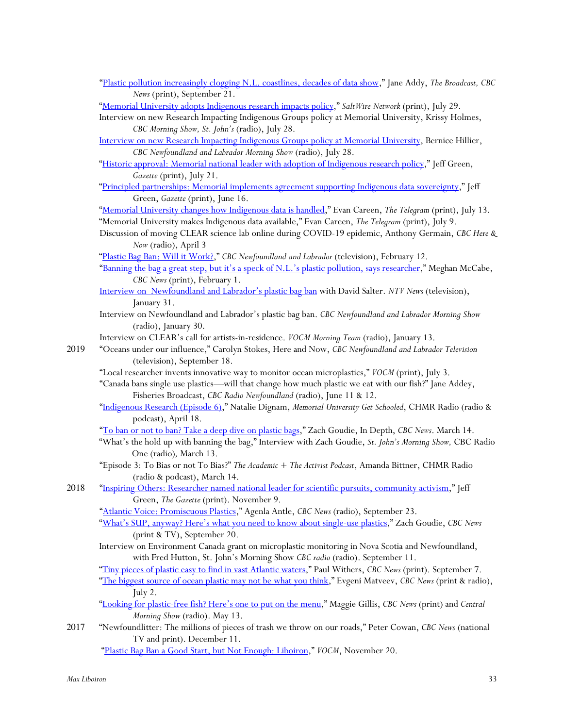"[Plastic pollution increasingly clogging N.L. coastlines, decades of data show](#)," Jane Addy, *The Broadcast, CBC News* (print), September 21.

"[Memorial University adopts Indigenous research impacts policy](#)," *SaltWire Network* (print), July 29.

Interview on new Research Impacting Indigenous Groups policy at Memorial University, Krissy Holmes, *CBC Morning Show, St. John's* (radio), July 28.

[Interview on new Research Impacting Indigenous Groups policy at Memorial University](#), Bernice Hillier, *CBC Newfoundland and Labrador Morning Show* (radio), July 28.

"[Historic approval: Memorial national leader with adoption of Indigenous research policy](#)," Jeff Green, *Gazette* (print), July 21.

"[Principled partnerships: Memorial implements agreement supporting Indigenous data sovereignty](#)," Jeff Green, *Gazette* (print), June 16.

"[Memorial University changes how Indigenous data is handled](#)," Evan Careen, *The Telegram* (print), July 13.

"Memorial University makes Indigenous data available," Evan Careen, *The Telegram* (print), July 9.

Discussion of moving CLEAR science lab online during COVID-19 epidemic, Anthony Germain, *CBC Here & Now* (radio), April 3

"[Plastic Bag Ban: Will it Work?](#)," *CBC Newfoundland and Labrador* (television), February 12.

"[Banning the bag a great step, but it's a speck of N.L.'s plastic pollution, says researcher](#)," Meghan McCabe, *CBC News* (print), February 1.

[Interview on Newfoundland and Labrador's plastic bag ban](#) with David Salter. *NTV News* (television), January 31.

Interview on Newfoundland and Labrador's plastic bag ban. *CBC Newfoundland and Labrador Morning Show* (radio), January 30.

Interview on CLEAR's call for artists-in-residence. *VOCM Morning Team* (radio), January 13.

**2019**

"Oceans under our influence," Carolyn Stokes, Here and Now, *CBC Newfoundland and Labrador Television* (television), September 18.

"Local researcher invents innovative way to monitor ocean microplastics," *VOCM* (print), July 3.

"Canada bans single use plastics—will that change how much plastic we eat with our fish?" Jane Addey, Fisheries Broadcast, *CBC Radio Newfoundland* (radio), June 11 & 12.

"[Indigenous Research (Episode 6)](#)," Natalie Dignam, *Memorial University Get Schooled*, CHMR Radio (radio & podcast), April 18.

"[To ban or not to ban? Take a deep dive on plastic bags](#)," Zach Goudie, In Depth, *CBC News*. March 14.

"What's the hold up with banning the bag," Interview with Zach Goudie, *St. John's Morning Show,* CBC Radio One (radio), March 13.

"Episode 3: To Bias or not To Bias?" *The Academic + The Activist Podcast*, Amanda Bittner, CHMR Radio (radio & podcast), March 14.

**2018**

"[Inspiring Others: Researcher named national leader for scientific pursuits, community activism](#)," Jeff Green, *The Gazette* (print). November 9.

"[Atlantic Voice: Promiscuous Plastics](#)," Agenla Antle, *CBC News* (radio), September 23.

"[What's SUP, anyway? Here's what you need to know about single-use plastics](#)," Zach Goudie, *CBC News* (print & TV), September 20.

Interview on Environment Canada grant on microplastic monitoring in Nova Scotia and Newfoundland, with Fred Hutton, St. John's Morning Show *CBC radio* (radio). September 11.

"[Tiny pieces of plastic easy to find in vast Atlantic waters](#)," Paul Withers, *CBC News* (print). September 7.

"[The biggest source of ocean plastic may not be what you think](#)," Evgeni Matveev, *CBC News* (print & radio), July 2.

"[Looking for plastic-free fish? Here's one to put on the menu](#)," Maggie Gillis, *CBC News* (print) and *Central Morning Show* (radio). May 13.

**2017**

"Newfoundlitter: The millions of pieces of trash we throw on our roads," Peter Cowan, *CBC News* (national TV and print). December 11.

"[Plastic Bag Ban a Good Start, but Not Enough: Liboiron](#)," *VOCM*, November 20.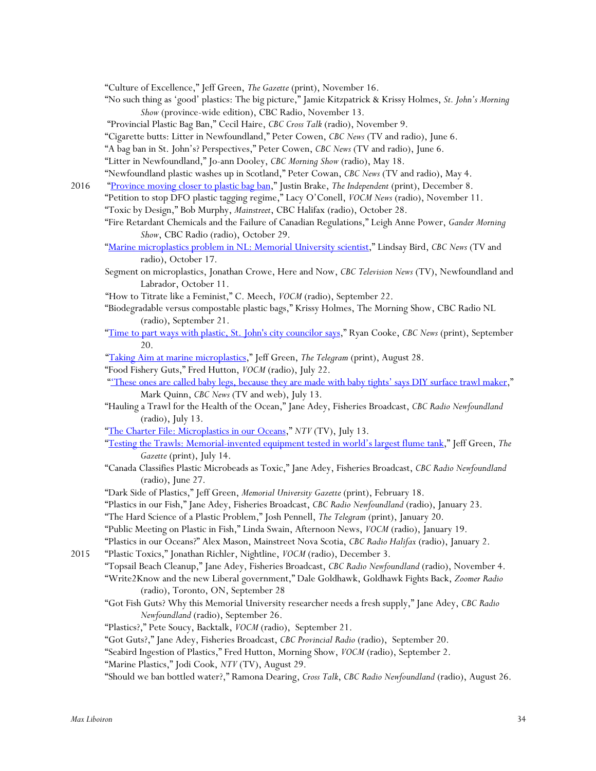"Culture of Excellence," Jeff Green, *The Gazette* (print), November 16.

"No such thing as 'good' plastics: The big picture," Jamie Kitzpatrick & Krissy Holmes, *St. John's Morning Show* (province-wide edition), CBC Radio, November 13.

"Provincial Plastic Bag Ban," Cecil Haire, *CBC Cross Talk* (radio), November 9.

"Cigarette butts: Litter in Newfoundland," Peter Cowen, *CBC News* (TV and radio), June 6.

"A bag ban in St. John's? Perspectives," Peter Cowen, *CBC News* (TV and radio), June 6.

"Litter in Newfoundland," Jo-ann Dooley, *CBC Morning Show* (radio), May 18.

"Newfoundland plastic washes up in Scotland," Peter Cowan, *CBC News* (TV and radio), May 4.

2016 "Province moving closer to plastic bag ban," Justin Brake, *The Independent* (print), December 8.

"Petition to stop DFO plastic tagging regime," Lacy O'Conell, *VOCM News* (radio), November 11.

"Toxic by Design," Bob Murphy, *Mainstreet*, CBC Halifax (radio), October 28.

"Fire Retardant Chemicals and the Failure of Canadian Regulations," Leigh Anne Power, *Gander Morning Show*, CBC Radio (radio), October 29.

"Marine microplastics problem in NL: Memorial University scientist," Lindsay Bird, *CBC News* (TV and radio), October 17.

Segment on microplastics, Jonathan Crowe, Here and Now, *CBC Television News* (TV), Newfoundland and Labrador, October 11.

"How to Titrate like a Feminist," C. Meech, *VOCM* (radio), September 22.

"Biodegradable versus compostable plastic bags," Krissy Holmes, The Morning Show, CBC Radio NL (radio), September 21.

"Time to part ways with plastic, St. John's city councilor says," Ryan Cooke, *CBC News* (print), September 20.

"Taking Aim at marine microplastics," Jeff Green, *The Telegram* (print), August 28.

"Food Fishery Guts," Fred Hutton, *VOCM* (radio), July 22.

"'These ones are called baby legs, because they are made with baby tights' says DIY surface trawl maker," Mark Quinn, *CBC News* (TV and web), July 13.

"Hauling a Trawl for the Health of the Ocean," Jane Adey, Fisheries Broadcast, *CBC Radio Newfoundland* (radio), July 13.

"The Charter File: Microplastics in our Oceans," *NTV* (TV), July 13.

"Testing the Trawls: Memorial-invented equipment tested in world's largest flume tank," Jeff Green, *The Gazette* (print), July 14.

"Canada Classifies Plastic Microbeads as Toxic," Jane Adey, Fisheries Broadcast, *CBC Radio Newfoundland* (radio), June 27.

"Dark Side of Plastics," Jeff Green, *Memorial University Gazette* (print), February 18.

"Plastics in our Fish," Jane Adey, Fisheries Broadcast, *CBC Radio Newfoundland* (radio), January 23.

"The Hard Science of a Plastic Problem," Josh Pennell, *The Telegram* (print), January 20.

"Public Meeting on Plastic in Fish," Linda Swain, Afternoon News, *VOCM* (radio), January 19.

"Plastics in our Oceans?" Alex Mason, Mainstreet Nova Scotia, *CBC Radio Halifax* (radio), January 2.

2015 "Plastic Toxics," Jonathan Richler, Nightline, *VOCM* (radio), December 3.

"Topsail Beach Cleanup," Jane Adey, Fisheries Broadcast, *CBC Radio Newfoundland* (radio), November 4.

"Write2Know and the new Liberal government," Dale Goldhawk, Goldhawk Fights Back, *Zoomer Radio* (radio), Toronto, ON, September 28

"Got Fish Guts? Why this Memorial University researcher needs a fresh supply," Jane Adey, *CBC Radio Newfoundland* (radio), September 26.

"Plastics?," Pete Soucy, Backtalk, *VOCM* (radio), September 21.

"Got Guts?," Jane Adey, Fisheries Broadcast, *CBC Provincial Radio* (radio), September 20.

"Seabird Ingestion of Plastics," Fred Hutton, Morning Show, *VOCM* (radio), September 2.

"Marine Plastics," Jodi Cook, *NTV* (TV), August 29.

"Should we ban bottled water?," Ramona Dearing, *Cross Talk*, *CBC Radio Newfoundland* (radio), August 26.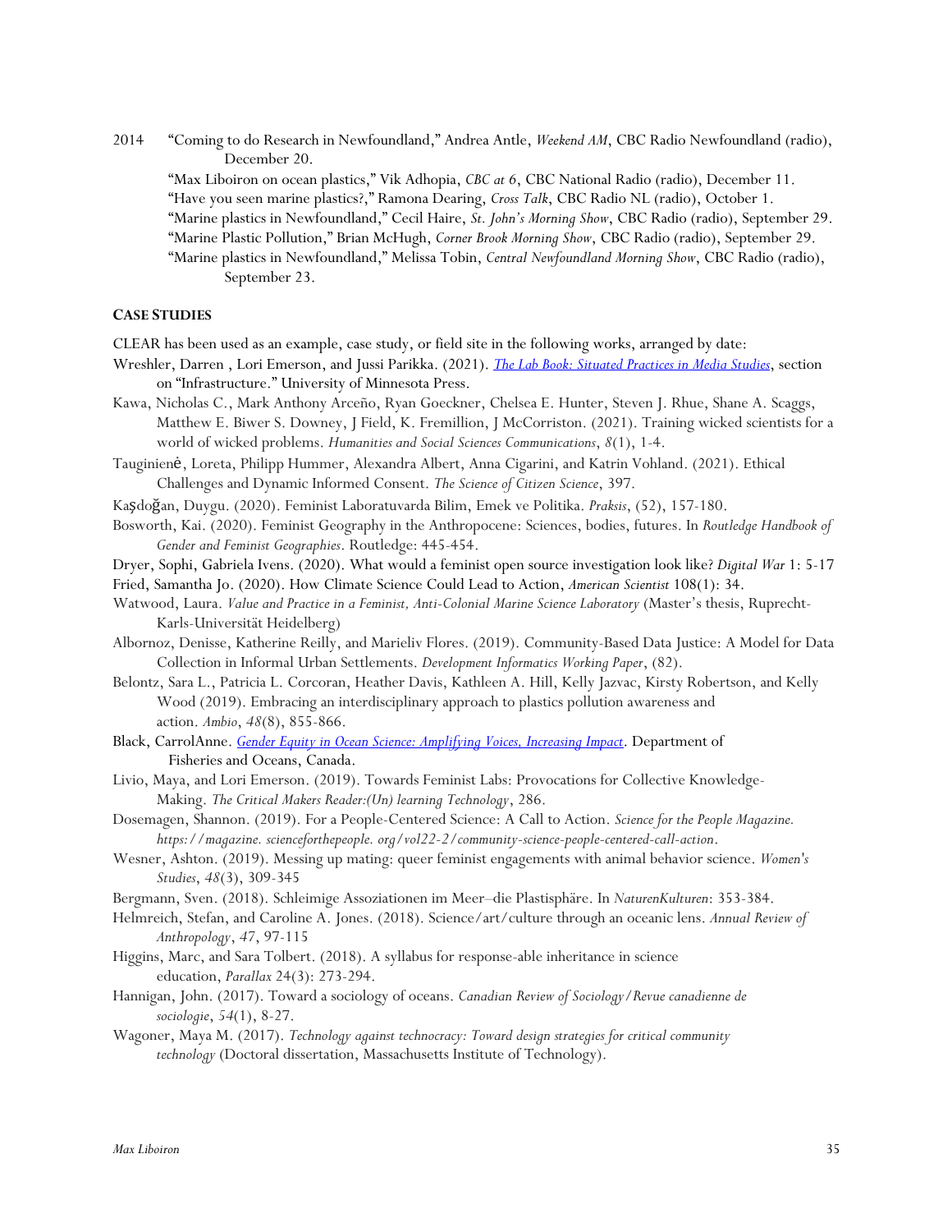2014 "Coming to do Research in Newfoundland," Andrea Antle, *Weekend AM*, CBC Radio Newfoundland (radio), December 20.

"Max Liboiron on ocean plastics," Vik Adhopia, *CBC at 6*, CBC National Radio (radio), December 11.

"Have you seen marine plastics?," Ramona Dearing, *Cross Talk*, CBC Radio NL (radio), October 1.

"Marine plastics in Newfoundland," Cecil Haire, *St. John's Morning Show*, CBC Radio (radio), September 29.

"Marine Plastic Pollution," Brian McHugh, *Corner Brook Morning Show*, CBC Radio (radio), September 29.

"Marine plastics in Newfoundland," Melissa Tobin, *Central Newfoundland Morning Show*, CBC Radio (radio), September 23.

## CASE STUDIES

CLEAR has been used as an example, case study, or field site in the following works, arranged by date:

Wreshler, Darren , Lori Emerson, and Jussi Parikka. (2021). *The Lab Book: Situated Practices in Media Studies*, section on "Infrastructure." University of Minnesota Press.

Kawa, Nicholas C., Mark Anthony Arceño, Ryan Goeckner, Chelsea E. Hunter, Steven J. Rhue, Shane A. Scaggs, Matthew E. Biwer S. Downey, J Field, K. Fremillion, J McCorriston. (2021). Training wicked scientists for a world of wicked problems. *Humanities and Social Sciences Communications*, *8*(1), 1-4.

Tauginienė, Loreta, Philipp Hummer, Alexandra Albert, Anna Cigarini, and Katrin Vohland. (2021). Ethical Challenges and Dynamic Informed Consent. *The Science of Citizen Science*, 397.

Kaşdoğan, Duygu. (2020). Feminist Laboratuvarda Bilim, Emek ve Politika. *Praksis*, (52), 157-180.

Bosworth, Kai. (2020). Feminist Geography in the Anthropocene: Sciences, bodies, futures. In *Routledge Handbook of Gender and Feminist Geographies*. Routledge: 445-454.

Dryer, Sophi, Gabriela Ivens. (2020). What would a feminist open source investigation look like? *Digital War* 1: 5-17

Fried, Samantha Jo. (2020). How Climate Science Could Lead to Action, *American Scientist* 108(1): 34.

Watwood, Laura. *Value and Practice in a Feminist, Anti-Colonial Marine Science Laboratory* (Master's thesis, Ruprecht-Karls-Universität Heidelberg)

Albornoz, Denisse, Katherine Reilly, and Marieliv Flores. (2019). Community-Based Data Justice: A Model for Data Collection in Informal Urban Settlements. *Development Informatics Working Paper*, (82).

Belontz, Sara L., Patricia L. Corcoran, Heather Davis, Kathleen A. Hill, Kelly Jazvac, Kirsty Robertson, and Kelly Wood (2019). Embracing an interdisciplinary approach to plastics pollution awareness and action. *Ambio*, *48*(8), 855-866.

Black, CarrolAnne. *Gender Equity in Ocean Science: Amplifying Voices, Increasing Impact*. Department of Fisheries and Oceans, Canada.

Livio, Maya, and Lori Emerson. (2019). Towards Feminist Labs: Provocations for Collective Knowledge-Making. *The Critical Makers Reader:(Un) learning Technology*, 286.

Dosemagen, Shannon. (2019). For a People-Centered Science: A Call to Action. *Science for the People Magazine. https://magazine. scienceforthepeople. org/vol22-2/community-science-people-centered-call-action*.

Wesner, Ashton. (2019). Messing up mating: queer feminist engagements with animal behavior science. *Women's Studies*, *48*(3), 309-345

Bergmann, Sven. (2018). Schleimige Assoziationen im Meer–die Plastisphäre. In *NaturenKulturen*: 353-384.

Helmreich, Stefan, and Caroline A. Jones. (2018). Science/art/culture through an oceanic lens. *Annual Review of Anthropology*, *47*, 97-115

Higgins, Marc, and Sara Tolbert. (2018). A syllabus for response-able inheritance in science education, *Parallax* 24(3): 273-294.

Hannigan, John. (2017). Toward a sociology of oceans. *Canadian Review of Sociology/Revue canadienne de sociologie*, *54*(1), 8-27.

Wagoner, Maya M. (2017). *Technology against technocracy: Toward design strategies for critical community technology* (Doctoral dissertation, Massachusetts Institute of Technology).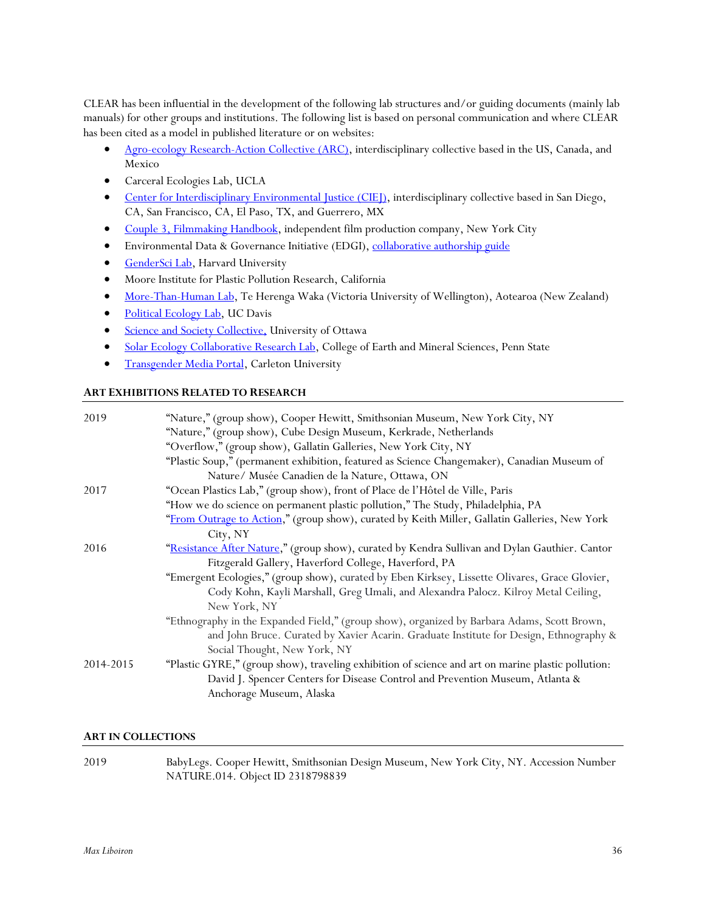CLEAR has been influential in the development of the following lab structures and/or guiding documents (mainly lab manuals) for other groups and institutions. The following list is based on personal communication and where CLEAR has been cited as a model in published literature or on websites:

- Agro-ecology Research-Action Collective (ARC), interdisciplinary collective based in the US, Canada, and Mexico
- Carceral Ecologies Lab, UCLA
- Center for Interdisciplinary Environmental Justice (CIEJ), interdisciplinary collective based in San Diego, CA, San Francisco, CA, El Paso, TX, and Guerrero, MX
- Couple 3, Filmmaking Handbook, independent film production company, New York City
- Environmental Data & Governance Initiative (EDGI), collaborative authorship guide
- GenderSci Lab, Harvard University
- Moore Institute for Plastic Pollution Research, California
- More-Than-Human Lab, Te Herenga Waka (Victoria University of Wellington), Aotearoa (New Zealand)
- Political Ecology Lab, UC Davis
- Science and Society Collective, University of Ottawa
- Solar Ecology Collaborative Research Lab, College of Earth and Mineral Sciences, Penn State
- Transgender Media Portal, Carleton University

## ART EXHIBITIONS RELATED TO RESEARCH

| | |
|---|---|
| 2019 | "Nature," (group show), Cooper Hewitt, Smithsonian Museum, New York City, NY |
| | "Nature," (group show), Cube Design Museum, Kerkrade, Netherlands |
| | "Overflow," (group show), Gallatin Galleries, New York City, NY |
| | "Plastic Soup," (permanent exhibition, featured as Science Changemaker), Canadian Museum of Nature/ Musée Canadien de la Nature, Ottawa, ON |
| 2017 | "Ocean Plastics Lab," (group show), front of Place de l'Hôtel de Ville, Paris |
| | "How we do science on permanent plastic pollution," The Study, Philadelphia, PA |
| | "From Outrage to Action," (group show), curated by Keith Miller, Gallatin Galleries, New York City, NY |
| 2016 | "Resistance After Nature," (group show), curated by Kendra Sullivan and Dylan Gauthier. Cantor Fitzgerald Gallery, Haverford College, Haverford, PA |
| | "Emergent Ecologies," (group show), curated by Eben Kirksey, Lissette Olivares, Grace Glovier, Cody Kohn, Kayli Marshall, Greg Umali, and Alexandra Palocz. Kilroy Metal Ceiling, New York, NY |
| | "Ethnography in the Expanded Field," (group show), organized by Barbara Adams, Scott Brown, and John Bruce. Curated by Xavier Acarin. Graduate Institute for Design, Ethnography & Social Thought, New York, NY |
| 2014-2015 | "Plastic GYRE," (group show), traveling exhibition of science and art on marine plastic pollution: David J. Spencer Centers for Disease Control and Prevention Museum, Atlanta & Anchorage Museum, Alaska |

## ART IN COLLECTIONS

| | |
|---|---|
| 2019 | BabyLegs. Cooper Hewitt, Smithsonian Design Museum, New York City, NY. Accession Number NATURE.014. Object ID 2318798839 |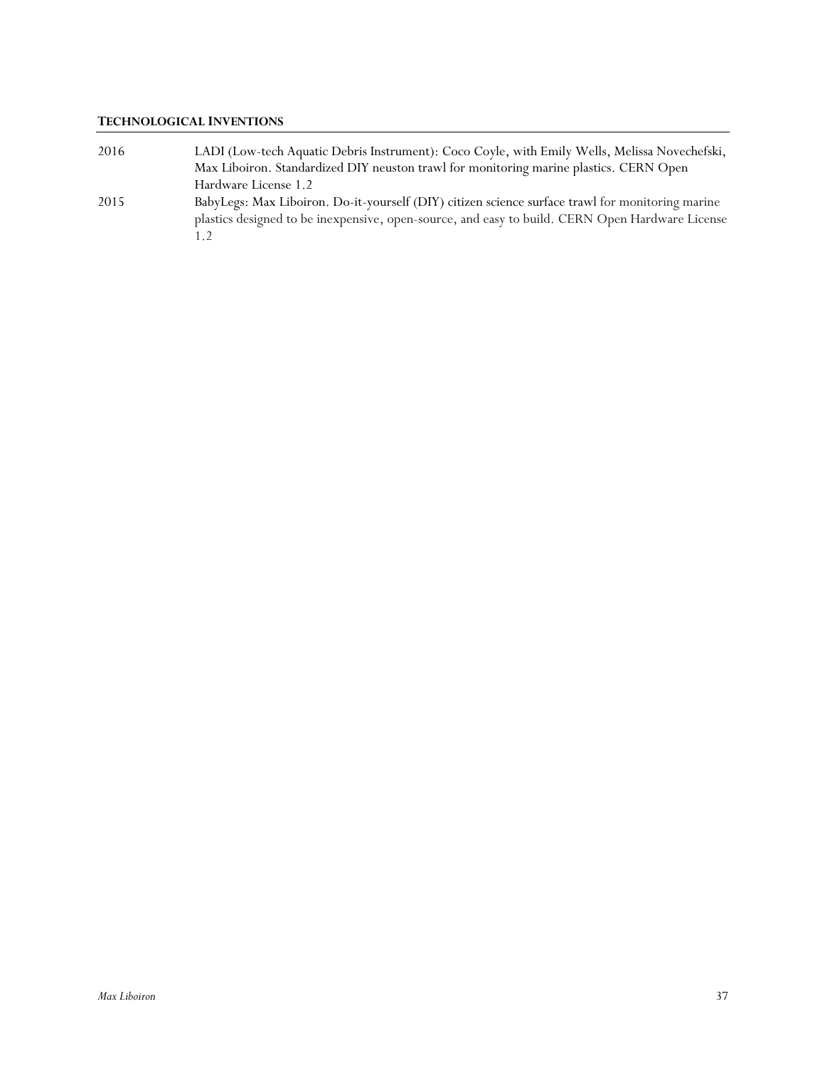## TECHNOLOGICAL INVENTIONS

2016 LADI (Low-tech Aquatic Debris Instrument): Coco Coyle, with Emily Wells, Melissa Novechefski, Max Liboiron. Standardized DIY neuston trawl for monitoring marine plastics. CERN Open Hardware License 1.2

2015 BabyLegs: Max Liboiron. Do-it-yourself (DIY) citizen science surface trawl for monitoring marine plastics designed to be inexpensive, open-source, and easy to build. CERN Open Hardware License 1.2